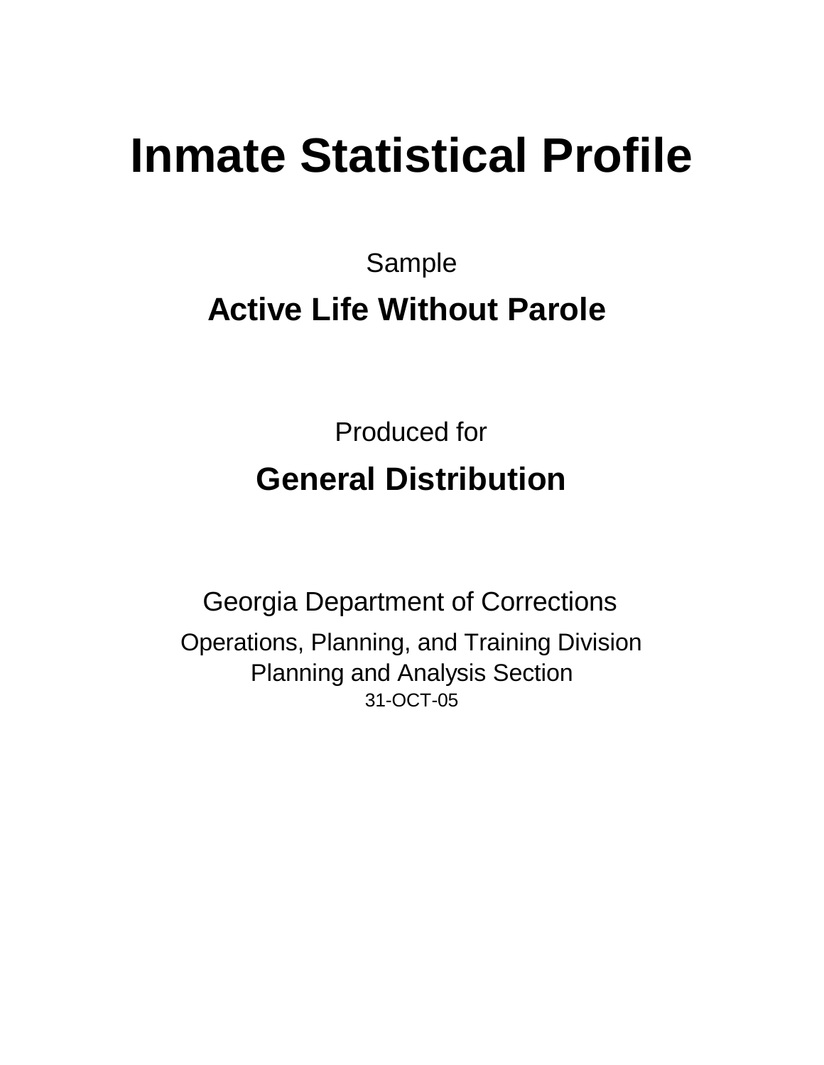# Inmate Statistical Profile

Sample

## Active Life Without Parole

Produced for

## General Distribution

Georgia Department of Corrections

Operations, Planning, and Training Division
Planning and Analysis Section
31-OCT-05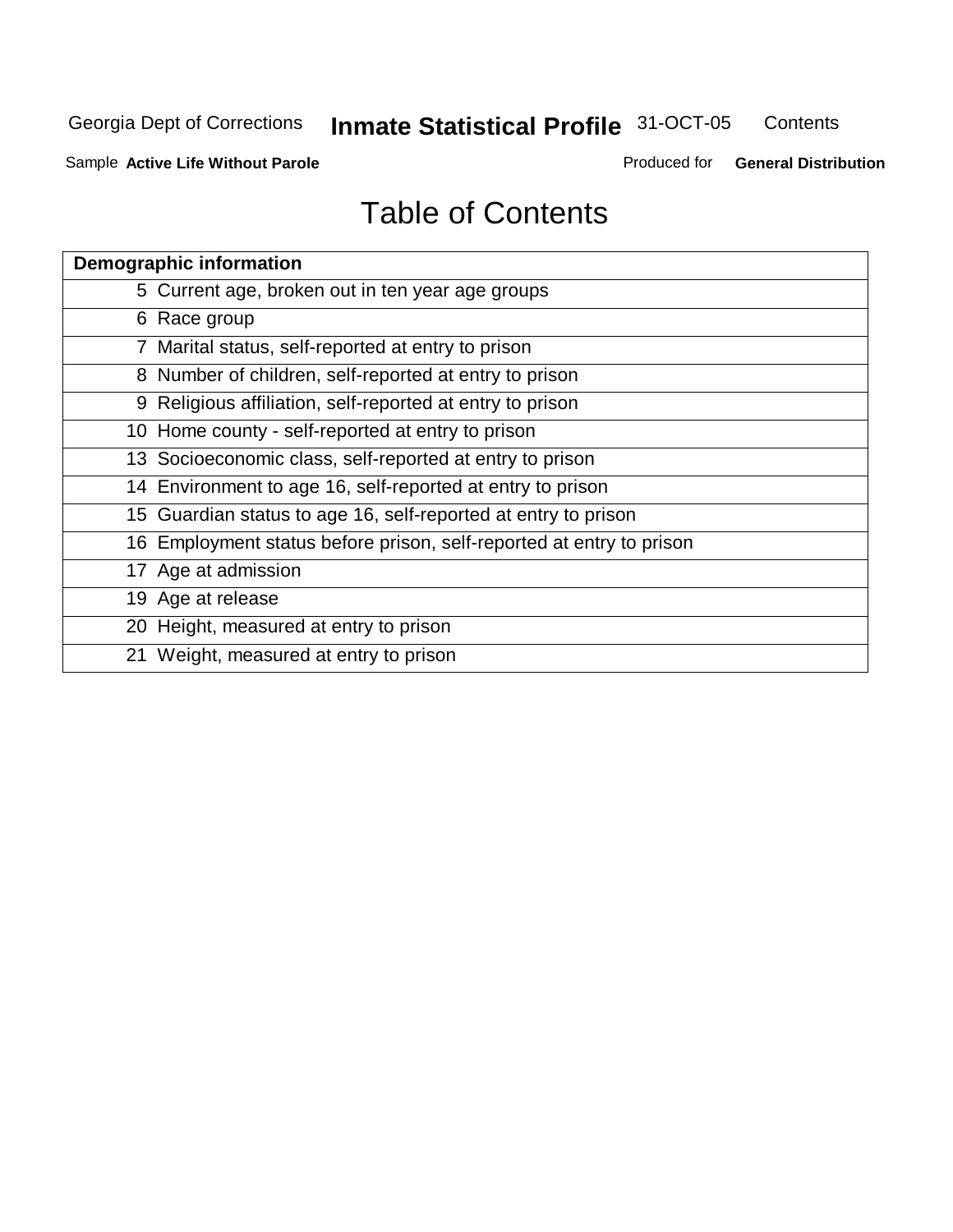# Table of Contents

| Demographic information | |
|---|---|
| 5 | Current age, broken out in ten year age groups |
| 6 | Race group |
| 7 | Marital status, self-reported at entry to prison |
| 8 | Number of children, self-reported at entry to prison |
| 9 | Religious affiliation, self-reported at entry to prison |
| 10 | Home county - self-reported at entry to prison |
| 13 | Socioeconomic class, self-reported at entry to prison |
| 14 | Environment to age 16, self-reported at entry to prison |
| 15 | Guardian status to age 16, self-reported at entry to prison |
| 16 | Employment status before prison, self-reported at entry to prison |
| 17 | Age at admission |
| 19 | Age at release |
| 20 | Height, measured at entry to prison |
| 21 | Weight, measured at entry to prison |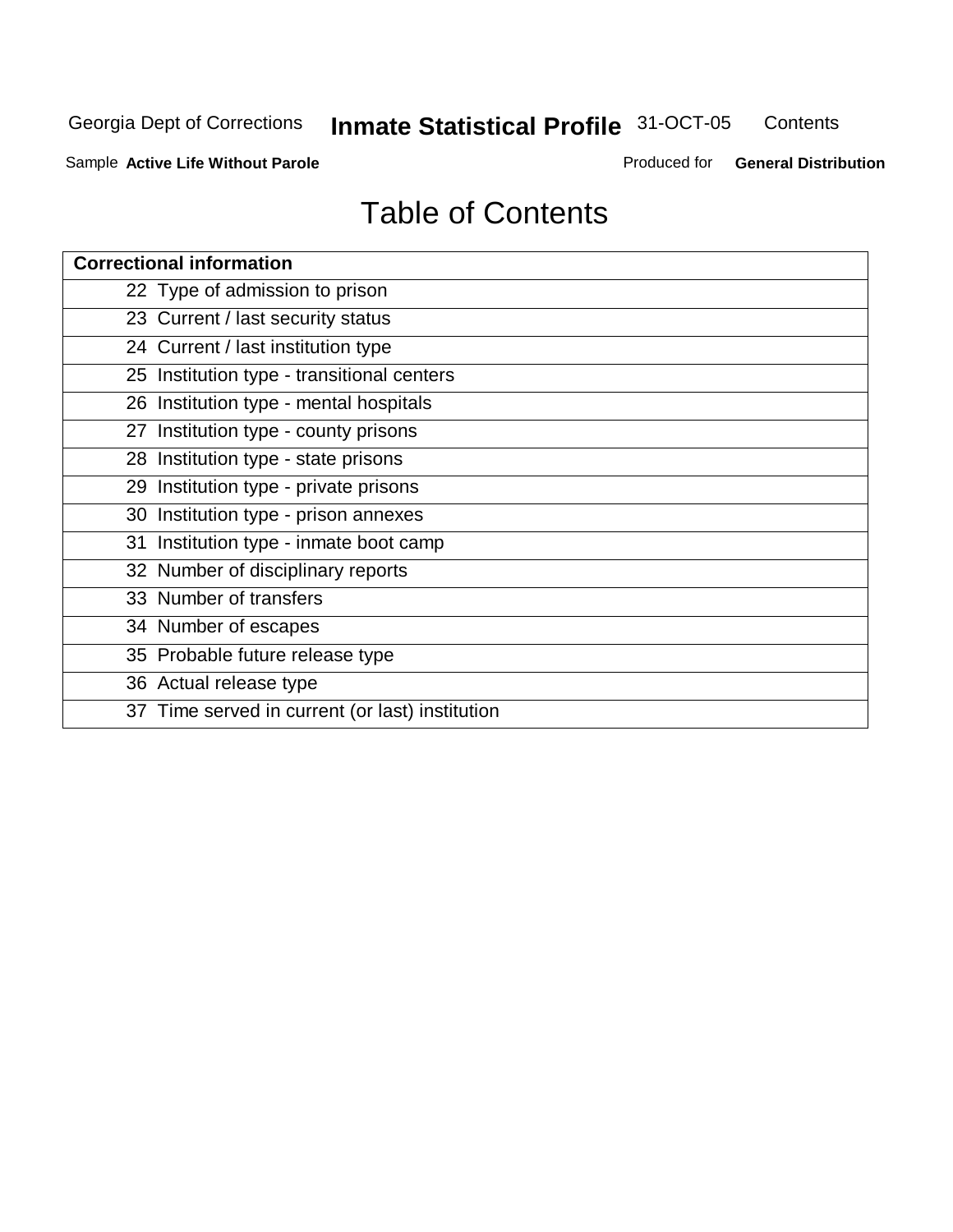# Table of Contents

| Correctional information |
| --- |
| 22 Type of admission to prison |
| 23 Current / last security status |
| 24 Current / last institution type |
| 25 Institution type - transitional centers |
| 26 Institution type - mental hospitals |
| 27 Institution type - county prisons |
| 28 Institution type - state prisons |
| 29 Institution type - private prisons |
| 30 Institution type - prison annexes |
| 31 Institution type - inmate boot camp |
| 32 Number of disciplinary reports |
| 33 Number of transfers |
| 34 Number of escapes |
| 35 Probable future release type |
| 36 Actual release type |
| 37 Time served in current (or last) institution |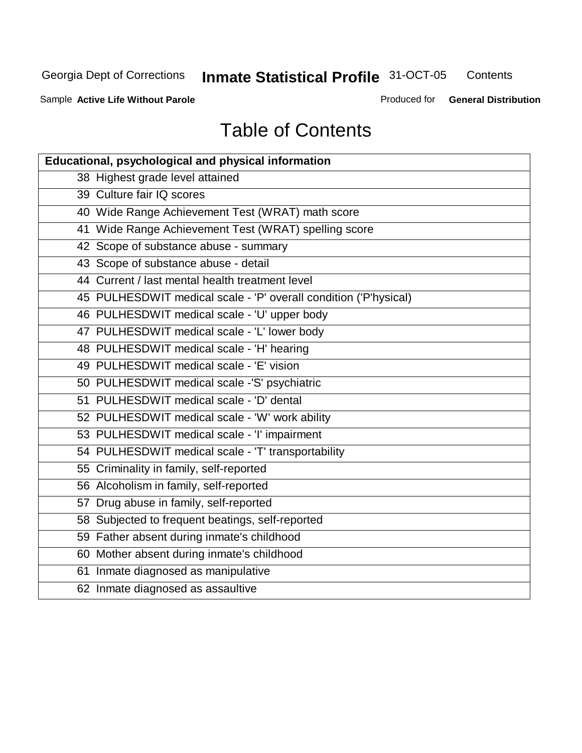# Table of Contents

| Educational, psychological and physical information |
|---|
| 38 Highest grade level attained |
| 39 Culture fair IQ scores |
| 40 Wide Range Achievement Test (WRAT) math score |
| 41 Wide Range Achievement Test (WRAT) spelling score |
| 42 Scope of substance abuse - summary |
| 43 Scope of substance abuse - detail |
| 44 Current / last mental health treatment level |
| 45 PULHESDWIT medical scale - 'P' overall condition ('P'hysical) |
| 46 PULHESDWIT medical scale - 'U' upper body |
| 47 PULHESDWIT medical scale - 'L' lower body |
| 48 PULHESDWIT medical scale - 'H' hearing |
| 49 PULHESDWIT medical scale - 'E' vision |
| 50 PULHESDWIT medical scale -'S' psychiatric |
| 51 PULHESDWIT medical scale - 'D' dental |
| 52 PULHESDWIT medical scale - 'W' work ability |
| 53 PULHESDWIT medical scale - 'I' impairment |
| 54 PULHESDWIT medical scale - 'T' transportability |
| 55 Criminality in family, self-reported |
| 56 Alcoholism in family, self-reported |
| 57 Drug abuse in family, self-reported |
| 58 Subjected to frequent beatings, self-reported |
| 59 Father absent during inmate's childhood |
| 60 Mother absent during inmate's childhood |
| 61 Inmate diagnosed as manipulative |
| 62 Inmate diagnosed as assaultive |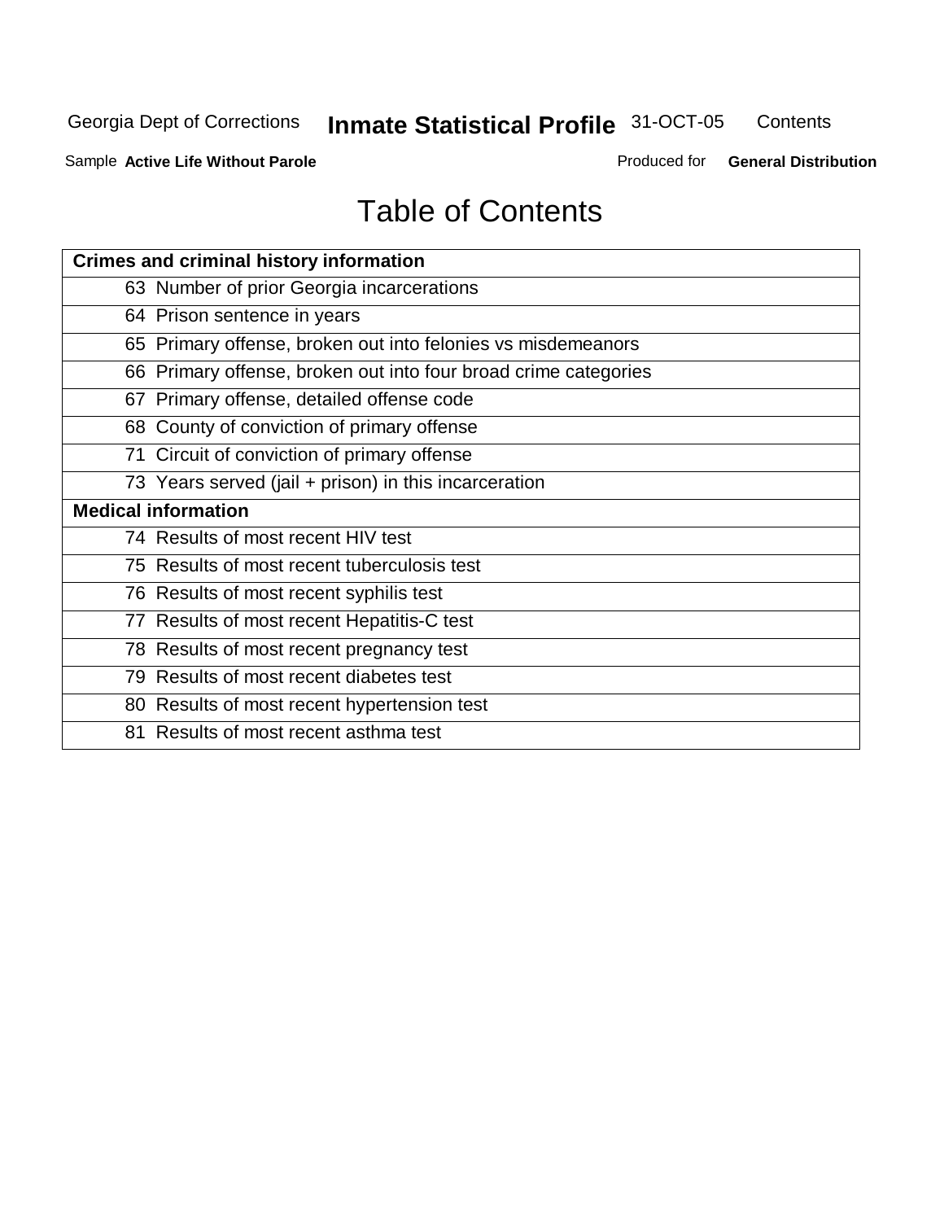# Table of Contents

| Crimes and criminal history information | |
|---|---|
| 63 | Number of prior Georgia incarcerations |
| 64 | Prison sentence in years |
| 65 | Primary offense, broken out into felonies vs misdemeanors |
| 66 | Primary offense, broken out into four broad crime categories |
| 67 | Primary offense, detailed offense code |
| 68 | County of conviction of primary offense |
| 71 | Circuit of conviction of primary offense |
| 73 | Years served (jail + prison) in this incarceration |
| **Medical information** | |
| 74 | Results of most recent HIV test |
| 75 | Results of most recent tuberculosis test |
| 76 | Results of most recent syphilis test |
| 77 | Results of most recent Hepatitis-C test |
| 78 | Results of most recent pregnancy test |
| 79 | Results of most recent diabetes test |
| 80 | Results of most recent hypertension test |
| 81 | Results of most recent asthma test |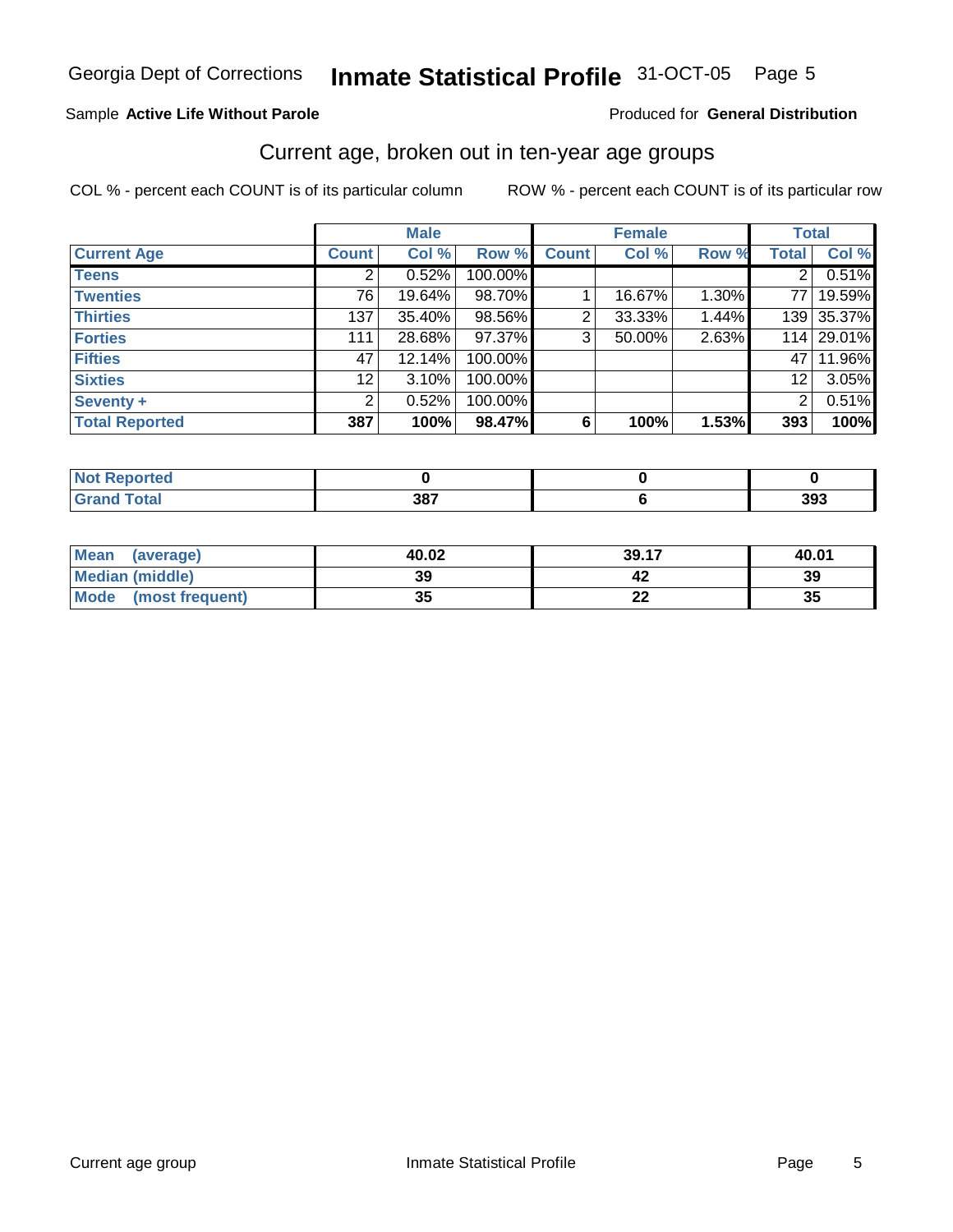Georgia Dept of Corrections **Inmate Statistical Profile** 31-OCT-05

Sample **Active Life Without Parole**

Produced for **General Distribution**

## Current age, broken out in ten-year age groups

COL % - percent each COUNT is of its particular column

ROW % - percent each COUNT is of its particular row

| | Male | | | Female | | | Total | |
|---|---|---|---|---|---|---|---|---|
| **Current Age** | **Count** | **Col %** | **Row %** | **Count** | **Col %** | **Row %** | **Total** | **Col %** |
| **Teens** | 2 | 0.52% | 100.00% | | | | 2 | 0.51% |
| **Twenties** | 76 | 19.64% | 98.70% | 1 | 16.67% | 1.30% | 77 | 19.59% |
| **Thirties** | 137 | 35.40% | 98.56% | 2 | 33.33% | 1.44% | 139 | 35.37% |
| **Forties** | 111 | 28.68% | 97.37% | 3 | 50.00% | 2.63% | 114 | 29.01% |
| **Fifties** | 47 | 12.14% | 100.00% | | | | 47 | 11.96% |
| **Sixties** | 12 | 3.10% | 100.00% | | | | 12 | 3.05% |
| **Seventy +** | 2 | 0.52% | 100.00% | | | | 2 | 0.51% |
| **Total Reported** | **387** | **100%** | **98.47%** | **6** | **100%** | **1.53%** | **393** | **100%** |

| | Male | Female | Total |
|---|---|---|---|
| **Not Reported** | **0** | **0** | **0** |
| **Grand Total** | **387** | **6** | **393** |

| | Male | Female | Total |
|---|---|---|---|
| **Mean (average)** | **40.02** | **39.17** | **40.01** |
| **Median (middle)** | **39** | **42** | **39** |
| **Mode (most frequent)** | **35** | **22** | **35** |

Current age group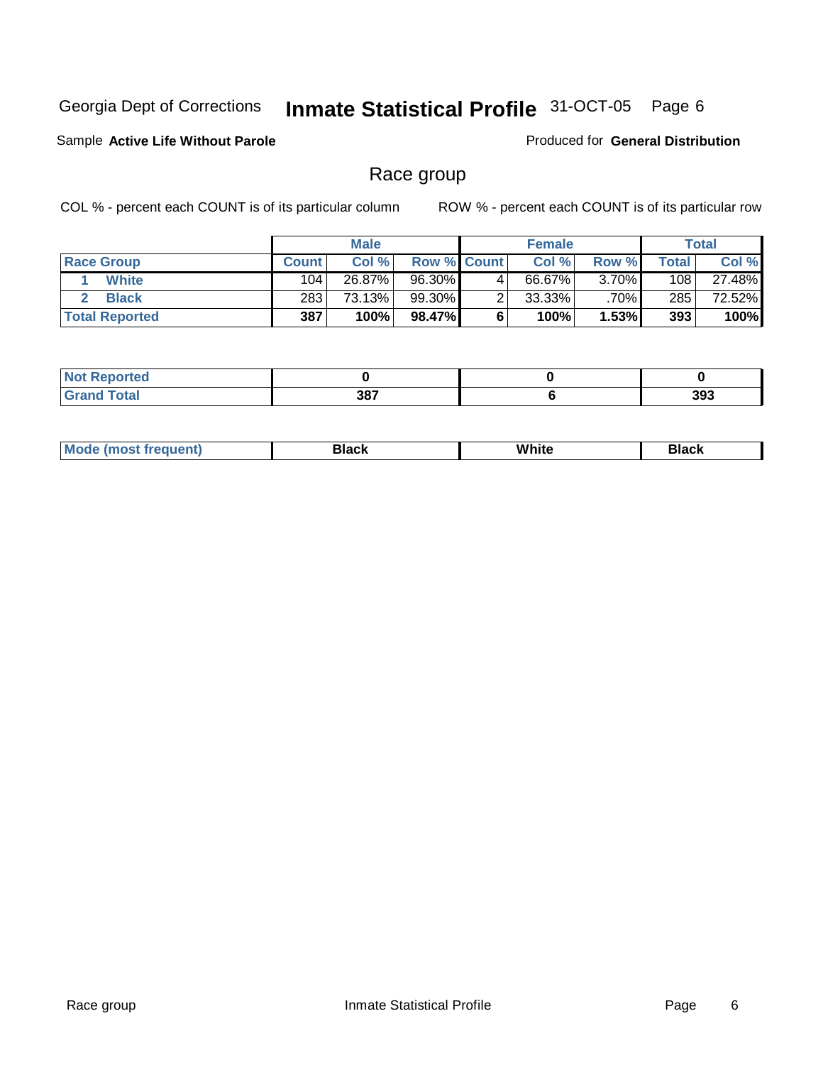Georgia Dept of Corrections **Inmate Statistical Profile** 31-OCT-05

Sample **Active Life Without Parole**

Produced for **General Distribution**

## Race group

COL % - percent each COUNT is of its particular column

ROW % - percent each COUNT is of its particular row

| | Male | | | Female | | | Total | |
|---|---|---|---|---|---|---|---|---|
| **Race Group** | **Count** | **Col %** | **Row %** | **Count** | **Col %** | **Row %** | **Total** | **Col %** |
| 1 White | 104 | 26.87% | 96.30% | 4 | 66.67% | 3.70% | 108 | 27.48% |
| 2 Black | 283 | 73.13% | 99.30% | 2 | 33.33% | .70% | 285 | 72.52% |
| **Total Reported** | **387** | **100%** | **98.47%** | **6** | **100%** | **1.53%** | **393** | **100%** |

| | Male | Female | Total |
|---|---|---|---|
| **Not Reported** | **0** | **0** | **0** |
| **Grand Total** | **387** | **6** | **393** |

| | Male | Female | Total |
|---|---|---|---|
| **Mode (most frequent)** | **Black** | **White** | **Black** |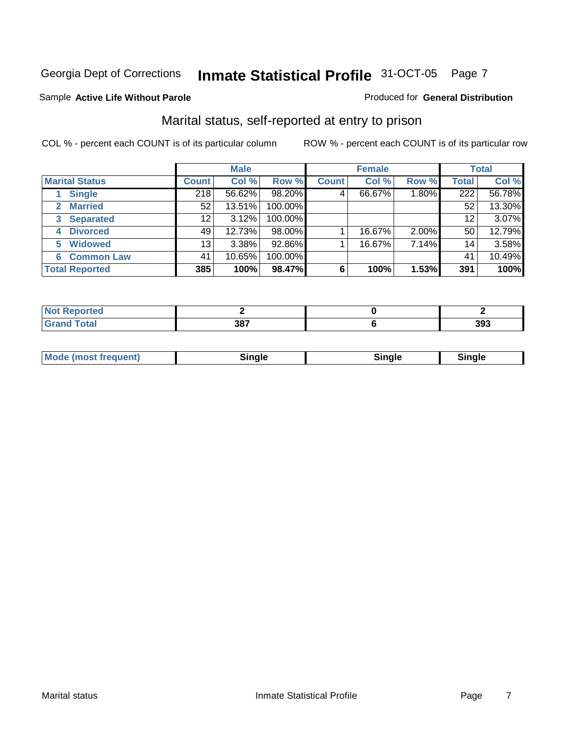Georgia Dept of Corrections **Inmate Statistical Profile** 31-OCT-05

Sample **Active Life Without Parole**

Produced for **General Distribution**

## Marital status, self-reported at entry to prison

COL % - percent each COUNT is of its particular column

ROW % - percent each COUNT is of its particular row

| | Male | | | Female | | | Total | |
|---|---|---|---|---|---|---|---|---|
| **Marital Status** | **Count** | **Col %** | **Row %** | **Count** | **Col %** | **Row %** | **Total** | **Col %** |
| 1 Single | 218 | 56.62% | 98.20% | 4 | 66.67% | 1.80% | 222 | 56.78% |
| 2 Married | 52 | 13.51% | 100.00% | | | | 52 | 13.30% |
| 3 Separated | 12 | 3.12% | 100.00% | | | | 12 | 3.07% |
| 4 Divorced | 49 | 12.73% | 98.00% | 1 | 16.67% | 2.00% | 50 | 12.79% |
| 5 Widowed | 13 | 3.38% | 92.86% | 1 | 16.67% | 7.14% | 14 | 3.58% |
| 6 Common Law | 41 | 10.65% | 100.00% | | | | 41 | 10.49% |
| **Total Reported** | **385** | **100%** | **98.47%** | **6** | **100%** | **1.53%** | **391** | **100%** |

| | Male | Female | Total |
|---|---|---|---|
| Not Reported | 2 | 0 | 2 |
| Grand Total | 387 | 6 | 393 |

| | Male | Female | Total |
|---|---|---|---|
| Mode (most frequent) | Single | Single | Single |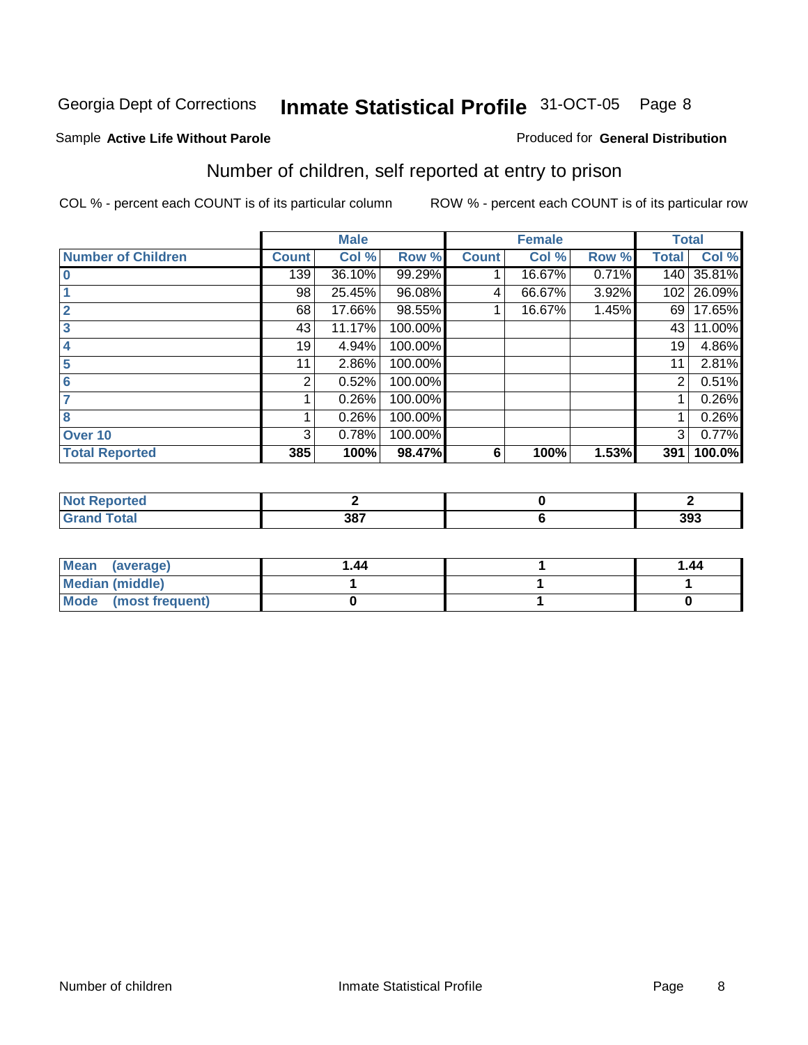Georgia Dept of Corrections **Inmate Statistical Profile** 31-OCT-05 Page 8

Sample **Active Life Without Parole** Produced for **General Distribution**

## Number of children, self reported at entry to prison

COL % - percent each COUNT is of its particular column ROW % - percent each COUNT is of its particular row

| | Male | | | Female | | | Total | |
|---|---|---|---|---|---|---|---|---|
| **Number of Children** | **Count** | **Col %** | **Row %** | **Count** | **Col %** | **Row %** | **Total** | **Col %** |
| **0** | 139 | 36.10% | 99.29% | 1 | 16.67% | 0.71% | 140 | 35.81% |
| **1** | 98 | 25.45% | 96.08% | 4 | 66.67% | 3.92% | 102 | 26.09% |
| **2** | 68 | 17.66% | 98.55% | 1 | 16.67% | 1.45% | 69 | 17.65% |
| **3** | 43 | 11.17% | 100.00% | | | | 43 | 11.00% |
| **4** | 19 | 4.94% | 100.00% | | | | 19 | 4.86% |
| **5** | 11 | 2.86% | 100.00% | | | | 11 | 2.81% |
| **6** | 2 | 0.52% | 100.00% | | | | 2 | 0.51% |
| **7** | 1 | 0.26% | 100.00% | | | | 1 | 0.26% |
| **8** | 1 | 0.26% | 100.00% | | | | 1 | 0.26% |
| **Over 10** | 3 | 0.78% | 100.00% | | | | 3 | 0.77% |
| **Total Reported** | **385** | **100%** | **98.47%** | **6** | **100%** | **1.53%** | **391** | **100.0%** |

| | Male | Female | Total |
|---|---|---|---|
| **Not Reported** | **2** | **0** | **2** |
| **Grand Total** | **387** | **6** | **393** |

| | Male | Female | Total |
|---|---|---|---|
| **Mean (average)** | **1.44** | **1** | **1.44** |
| **Median (middle)** | **1** | **1** | **1** |
| **Mode (most frequent)** | **0** | **1** | **0** |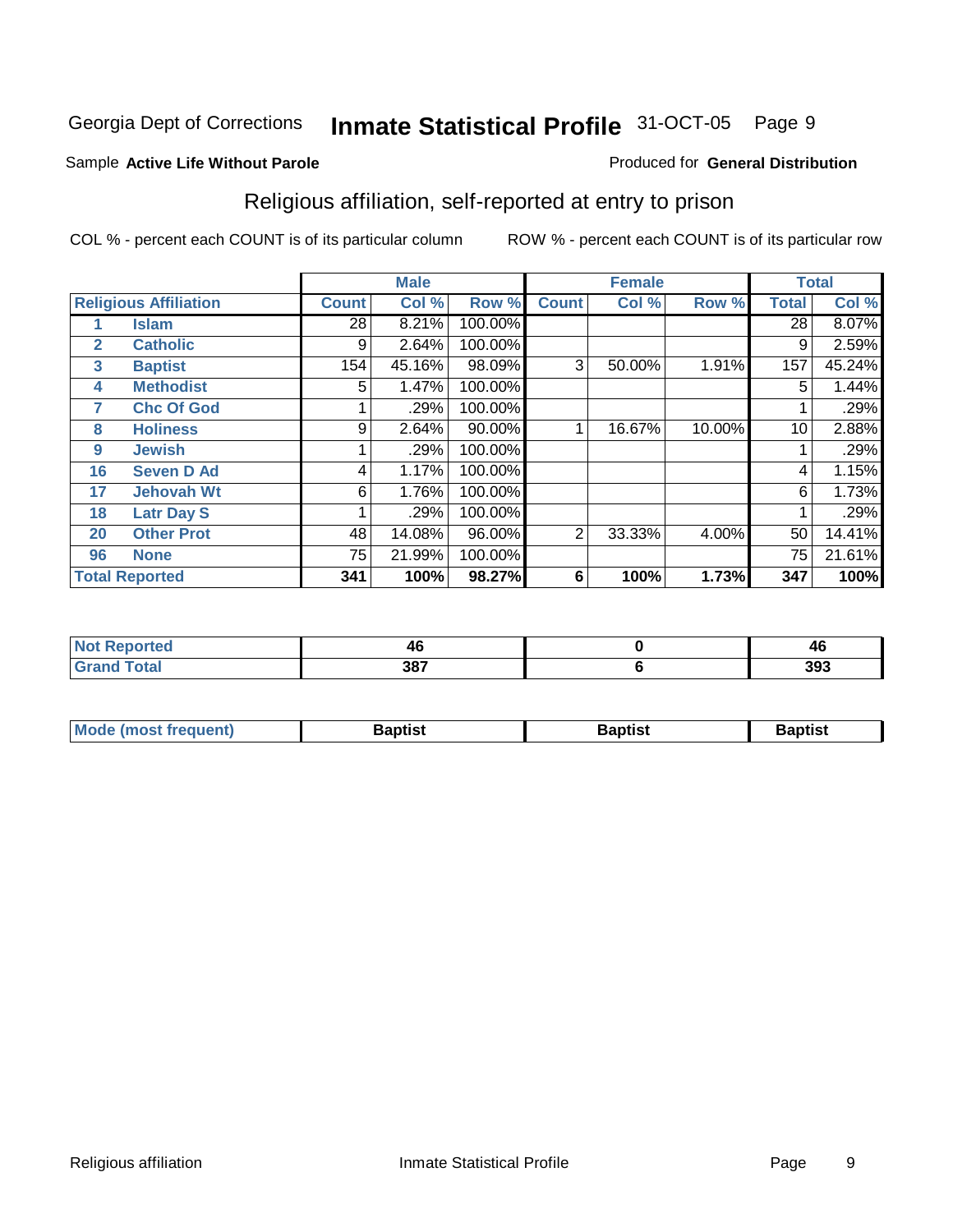Georgia Dept of Corrections **Inmate Statistical Profile** 31-OCT-05

Sample **Active Life Without Parole** Produced for **General Distribution**

## Religious affiliation, self-reported at entry to prison

COL % - percent each COUNT is of its particular column ROW % - percent each COUNT is of its particular row

| Religious Affiliation | | Male | | | Female | | | Total | |
|---|---|---|---|---|---|---|---|---|---|
| | | Count | Col % | Row % | Count | Col % | Row % | Total | Col % |
| 1 | Islam | 28 | 8.21% | 100.00% | | | | 28 | 8.07% |
| 2 | Catholic | 9 | 2.64% | 100.00% | | | | 9 | 2.59% |
| 3 | Baptist | 154 | 45.16% | 98.09% | 3 | 50.00% | 1.91% | 157 | 45.24% |
| 4 | Methodist | 5 | 1.47% | 100.00% | | | | 5 | 1.44% |
| 7 | Chc Of God | 1 | .29% | 100.00% | | | | 1 | .29% |
| 8 | Holiness | 9 | 2.64% | 90.00% | 1 | 16.67% | 10.00% | 10 | 2.88% |
| 9 | Jewish | 1 | .29% | 100.00% | | | | 1 | .29% |
| 16 | Seven D Ad | 4 | 1.17% | 100.00% | | | | 4 | 1.15% |
| 17 | Jehovah Wt | 6 | 1.76% | 100.00% | | | | 6 | 1.73% |
| 18 | Latr Day S | 1 | .29% | 100.00% | | | | 1 | .29% |
| 20 | Other Prot | 48 | 14.08% | 96.00% | 2 | 33.33% | 4.00% | 50 | 14.41% |
| 96 | None | 75 | 21.99% | 100.00% | | | | 75 | 21.61% |
| **Total Reported** | | **341** | **100%** | **98.27%** | **6** | **100%** | **1.73%** | **347** | **100%** |

| | Male | Female | Total |
|---|---|---|---|
| Not Reported | 46 | 0 | 46 |
| Grand Total | 387 | 6 | 393 |

| | Male | Female | Total |
|---|---|---|---|
| Mode (most frequent) | Baptist | Baptist | Baptist |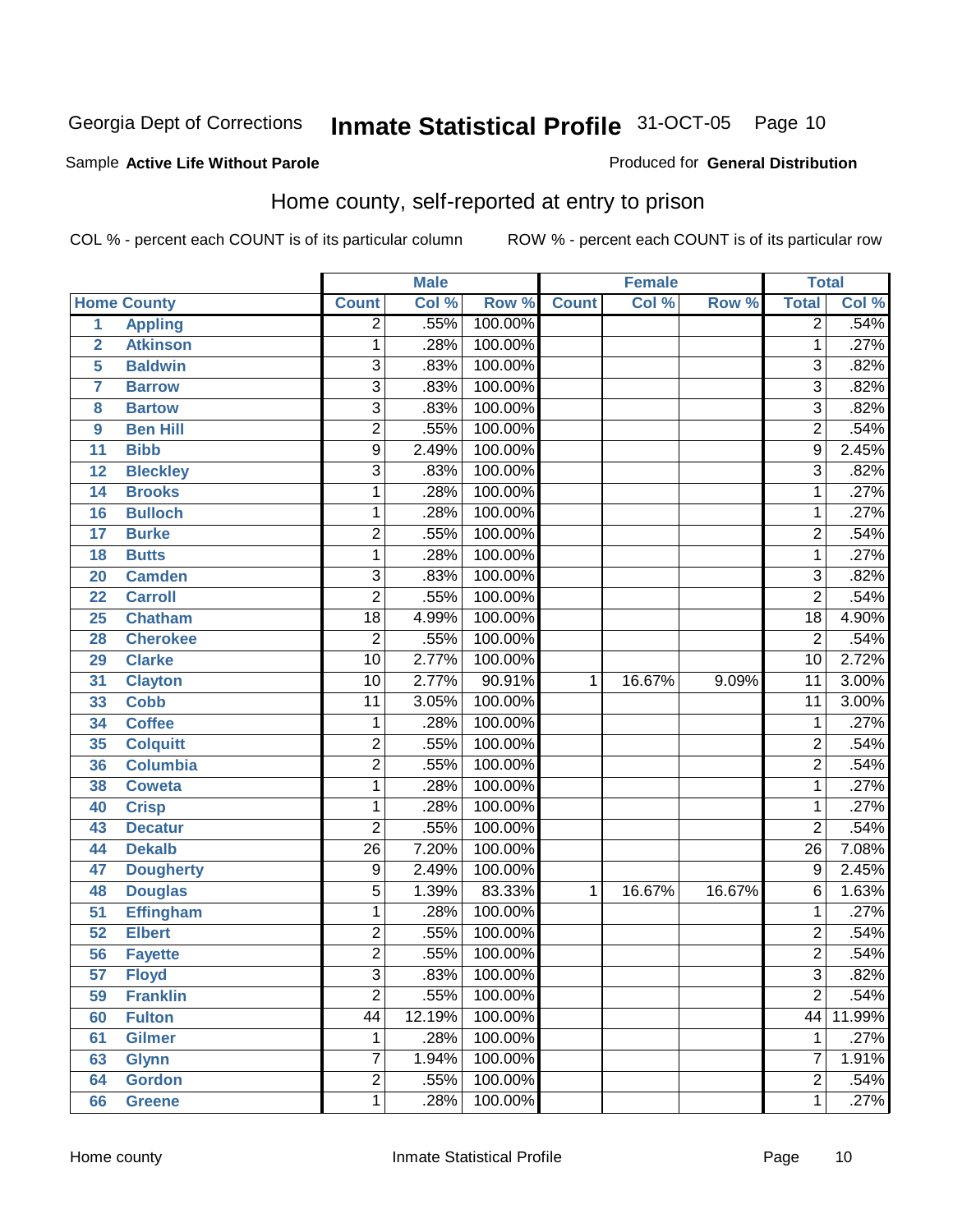Georgia Dept of Corrections **Inmate Statistical Profile** 31-OCT-05

Sample **Active Life Without Parole**

Produced for **General Distribution**

## Home county, self-reported at entry to prison

COL % - percent each COUNT is of its particular column

ROW % - percent each COUNT is of its particular row

| | | Male | | | Female | | | Total | |
|---|---|---|---|---|---|---|---|---|---|
| **Home County** | | **Count** | **Col %** | **Row %** | **Count** | **Col %** | **Row %** | **Total** | **Col %** |
| 1 | Appling | 2 | .55% | 100.00% | | | | 2 | .54% |
| 2 | Atkinson | 1 | .28% | 100.00% | | | | 1 | .27% |
| 5 | Baldwin | 3 | .83% | 100.00% | | | | 3 | .82% |
| 7 | Barrow | 3 | .83% | 100.00% | | | | 3 | .82% |
| 8 | Bartow | 3 | .83% | 100.00% | | | | 3 | .82% |
| 9 | Ben Hill | 2 | .55% | 100.00% | | | | 2 | .54% |
| 11 | Bibb | 9 | 2.49% | 100.00% | | | | 9 | 2.45% |
| 12 | Bleckley | 3 | .83% | 100.00% | | | | 3 | .82% |
| 14 | Brooks | 1 | .28% | 100.00% | | | | 1 | .27% |
| 16 | Bulloch | 1 | .28% | 100.00% | | | | 1 | .27% |
| 17 | Burke | 2 | .55% | 100.00% | | | | 2 | .54% |
| 18 | Butts | 1 | .28% | 100.00% | | | | 1 | .27% |
| 20 | Camden | 3 | .83% | 100.00% | | | | 3 | .82% |
| 22 | Carroll | 2 | .55% | 100.00% | | | | 2 | .54% |
| 25 | Chatham | 18 | 4.99% | 100.00% | | | | 18 | 4.90% |
| 28 | Cherokee | 2 | .55% | 100.00% | | | | 2 | .54% |
| 29 | Clarke | 10 | 2.77% | 100.00% | | | | 10 | 2.72% |
| 31 | Clayton | 10 | 2.77% | 90.91% | 1 | 16.67% | 9.09% | 11 | 3.00% |
| 33 | Cobb | 11 | 3.05% | 100.00% | | | | 11 | 3.00% |
| 34 | Coffee | 1 | .28% | 100.00% | | | | 1 | .27% |
| 35 | Colquitt | 2 | .55% | 100.00% | | | | 2 | .54% |
| 36 | Columbia | 2 | .55% | 100.00% | | | | 2 | .54% |
| 38 | Coweta | 1 | .28% | 100.00% | | | | 1 | .27% |
| 40 | Crisp | 1 | .28% | 100.00% | | | | 1 | .27% |
| 43 | Decatur | 2 | .55% | 100.00% | | | | 2 | .54% |
| 44 | Dekalb | 26 | 7.20% | 100.00% | | | | 26 | 7.08% |
| 47 | Dougherty | 9 | 2.49% | 100.00% | | | | 9 | 2.45% |
| 48 | Douglas | 5 | 1.39% | 83.33% | 1 | 16.67% | 16.67% | 6 | 1.63% |
| 51 | Effingham | 1 | .28% | 100.00% | | | | 1 | .27% |
| 52 | Elbert | 2 | .55% | 100.00% | | | | 2 | .54% |
| 56 | Fayette | 2 | .55% | 100.00% | | | | 2 | .54% |
| 57 | Floyd | 3 | .83% | 100.00% | | | | 3 | .82% |
| 59 | Franklin | 2 | .55% | 100.00% | | | | 2 | .54% |
| 60 | Fulton | 44 | 12.19% | 100.00% | | | | 44 | 11.99% |
| 61 | Gilmer | 1 | .28% | 100.00% | | | | 1 | .27% |
| 63 | Glynn | 7 | 1.94% | 100.00% | | | | 7 | 1.91% |
| 64 | Gordon | 2 | .55% | 100.00% | | | | 2 | .54% |
| 66 | Greene | 1 | .28% | 100.00% | | | | 1 | .27% |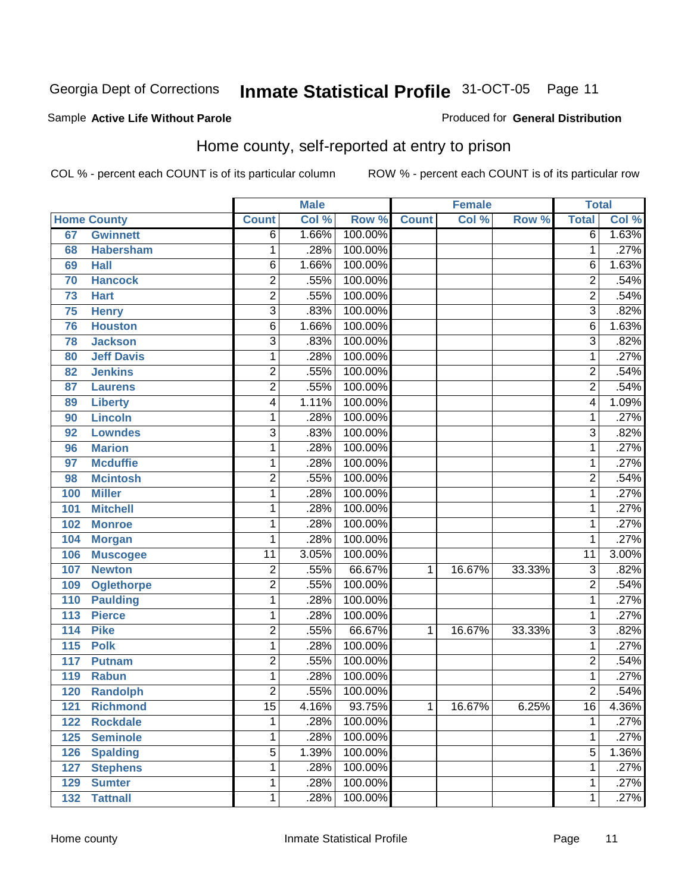Georgia Dept of Corrections **Inmate Statistical Profile** 31-OCT-05

Sample **Active Life Without Parole** Produced for **General Distribution**

## Home county, self-reported at entry to prison

COL % - percent each COUNT is of its particular column ROW % - percent each COUNT is of its particular row

| Home County | | Male | | | Female | | | Total | |
|---|---|---|---|---|---|---|---|---|---|
| | | Count | Col % | Row % | Count | Col % | Row % | Total | Col % |
| 67 | Gwinnett | 6 | 1.66% | 100.00% | | | | 6 | 1.63% |
| 68 | Habersham | 1 | .28% | 100.00% | | | | 1 | .27% |
| 69 | Hall | 6 | 1.66% | 100.00% | | | | 6 | 1.63% |
| 70 | Hancock | 2 | .55% | 100.00% | | | | 2 | .54% |
| 73 | Hart | 2 | .55% | 100.00% | | | | 2 | .54% |
| 75 | Henry | 3 | .83% | 100.00% | | | | 3 | .82% |
| 76 | Houston | 6 | 1.66% | 100.00% | | | | 6 | 1.63% |
| 78 | Jackson | 3 | .83% | 100.00% | | | | 3 | .82% |
| 80 | Jeff Davis | 1 | .28% | 100.00% | | | | 1 | .27% |
| 82 | Jenkins | 2 | .55% | 100.00% | | | | 2 | .54% |
| 87 | Laurens | 2 | .55% | 100.00% | | | | 2 | .54% |
| 89 | Liberty | 4 | 1.11% | 100.00% | | | | 4 | 1.09% |
| 90 | Lincoln | 1 | .28% | 100.00% | | | | 1 | .27% |
| 92 | Lowndes | 3 | .83% | 100.00% | | | | 3 | .82% |
| 96 | Marion | 1 | .28% | 100.00% | | | | 1 | .27% |
| 97 | Mcduffie | 1 | .28% | 100.00% | | | | 1 | .27% |
| 98 | Mcintosh | 2 | .55% | 100.00% | | | | 2 | .54% |
| 100 | Miller | 1 | .28% | 100.00% | | | | 1 | .27% |
| 101 | Mitchell | 1 | .28% | 100.00% | | | | 1 | .27% |
| 102 | Monroe | 1 | .28% | 100.00% | | | | 1 | .27% |
| 104 | Morgan | 1 | .28% | 100.00% | | | | 1 | .27% |
| 106 | Muscogee | 11 | 3.05% | 100.00% | | | | 11 | 3.00% |
| 107 | Newton | 2 | .55% | 66.67% | 1 | 16.67% | 33.33% | 3 | .82% |
| 109 | Oglethorpe | 2 | .55% | 100.00% | | | | 2 | .54% |
| 110 | Paulding | 1 | .28% | 100.00% | | | | 1 | .27% |
| 113 | Pierce | 1 | .28% | 100.00% | | | | 1 | .27% |
| 114 | Pike | 2 | .55% | 66.67% | 1 | 16.67% | 33.33% | 3 | .82% |
| 115 | Polk | 1 | .28% | 100.00% | | | | 1 | .27% |
| 117 | Putnam | 2 | .55% | 100.00% | | | | 2 | .54% |
| 119 | Rabun | 1 | .28% | 100.00% | | | | 1 | .27% |
| 120 | Randolph | 2 | .55% | 100.00% | | | | 2 | .54% |
| 121 | Richmond | 15 | 4.16% | 93.75% | 1 | 16.67% | 6.25% | 16 | 4.36% |
| 122 | Rockdale | 1 | .28% | 100.00% | | | | 1 | .27% |
| 125 | Seminole | 1 | .28% | 100.00% | | | | 1 | .27% |
| 126 | Spalding | 5 | 1.39% | 100.00% | | | | 5 | 1.36% |
| 127 | Stephens | 1 | .28% | 100.00% | | | | 1 | .27% |
| 129 | Sumter | 1 | .28% | 100.00% | | | | 1 | .27% |
| 132 | Tattnall | 1 | .28% | 100.00% | | | | 1 | .27% |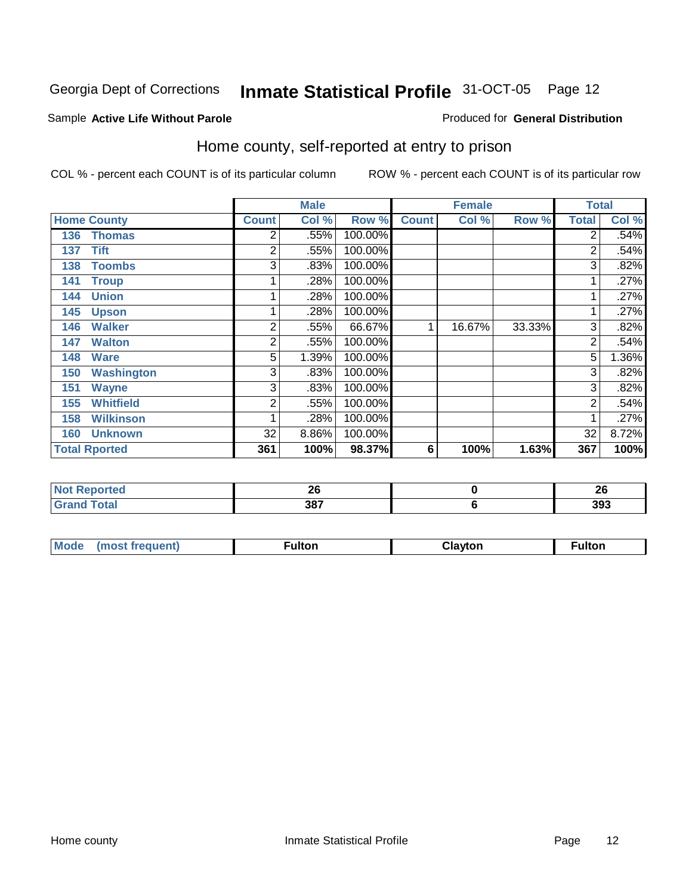Georgia Dept of Corrections **Inmate Statistical Profile** 31-OCT-05

Sample **Active Life Without Parole** Produced for **General Distribution**

## Home county, self-reported at entry to prison

COL % - percent each COUNT is of its particular column ROW % - percent each COUNT is of its particular row

| Home County | Male | | | Female | | | Total | |
|---|---|---|---|---|---|---|---|---|
| | Count | Col % | Row % | Count | Col % | Row % | Total | Col % |
| 136 Thomas | 2 | .55% | 100.00% | | | | 2 | .54% |
| 137 Tift | 2 | .55% | 100.00% | | | | 2 | .54% |
| 138 Toombs | 3 | .83% | 100.00% | | | | 3 | .82% |
| 141 Troup | 1 | .28% | 100.00% | | | | 1 | .27% |
| 144 Union | 1 | .28% | 100.00% | | | | 1 | .27% |
| 145 Upson | 1 | .28% | 100.00% | | | | 1 | .27% |
| 146 Walker | 2 | .55% | 66.67% | 1 | 16.67% | 33.33% | 3 | .82% |
| 147 Walton | 2 | .55% | 100.00% | | | | 2 | .54% |
| 148 Ware | 5 | 1.39% | 100.00% | | | | 5 | 1.36% |
| 150 Washington | 3 | .83% | 100.00% | | | | 3 | .82% |
| 151 Wayne | 3 | .83% | 100.00% | | | | 3 | .82% |
| 155 Whitfield | 2 | .55% | 100.00% | | | | 2 | .54% |
| 158 Wilkinson | 1 | .28% | 100.00% | | | | 1 | .27% |
| 160 Unknown | 32 | 8.86% | 100.00% | | | | 32 | 8.72% |
| **Total Rported** | **361** | **100%** | **98.37%** | **6** | **100%** | **1.63%** | **367** | **100%** |

| | Male | Female | Total |
|---|---|---|---|
| Not Reported | 26 | 0 | 26 |
| Grand Total | 387 | 6 | 393 |

| | Male | Female | Total |
|---|---|---|---|
| Mode (most frequent) | Fulton | Clayton | Fulton |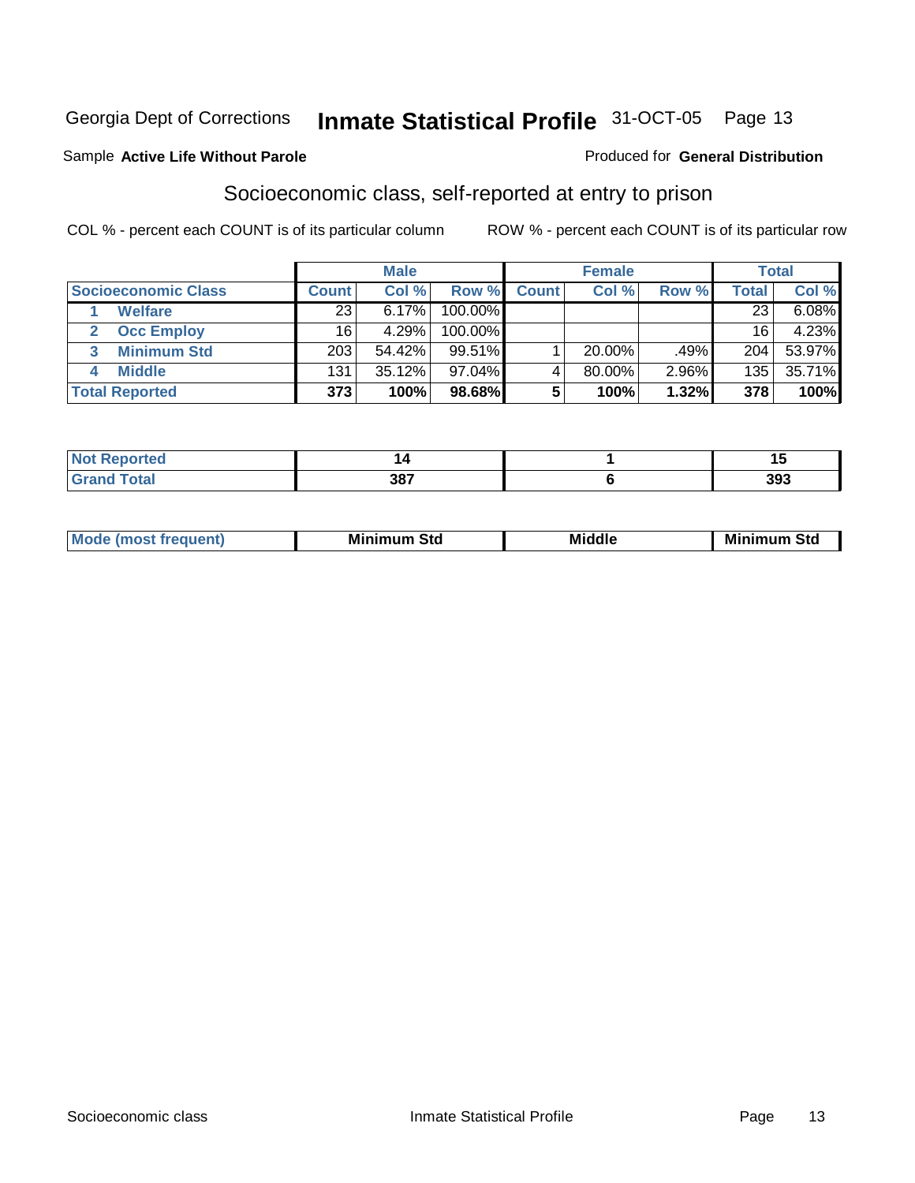Georgia Dept of Corrections **Inmate Statistical Profile** 31-OCT-05

Sample **Active Life Without Parole**

Produced for **General Distribution**

## Socioeconomic class, self-reported at entry to prison

COL % - percent each COUNT is of its particular column

ROW % - percent each COUNT is of its particular row

| | Male | | | Female | | | Total | |
|---|---|---|---|---|---|---|---|---|
| **Socioeconomic Class** | **Count** | **Col %** | **Row %** | **Count** | **Col %** | **Row %** | **Total** | **Col %** |
| 1 **Welfare** | 23 | 6.17% | 100.00% | | | | 23 | 6.08% |
| 2 **Occ Employ** | 16 | 4.29% | 100.00% | | | | 16 | 4.23% |
| 3 **Minimum Std** | 203 | 54.42% | 99.51% | 1 | 20.00% | .49% | 204 | 53.97% |
| 4 **Middle** | 131 | 35.12% | 97.04% | 4 | 80.00% | 2.96% | 135 | 35.71% |
| **Total Reported** | **373** | **100%** | **98.68%** | **5** | **100%** | **1.32%** | **378** | **100%** |

| | Male | Female | Total |
|---|---|---|---|
| **Not Reported** | **14** | **1** | **15** |
| **Grand Total** | **387** | **6** | **393** |

| | Male | Female | Total |
|---|---|---|---|
| **Mode (most frequent)** | **Minimum Std** | **Middle** | **Minimum Std** |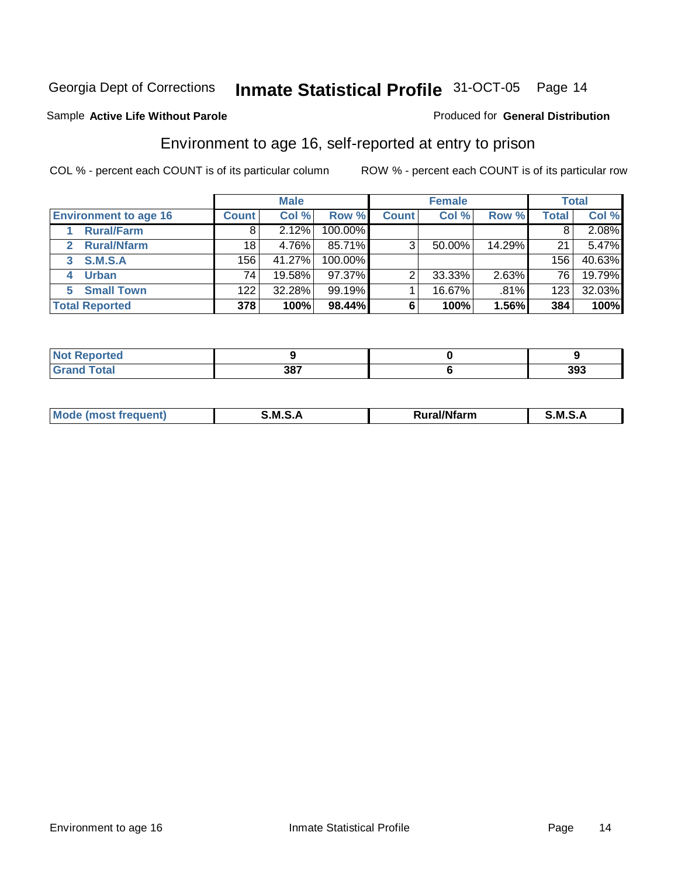Georgia Dept of Corrections **Inmate Statistical Profile** 31-OCT-05

Sample **Active Life Without Parole**

Produced for **General Distribution**

## Environment to age 16, self-reported at entry to prison

COL % - percent each COUNT is of its particular column

ROW % - percent each COUNT is of its particular row

| | Male | | | Female | | | Total | |
|---|---|---|---|---|---|---|---|---|
| **Environment to age 16** | **Count** | **Col %** | **Row %** | **Count** | **Col %** | **Row %** | **Total** | **Col %** |
| 1 **Rural/Farm** | 8 | 2.12% | 100.00% | | | | 8 | 2.08% |
| 2 **Rural/Nfarm** | 18 | 4.76% | 85.71% | 3 | 50.00% | 14.29% | 21 | 5.47% |
| 3 **S.M.S.A** | 156 | 41.27% | 100.00% | | | | 156 | 40.63% |
| 4 **Urban** | 74 | 19.58% | 97.37% | 2 | 33.33% | 2.63% | 76 | 19.79% |
| 5 **Small Town** | 122 | 32.28% | 99.19% | 1 | 16.67% | .81% | 123 | 32.03% |
| **Total Reported** | **378** | **100%** | **98.44%** | **6** | **100%** | **1.56%** | **384** | **100%** |

| | Male | Female | Total |
|---|---|---|---|
| **Not Reported** | **9** | **0** | **9** |
| **Grand Total** | **387** | **6** | **393** |

| | Male | Female | Total |
|---|---|---|---|
| **Mode (most frequent)** | **S.M.S.A** | **Rural/Nfarm** | **S.M.S.A** |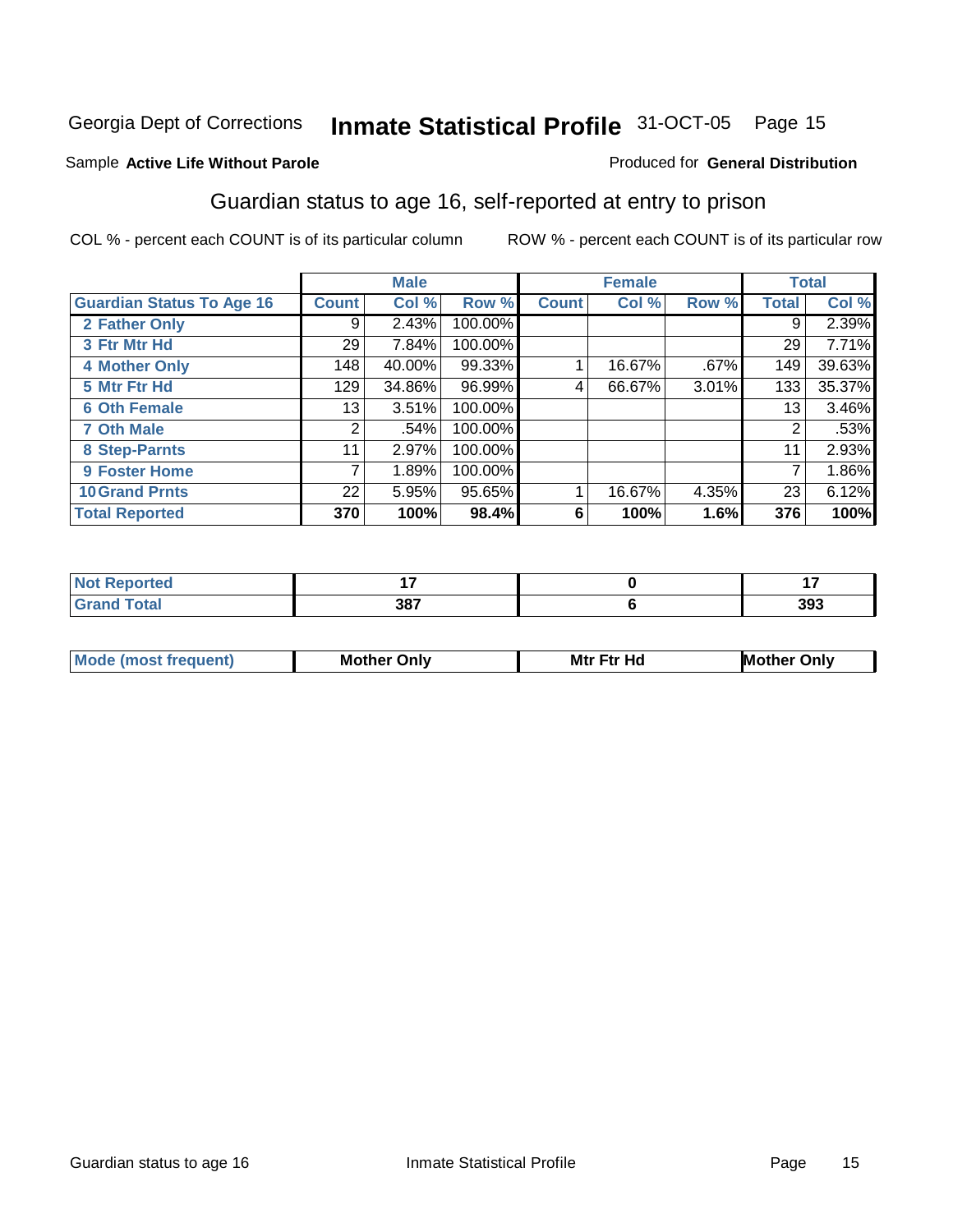Georgia Dept of Corrections **Inmate Statistical Profile** 31-OCT-05 Page 15

Sample **Active Life Without Parole**

Produced for **General Distribution**

## Guardian status to age 16, self-reported at entry to prison

COL % - percent each COUNT is of its particular column

ROW % - percent each COUNT is of its particular row

| | Male | | | Female | | | Total | |
|---|---|---|---|---|---|---|---|---|
| **Guardian Status To Age 16** | **Count** | **Col %** | **Row %** | **Count** | **Col %** | **Row %** | **Total** | **Col %** |
| **2 Father Only** | 9 | 2.43% | 100.00% | | | | 9 | 2.39% |
| **3 Ftr Mtr Hd** | 29 | 7.84% | 100.00% | | | | 29 | 7.71% |
| **4 Mother Only** | 148 | 40.00% | 99.33% | 1 | 16.67% | .67% | 149 | 39.63% |
| **5 Mtr Ftr Hd** | 129 | 34.86% | 96.99% | 4 | 66.67% | 3.01% | 133 | 35.37% |
| **6 Oth Female** | 13 | 3.51% | 100.00% | | | | 13 | 3.46% |
| **7 Oth Male** | 2 | .54% | 100.00% | | | | 2 | .53% |
| **8 Step-Parnts** | 11 | 2.97% | 100.00% | | | | 11 | 2.93% |
| **9 Foster Home** | 7 | 1.89% | 100.00% | | | | 7 | 1.86% |
| **10 Grand Prnts** | 22 | 5.95% | 95.65% | 1 | 16.67% | 4.35% | 23 | 6.12% |
| **Total Reported** | **370** | **100%** | **98.4%** | **6** | **100%** | **1.6%** | **376** | **100%** |

| | Male | Female | Total |
|---|---|---|---|
| **Not Reported** | **17** | **0** | **17** |
| **Grand Total** | **387** | **6** | **393** |

| | Male | Female | Total |
|---|---|---|---|
| **Mode (most frequent)** | **Mother Only** | **Mtr Ftr Hd** | **Mother Only** |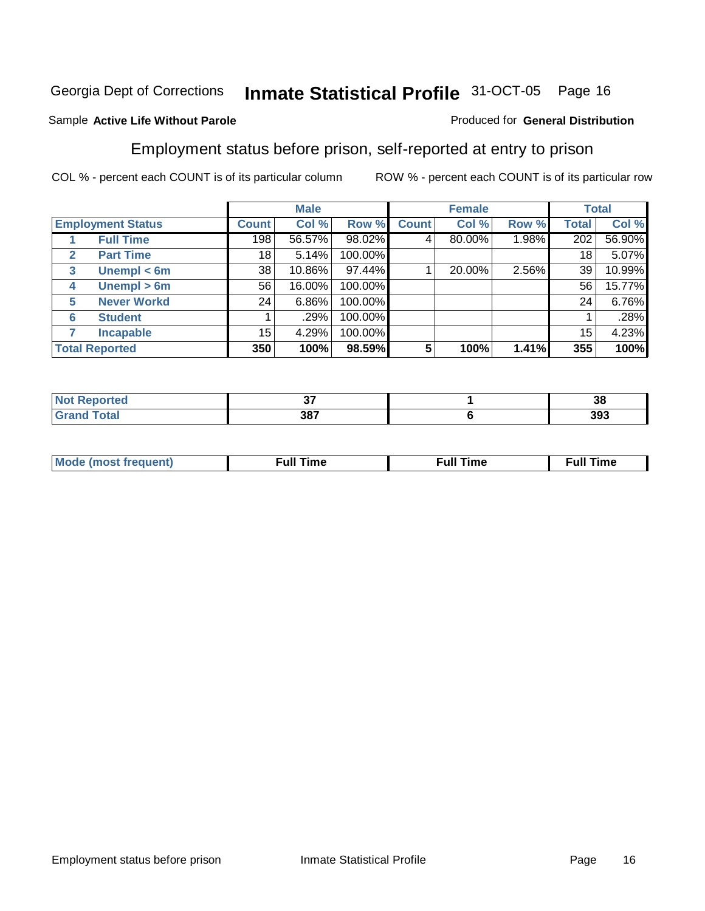Georgia Dept of Corrections **Inmate Statistical Profile** 31-OCT-05

Sample **Active Life Without Parole**

Produced for **General Distribution**

## Employment status before prison, self-reported at entry to prison

COL % - percent each COUNT is of its particular column    ROW % - percent each COUNT is of its particular row

| | | Male | | | Female | | | Total | |
|---|---|---|---|---|---|---|---|---|---|
| **Employment Status** | | **Count** | **Col %** | **Row %** | **Count** | **Col %** | **Row %** | **Total** | **Col %** |
| 1 | **Full Time** | 198 | 56.57% | 98.02% | 4 | 80.00% | 1.98% | 202 | 56.90% |
| 2 | **Part Time** | 18 | 5.14% | 100.00% | | | | 18 | 5.07% |
| 3 | **Unempl < 6m** | 38 | 10.86% | 97.44% | 1 | 20.00% | 2.56% | 39 | 10.99% |
| 4 | **Unempl > 6m** | 56 | 16.00% | 100.00% | | | | 56 | 15.77% |
| 5 | **Never Workd** | 24 | 6.86% | 100.00% | | | | 24 | 6.76% |
| 6 | **Student** | 1 | .29% | 100.00% | | | | 1 | .28% |
| 7 | **Incapable** | 15 | 4.29% | 100.00% | | | | 15 | 4.23% |
| **Total Reported** | | **350** | **100%** | **98.59%** | **5** | **100%** | **1.41%** | **355** | **100%** |

| | Male | Female | Total |
|---|---|---|---|
| **Not Reported** | **37** | **1** | **38** |
| **Grand Total** | **387** | **6** | **393** |

| | Male | Female | Total |
|---|---|---|---|
| **Mode (most frequent)** | **Full Time** | **Full Time** | **Full Time** |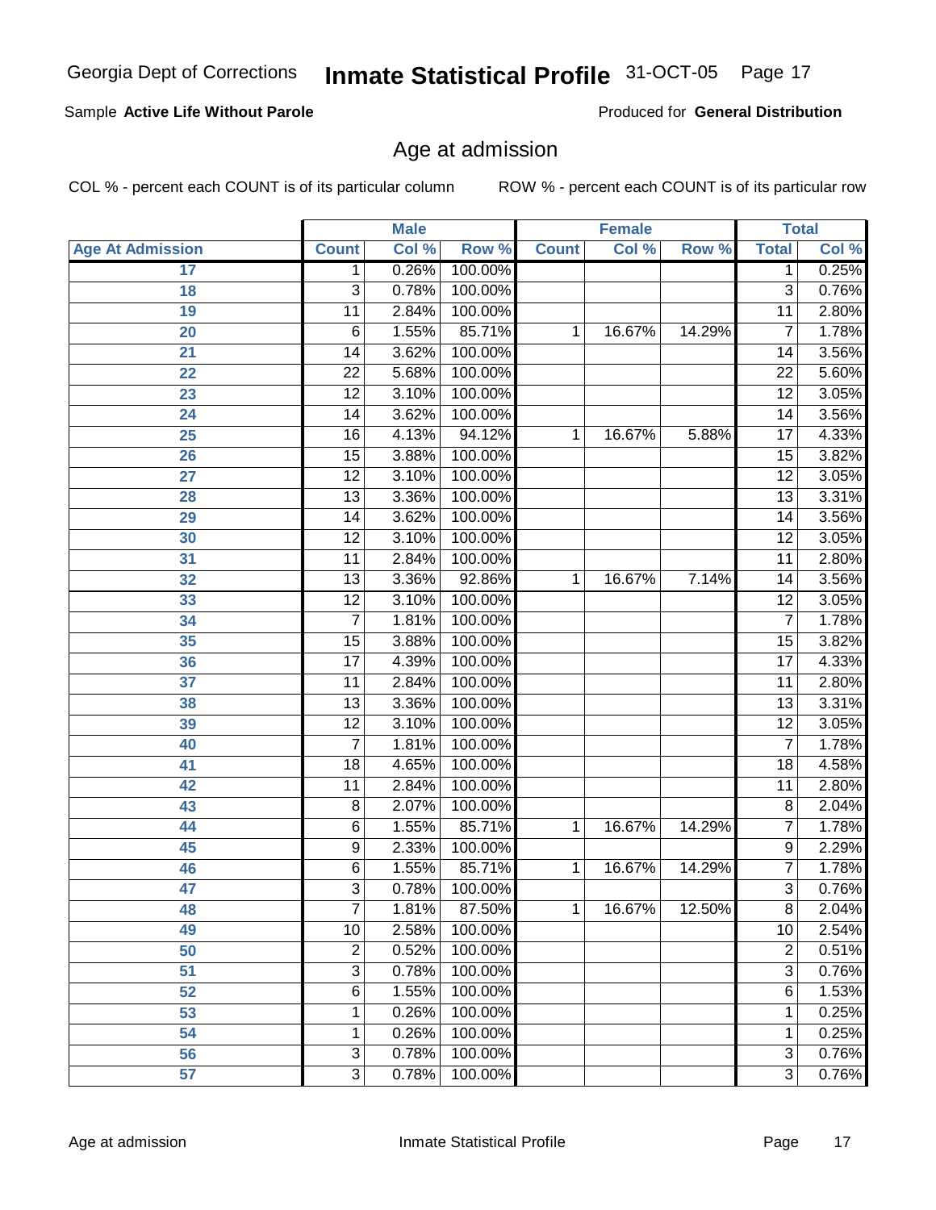# Age at admission

Sample **Active Life Without Parole**

Produced for **General Distribution**

COL % - percent each COUNT is of its particular column

ROW % - percent each COUNT is of its particular row

| | Male | | | Female | | | Total | |
|---|---|---|---|---|---|---|---|---|
| **Age At Admission** | **Count** | **Col %** | **Row %** | **Count** | **Col %** | **Row %** | **Total** | **Col %** |
| 17 | 1 | 0.26% | 100.00% | | | | 1 | 0.25% |
| 18 | 3 | 0.78% | 100.00% | | | | 3 | 0.76% |
| 19 | 11 | 2.84% | 100.00% | | | | 11 | 2.80% |
| 20 | 6 | 1.55% | 85.71% | 1 | 16.67% | 14.29% | 7 | 1.78% |
| 21 | 14 | 3.62% | 100.00% | | | | 14 | 3.56% |
| 22 | 22 | 5.68% | 100.00% | | | | 22 | 5.60% |
| 23 | 12 | 3.10% | 100.00% | | | | 12 | 3.05% |
| 24 | 14 | 3.62% | 100.00% | | | | 14 | 3.56% |
| 25 | 16 | 4.13% | 94.12% | 1 | 16.67% | 5.88% | 17 | 4.33% |
| 26 | 15 | 3.88% | 100.00% | | | | 15 | 3.82% |
| 27 | 12 | 3.10% | 100.00% | | | | 12 | 3.05% |
| 28 | 13 | 3.36% | 100.00% | | | | 13 | 3.31% |
| 29 | 14 | 3.62% | 100.00% | | | | 14 | 3.56% |
| 30 | 12 | 3.10% | 100.00% | | | | 12 | 3.05% |
| 31 | 11 | 2.84% | 100.00% | | | | 11 | 2.80% |
| 32 | 13 | 3.36% | 92.86% | 1 | 16.67% | 7.14% | 14 | 3.56% |
| 33 | 12 | 3.10% | 100.00% | | | | 12 | 3.05% |
| 34 | 7 | 1.81% | 100.00% | | | | 7 | 1.78% |
| 35 | 15 | 3.88% | 100.00% | | | | 15 | 3.82% |
| 36 | 17 | 4.39% | 100.00% | | | | 17 | 4.33% |
| 37 | 11 | 2.84% | 100.00% | | | | 11 | 2.80% |
| 38 | 13 | 3.36% | 100.00% | | | | 13 | 3.31% |
| 39 | 12 | 3.10% | 100.00% | | | | 12 | 3.05% |
| 40 | 7 | 1.81% | 100.00% | | | | 7 | 1.78% |
| 41 | 18 | 4.65% | 100.00% | | | | 18 | 4.58% |
| 42 | 11 | 2.84% | 100.00% | | | | 11 | 2.80% |
| 43 | 8 | 2.07% | 100.00% | | | | 8 | 2.04% |
| 44 | 6 | 1.55% | 85.71% | 1 | 16.67% | 14.29% | 7 | 1.78% |
| 45 | 9 | 2.33% | 100.00% | | | | 9 | 2.29% |
| 46 | 6 | 1.55% | 85.71% | 1 | 16.67% | 14.29% | 7 | 1.78% |
| 47 | 3 | 0.78% | 100.00% | | | | 3 | 0.76% |
| 48 | 7 | 1.81% | 87.50% | 1 | 16.67% | 12.50% | 8 | 2.04% |
| 49 | 10 | 2.58% | 100.00% | | | | 10 | 2.54% |
| 50 | 2 | 0.52% | 100.00% | | | | 2 | 0.51% |
| 51 | 3 | 0.78% | 100.00% | | | | 3 | 0.76% |
| 52 | 6 | 1.55% | 100.00% | | | | 6 | 1.53% |
| 53 | 1 | 0.26% | 100.00% | | | | 1 | 0.25% |
| 54 | 1 | 0.26% | 100.00% | | | | 1 | 0.25% |
| 56 | 3 | 0.78% | 100.00% | | | | 3 | 0.76% |
| 57 | 3 | 0.78% | 100.00% | | | | 3 | 0.76% |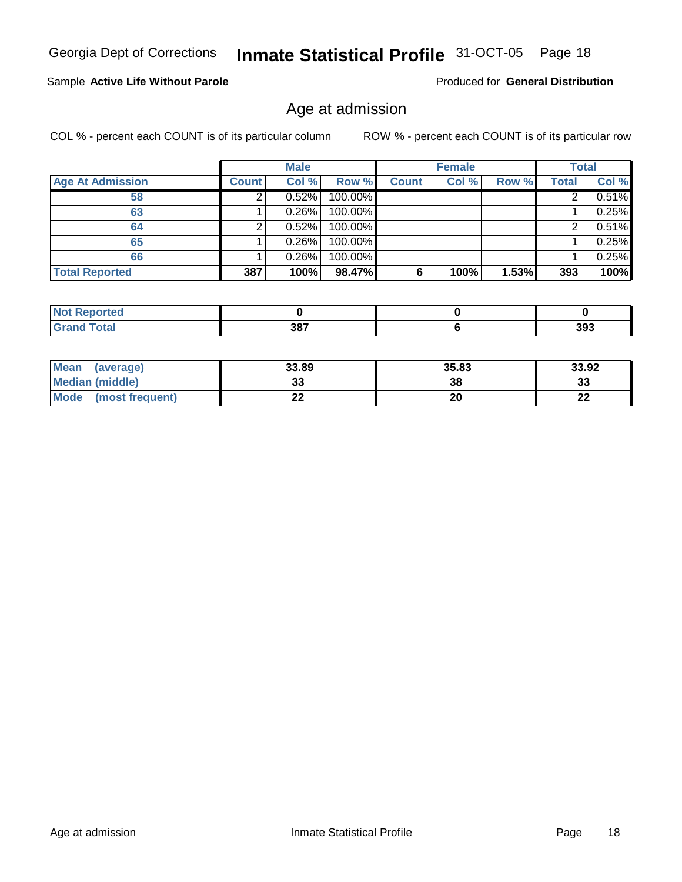Georgia Dept of Corrections **Inmate Statistical Profile** 31-OCT-05

Sample **Active Life Without Parole** Produced for **General Distribution**

## Age at admission

COL % - percent each COUNT is of its particular column ROW % - percent each COUNT is of its particular row

| | Male | | | Female | | | Total | |
|---|---|---|---|---|---|---|---|---|
| **Age At Admission** | **Count** | **Col %** | **Row %** | **Count** | **Col %** | **Row %** | **Total** | **Col %** |
| **58** | 2 | 0.52% | 100.00% | | | | 2 | 0.51% |
| **63** | 1 | 0.26% | 100.00% | | | | 1 | 0.25% |
| **64** | 2 | 0.52% | 100.00% | | | | 2 | 0.51% |
| **65** | 1 | 0.26% | 100.00% | | | | 1 | 0.25% |
| **66** | 1 | 0.26% | 100.00% | | | | 1 | 0.25% |
| **Total Reported** | **387** | **100%** | **98.47%** | **6** | **100%** | **1.53%** | **393** | **100%** |

| | Male | Female | Total |
|---|---|---|---|
| **Not Reported** | **0** | **0** | **0** |
| **Grand Total** | **387** | **6** | **393** |

| | Male | Female | Total |
|---|---|---|---|
| **Mean (average)** | **33.89** | **35.83** | **33.92** |
| **Median (middle)** | **33** | **38** | **33** |
| **Mode (most frequent)** | **22** | **20** | **22** |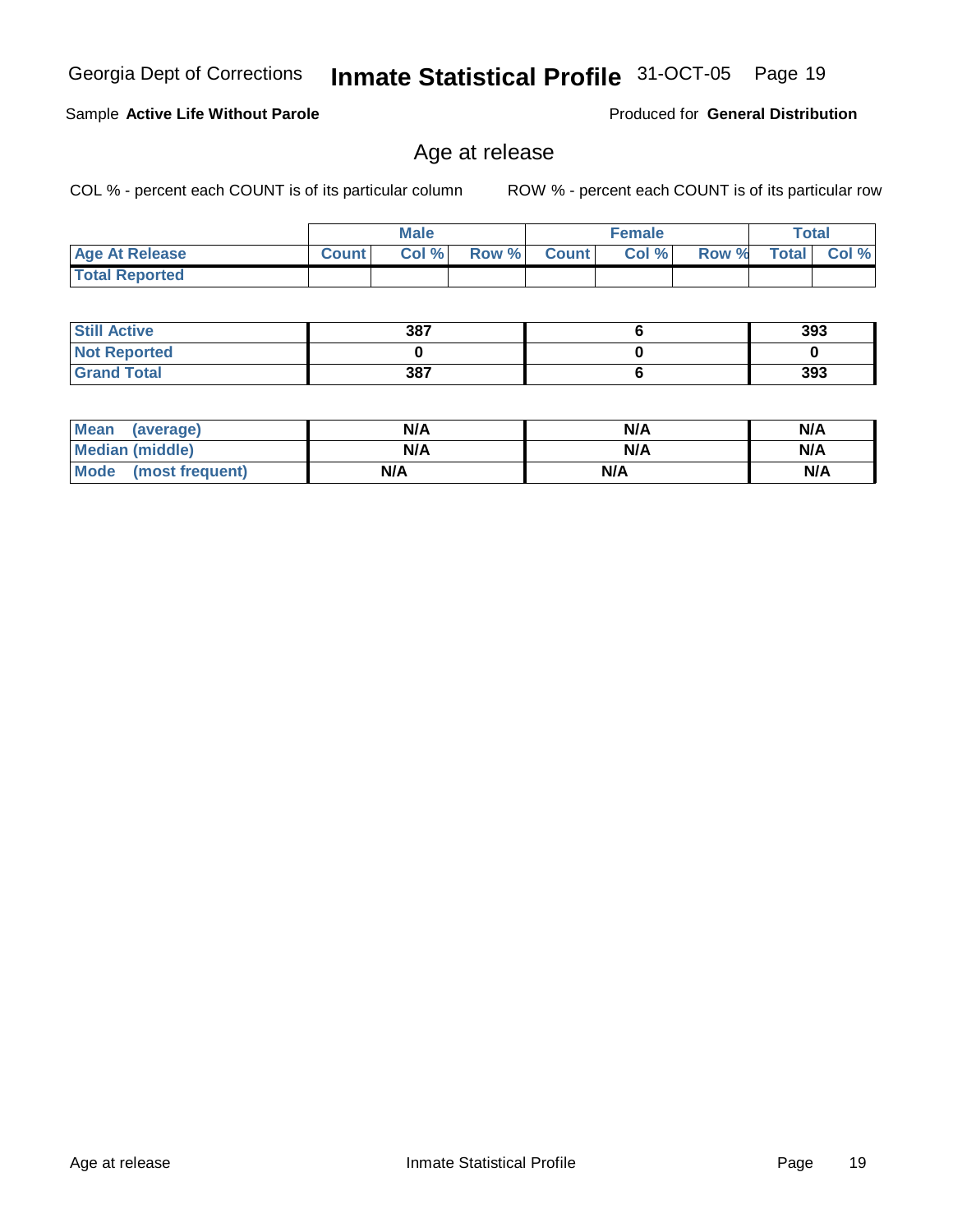Sample **Active Life Without Parole**

Produced for **General Distribution**

## Age at release

COL % - percent each COUNT is of its particular column

ROW % - percent each COUNT is of its particular row

| | Male | | | Female | | | Total | |
|---|---|---|---|---|---|---|---|---|
| **Age At Release** | **Count** | **Col %** | **Row %** | **Count** | **Col %** | **Row %** | **Total** | **Col %** |
| **Total Reported** | | | | | | | | |

| | Male | Female | Total |
|---|---|---|---|
| **Still Active** | 387 | 6 | 393 |
| **Not Reported** | 0 | 0 | 0 |
| **Grand Total** | 387 | 6 | 393 |

| | Male | Female | Total |
|---|---|---|---|
| **Mean (average)** | N/A | N/A | N/A |
| **Median (middle)** | N/A | N/A | N/A |
| **Mode (most frequent)** | N/A | N/A | N/A |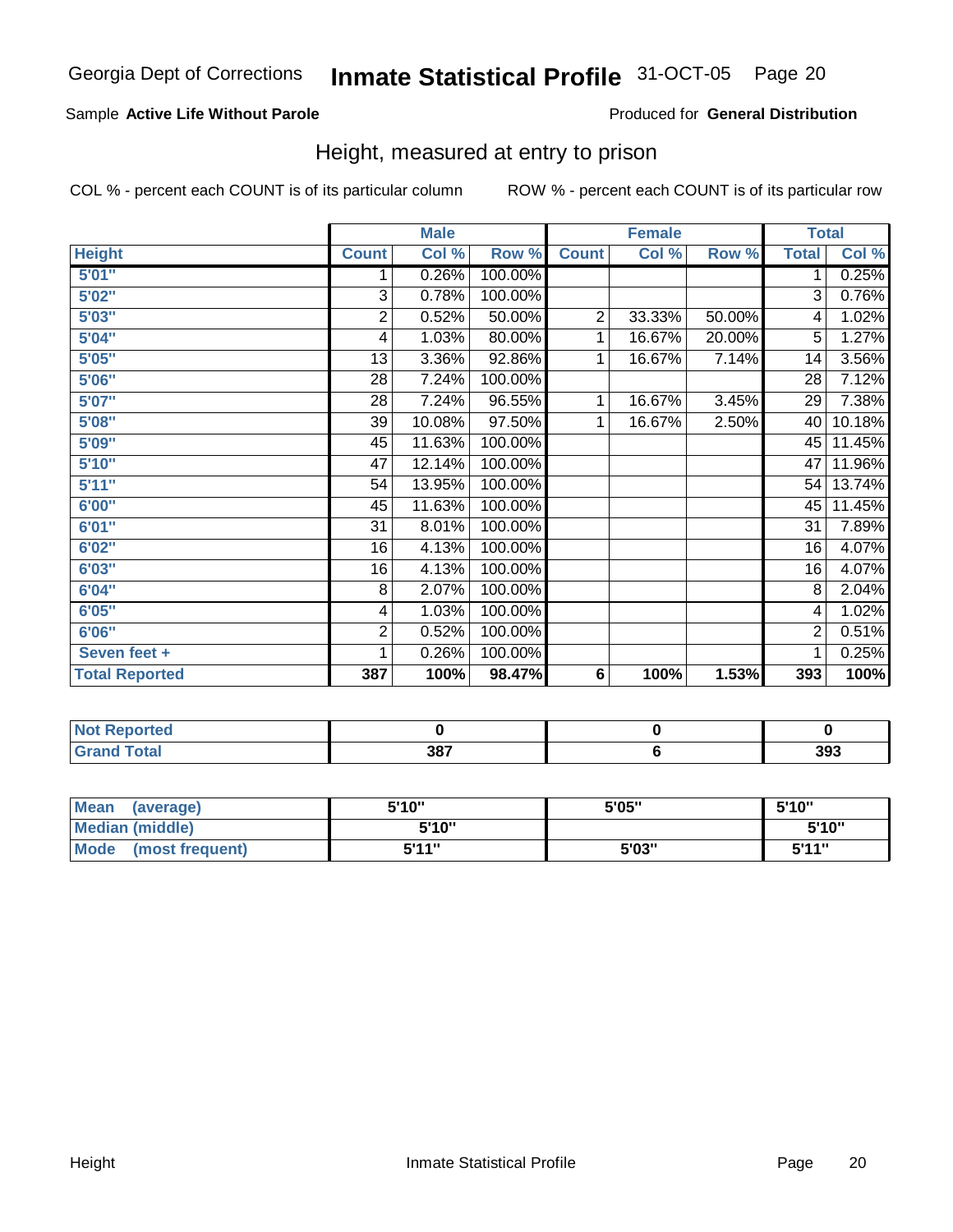Georgia Dept of Corrections **Inmate Statistical Profile** 31-OCT-05

Sample **Active Life Without Parole**

Produced for **General Distribution**

## Height, measured at entry to prison

COL % - percent each COUNT is of its particular column

ROW % - percent each COUNT is of its particular row

| | Male | | | Female | | | Total | |
|---|---|---|---|---|---|---|---|---|
| **Height** | **Count** | **Col %** | **Row %** | **Count** | **Col %** | **Row %** | **Total** | **Col %** |
| 5'01" | 1 | 0.26% | 100.00% | | | | 1 | 0.25% |
| 5'02" | 3 | 0.78% | 100.00% | | | | 3 | 0.76% |
| 5'03" | 2 | 0.52% | 50.00% | 2 | 33.33% | 50.00% | 4 | 1.02% |
| 5'04" | 4 | 1.03% | 80.00% | 1 | 16.67% | 20.00% | 5 | 1.27% |
| 5'05" | 13 | 3.36% | 92.86% | 1 | 16.67% | 7.14% | 14 | 3.56% |
| 5'06" | 28 | 7.24% | 100.00% | | | | 28 | 7.12% |
| 5'07" | 28 | 7.24% | 96.55% | 1 | 16.67% | 3.45% | 29 | 7.38% |
| 5'08" | 39 | 10.08% | 97.50% | 1 | 16.67% | 2.50% | 40 | 10.18% |
| 5'09" | 45 | 11.63% | 100.00% | | | | 45 | 11.45% |
| 5'10" | 47 | 12.14% | 100.00% | | | | 47 | 11.96% |
| 5'11" | 54 | 13.95% | 100.00% | | | | 54 | 13.74% |
| 6'00" | 45 | 11.63% | 100.00% | | | | 45 | 11.45% |
| 6'01" | 31 | 8.01% | 100.00% | | | | 31 | 7.89% |
| 6'02" | 16 | 4.13% | 100.00% | | | | 16 | 4.07% |
| 6'03" | 16 | 4.13% | 100.00% | | | | 16 | 4.07% |
| 6'04" | 8 | 2.07% | 100.00% | | | | 8 | 2.04% |
| 6'05" | 4 | 1.03% | 100.00% | | | | 4 | 1.02% |
| 6'06" | 2 | 0.52% | 100.00% | | | | 2 | 0.51% |
| Seven feet + | 1 | 0.26% | 100.00% | | | | 1 | 0.25% |
| **Total Reported** | **387** | **100%** | **98.47%** | **6** | **100%** | **1.53%** | **393** | **100%** |

| | Male | Female | Total |
|---|---|---|---|
| **Not Reported** | **0** | **0** | **0** |
| **Grand Total** | **387** | **6** | **393** |

| | Male | Female | Total |
|---|---|---|---|
| **Mean (average)** | **5'10"** | **5'05"** | **5'10"** |
| **Median (middle)** | **5'10"** | | **5'10"** |
| **Mode (most frequent)** | **5'11"** | **5'03"** | **5'11"** |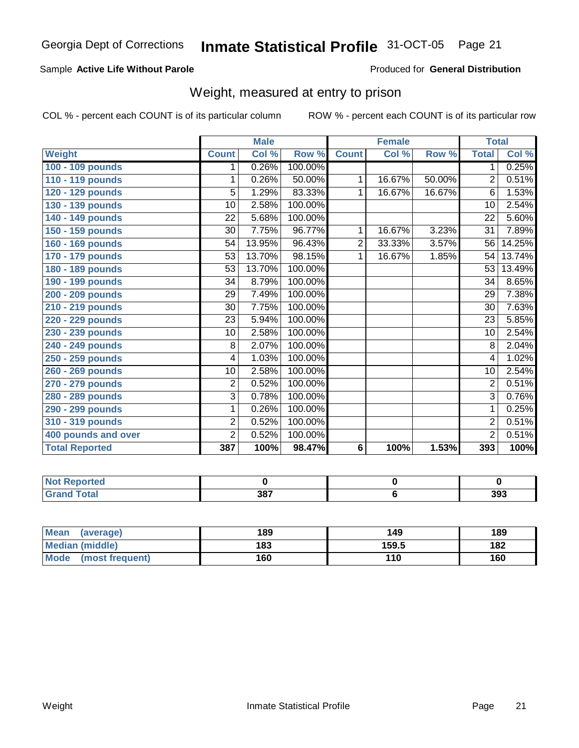Georgia Dept of Corrections **Inmate Statistical Profile** 31-OCT-05

Sample **Active Life Without Parole**

Produced for **General Distribution**

## Weight, measured at entry to prison

COL % - percent each COUNT is of its particular column

ROW % - percent each COUNT is of its particular row

| | Male | | | Female | | | Total | |
|---|---|---|---|---|---|---|---|---|
| Weight | Count | Col % | Row % | Count | Col % | Row % | Total | Col % |
| 100 - 109 pounds | 1 | 0.26% | 100.00% | | | | 1 | 0.25% |
| 110 - 119 pounds | 1 | 0.26% | 50.00% | 1 | 16.67% | 50.00% | 2 | 0.51% |
| 120 - 129 pounds | 5 | 1.29% | 83.33% | 1 | 16.67% | 16.67% | 6 | 1.53% |
| 130 - 139 pounds | 10 | 2.58% | 100.00% | | | | 10 | 2.54% |
| 140 - 149 pounds | 22 | 5.68% | 100.00% | | | | 22 | 5.60% |
| 150 - 159 pounds | 30 | 7.75% | 96.77% | 1 | 16.67% | 3.23% | 31 | 7.89% |
| 160 - 169 pounds | 54 | 13.95% | 96.43% | 2 | 33.33% | 3.57% | 56 | 14.25% |
| 170 - 179 pounds | 53 | 13.70% | 98.15% | 1 | 16.67% | 1.85% | 54 | 13.74% |
| 180 - 189 pounds | 53 | 13.70% | 100.00% | | | | 53 | 13.49% |
| 190 - 199 pounds | 34 | 8.79% | 100.00% | | | | 34 | 8.65% |
| 200 - 209 pounds | 29 | 7.49% | 100.00% | | | | 29 | 7.38% |
| 210 - 219 pounds | 30 | 7.75% | 100.00% | | | | 30 | 7.63% |
| 220 - 229 pounds | 23 | 5.94% | 100.00% | | | | 23 | 5.85% |
| 230 - 239 pounds | 10 | 2.58% | 100.00% | | | | 10 | 2.54% |
| 240 - 249 pounds | 8 | 2.07% | 100.00% | | | | 8 | 2.04% |
| 250 - 259 pounds | 4 | 1.03% | 100.00% | | | | 4 | 1.02% |
| 260 - 269 pounds | 10 | 2.58% | 100.00% | | | | 10 | 2.54% |
| 270 - 279 pounds | 2 | 0.52% | 100.00% | | | | 2 | 0.51% |
| 280 - 289 pounds | 3 | 0.78% | 100.00% | | | | 3 | 0.76% |
| 290 - 299 pounds | 1 | 0.26% | 100.00% | | | | 1 | 0.25% |
| 310 - 319 pounds | 2 | 0.52% | 100.00% | | | | 2 | 0.51% |
| 400 pounds and over | 2 | 0.52% | 100.00% | | | | 2 | 0.51% |
| **Total Reported** | **387** | **100%** | **98.47%** | **6** | **100%** | **1.53%** | **393** | **100%** |

| | Male | Female | Total |
|---|---|---|---|
| Not Reported | 0 | 0 | 0 |
| Grand Total | 387 | 6 | 393 |

| | Male | Female | Total |
|---|---|---|---|
| Mean (average) | 189 | 149 | 189 |
| Median (middle) | 183 | 159.5 | 182 |
| Mode (most frequent) | 160 | 110 | 160 |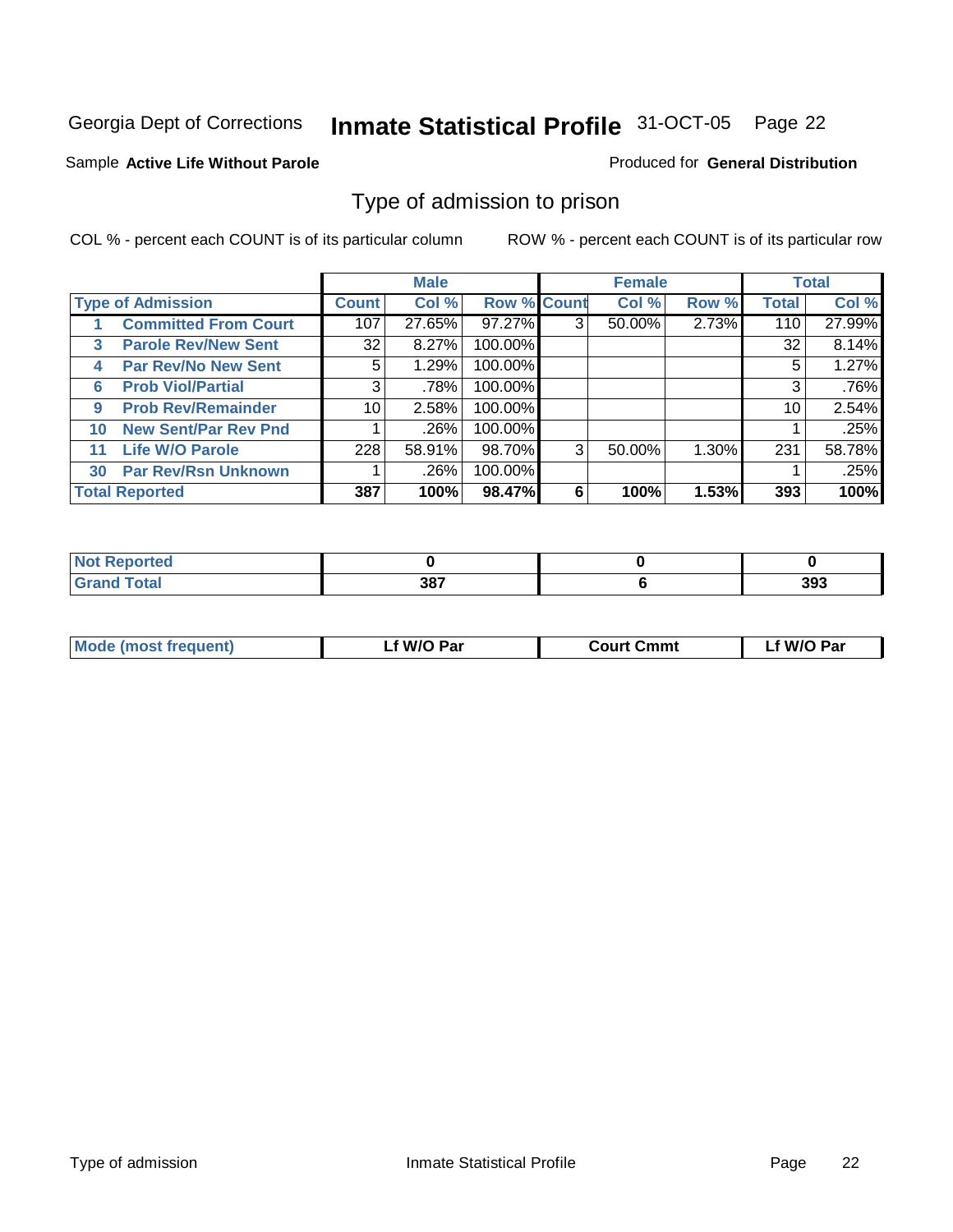Georgia Dept of Corrections **Inmate Statistical Profile** 31-OCT-05

Sample **Active Life Without Parole**

Produced for **General Distribution**

## Type of admission to prison

COL % - percent each COUNT is of its particular column

ROW % - percent each COUNT is of its particular row

| | | Male | | | Female | | | Total | |
|---|---|---|---|---|---|---|---|---|---|
| **Type of Admission** | | **Count** | **Col %** | **Row %** | **Count** | **Col %** | **Row %** | **Total** | **Col %** |
| 1 | **Committed From Court** | 107 | 27.65% | 97.27% | 3 | 50.00% | 2.73% | 110 | 27.99% |
| 3 | **Parole Rev/New Sent** | 32 | 8.27% | 100.00% | | | | 32 | 8.14% |
| 4 | **Par Rev/No New Sent** | 5 | 1.29% | 100.00% | | | | 5 | 1.27% |
| 6 | **Prob Viol/Partial** | 3 | .78% | 100.00% | | | | 3 | .76% |
| 9 | **Prob Rev/Remainder** | 10 | 2.58% | 100.00% | | | | 10 | 2.54% |
| 10 | **New Sent/Par Rev Pnd** | 1 | .26% | 100.00% | | | | 1 | .25% |
| 11 | **Life W/O Parole** | 228 | 58.91% | 98.70% | 3 | 50.00% | 1.30% | 231 | 58.78% |
| 30 | **Par Rev/Rsn Unknown** | 1 | .26% | 100.00% | | | | 1 | .25% |
| **Total Reported** | | **387** | **100%** | **98.47%** | **6** | **100%** | **1.53%** | **393** | **100%** |

| | Male | Female | Total |
|---|---|---|---|
| **Not Reported** | **0** | **0** | **0** |
| **Grand Total** | **387** | **6** | **393** |

| | Male | Female | Total |
|---|---|---|---|
| **Mode (most frequent)** | **Lf W/O Par** | **Court Cmmt** | **Lf W/O Par** |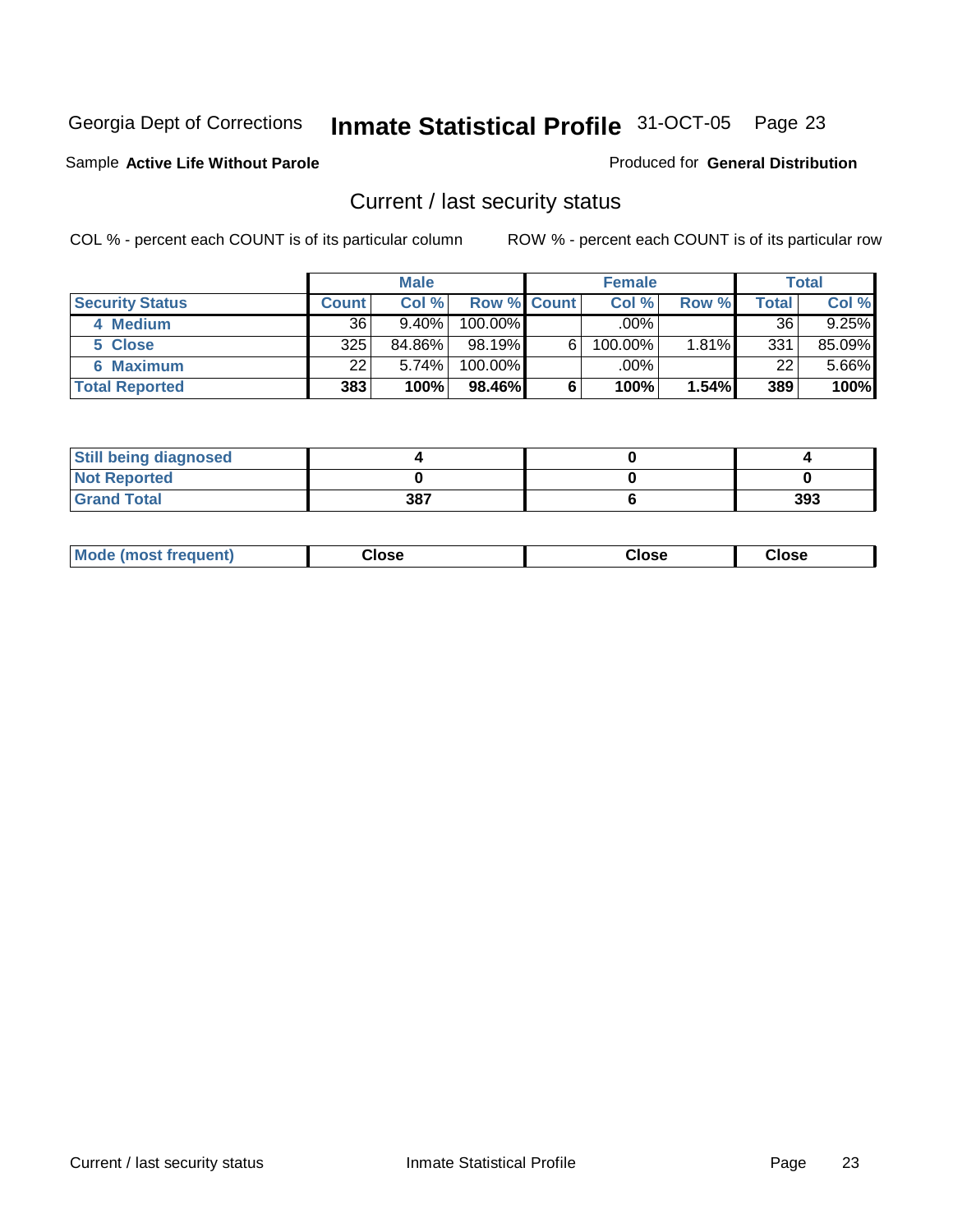Georgia Dept of Corrections **Inmate Statistical Profile** 31-OCT-05 Page 23

Sample **Active Life Without Parole**

Produced for **General Distribution**

## Current / last security status

COL % - percent each COUNT is of its particular column

ROW % - percent each COUNT is of its particular row

| | Male | | | Female | | | Total | |
|---|---|---|---|---|---|---|---|---|
| **Security Status** | **Count** | **Col %** | **Row %** | **Count** | **Col %** | **Row %** | **Total** | **Col %** |
| 4 Medium | 36 | 9.40% | 100.00% | | .00% | | 36 | 9.25% |
| 5 Close | 325 | 84.86% | 98.19% | 6 | 100.00% | 1.81% | 331 | 85.09% |
| 6 Maximum | 22 | 5.74% | 100.00% | | .00% | | 22 | 5.66% |
| **Total Reported** | **383** | **100%** | **98.46%** | **6** | **100%** | **1.54%** | **389** | **100%** |

| | Male | Female | Total |
|---|---|---|---|
| Still being diagnosed | 4 | 0 | 4 |
| Not Reported | 0 | 0 | 0 |
| Grand Total | 387 | 6 | 393 |

| | Male | Female | Total |
|---|---|---|---|
| Mode (most frequent) | Close | Close | Close |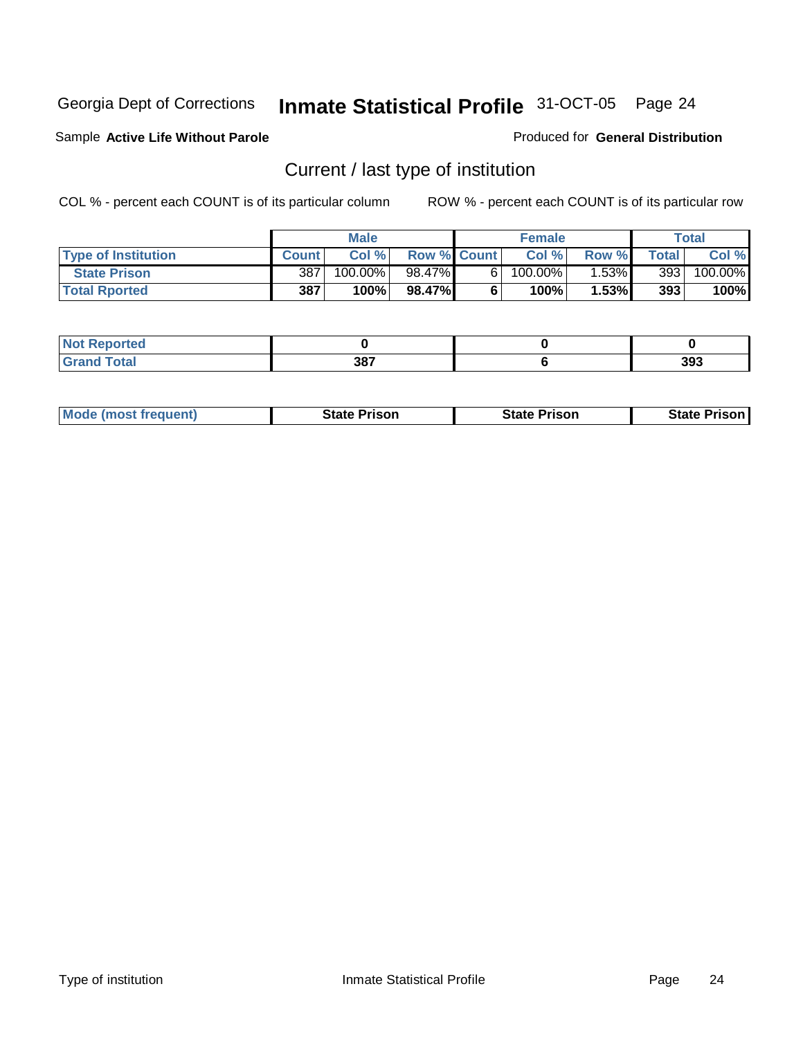Georgia Dept of Corrections **Inmate Statistical Profile** 31-OCT-05

Sample **Active Life Without Parole**

Produced for **General Distribution**

## Current / last type of institution

COL % - percent each COUNT is of its particular column

ROW % - percent each COUNT is of its particular row

| | Male | | | Female | | | Total | |
|---|---|---|---|---|---|---|---|---|
| **Type of Institution** | **Count** | **Col %** | **Row %** | **Count** | **Col %** | **Row %** | **Total** | **Col %** |
| **State Prison** | 387 | 100.00% | 98.47% | 6 | 100.00% | 1.53% | 393 | 100.00% |
| **Total Rported** | **387** | **100%** | **98.47%** | **6** | **100%** | **1.53%** | **393** | **100%** |

| | Male | Female | Total |
|---|---|---|---|
| **Not Reported** | **0** | **0** | **0** |
| **Grand Total** | **387** | **6** | **393** |

| | Male | Female | Total |
|---|---|---|---|
| **Mode (most frequent)** | **State Prison** | **State Prison** | **State Prison** |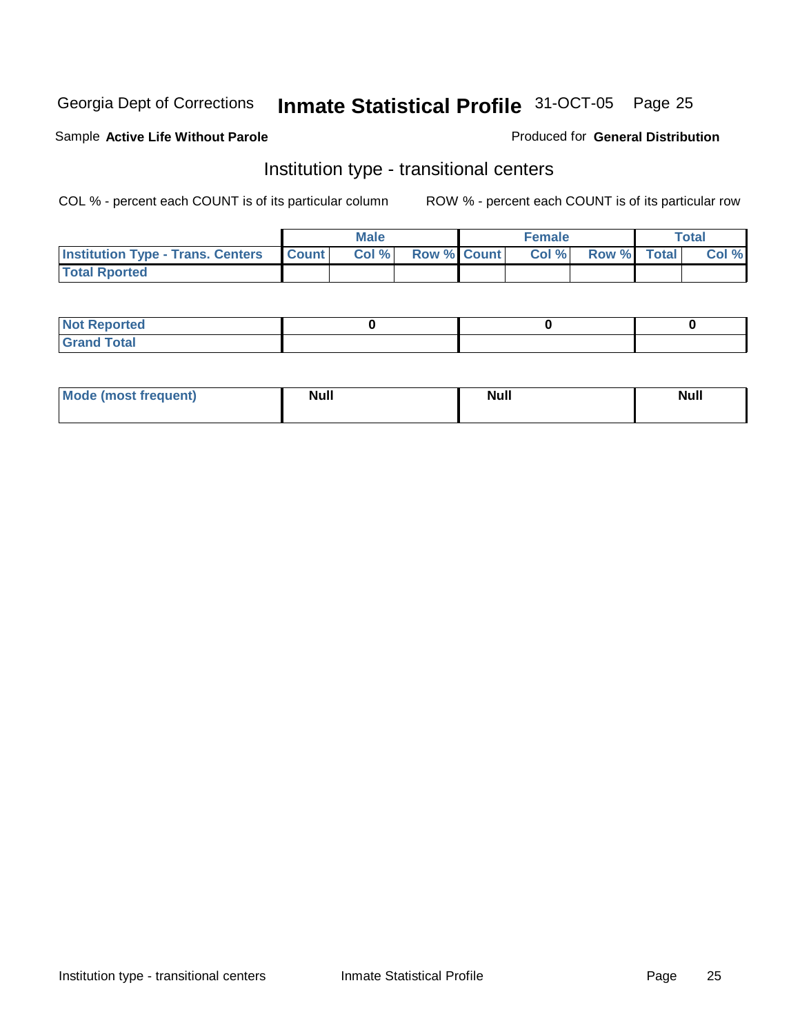Georgia Dept of Corrections **Inmate Statistical Profile** 31-OCT-05

Sample **Active Life Without Parole**

Produced for **General Distribution**

## Institution type - transitional centers

COL % - percent each COUNT is of its particular column

ROW % - percent each COUNT is of its particular row

| | Male | | | Female | | | Total | |
|---|---|---|---|---|---|---|---|---|
| **Institution Type - Trans. Centers** | **Count** | **Col %** | **Row %** | **Count** | **Col %** | **Row %** | **Total** | **Col %** |
| **Total Rported** | | | | | | | | |

| | Male | Female | Total |
|---|---|---|---|
| **Not Reported** | 0 | 0 | 0 |
| **Grand Total** | | | |

| | Male | Female | Total |
|---|---|---|---|
| **Mode (most frequent)** | Null | Null | Null |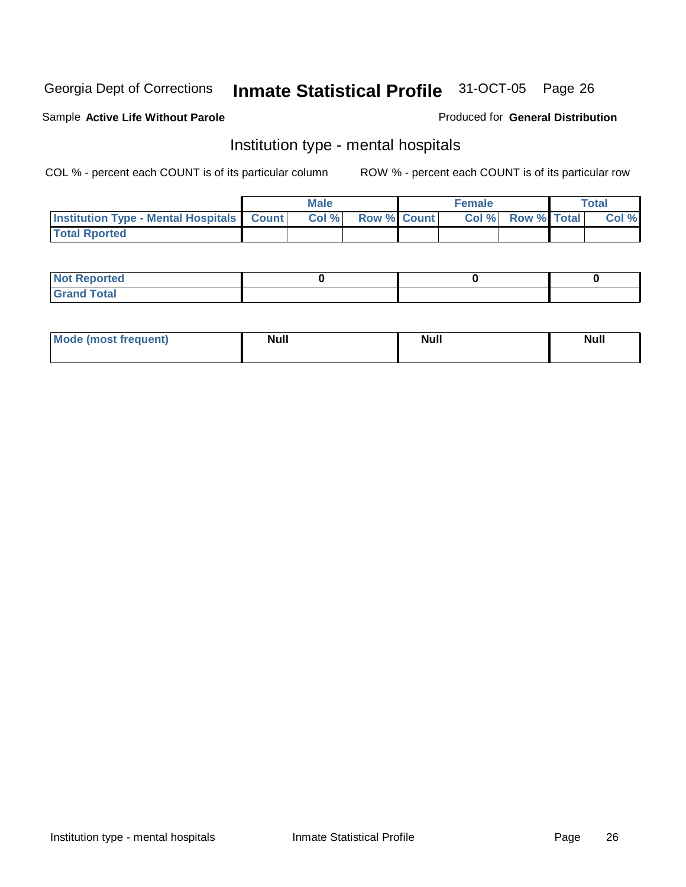Georgia Dept of Corrections **Inmate Statistical Profile** 31-OCT-05

Sample **Active Life Without Parole**

Produced for **General Distribution**

## Institution type - mental hospitals

COL % - percent each COUNT is of its particular column

ROW % - percent each COUNT is of its particular row

| | Male | | | Female | | | Total | |
|---|---|---|---|---|---|---|---|---|
| **Institution Type - Mental Hospitals** | **Count** | **Col %** | **Row %** | **Count** | **Col %** | **Row %** | **Total** | **Col %** |
| **Total Rported** | | | | | | | | |

| | Male | Female | Total |
|---|---|---|---|
| **Not Reported** | 0 | 0 | 0 |
| **Grand Total** | | | |

| | Male | Female | Total |
|---|---|---|---|
| **Mode (most frequent)** | Null | Null | Null |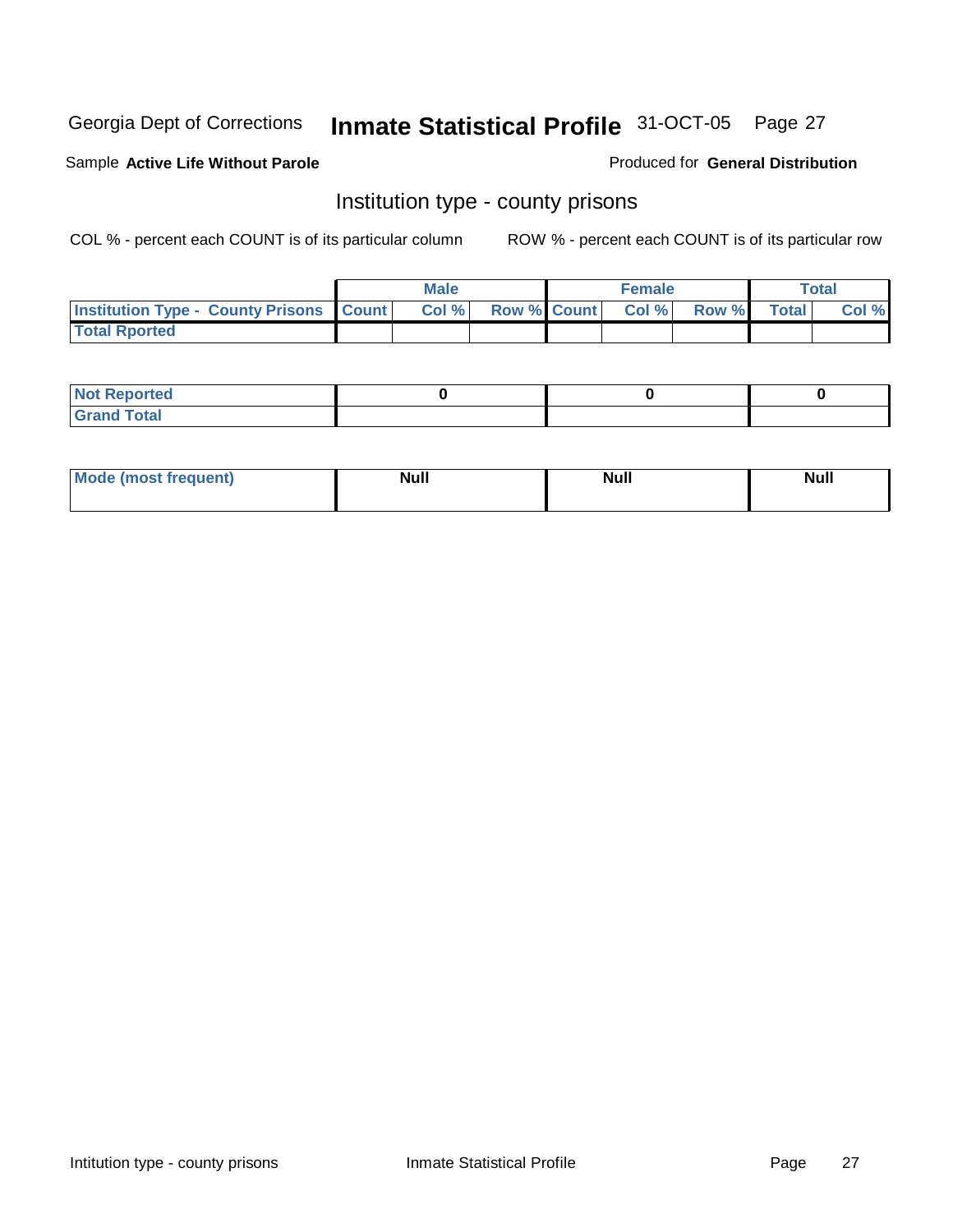Georgia Dept of Corrections **Inmate Statistical Profile** 31-OCT-05

Sample **Active Life Without Parole**

Produced for **General Distribution**

## Institution type - county prisons

COL % - percent each COUNT is of its particular column

ROW % - percent each COUNT is of its particular row

| | Male | | | Female | | | Total | |
|---|---|---|---|---|---|---|---|---|
| Institution Type - County Prisons | Count | Col % | Row % | Count | Col % | Row % | Total | Col % |
| Total Rported | | | | | | | | |

| | Male | Female | Total |
|---|---|---|---|
| Not Reported | 0 | 0 | 0 |
| Grand Total | | | |

| | Male | Female | Total |
|---|---|---|---|
| Mode (most frequent) | Null | Null | Null |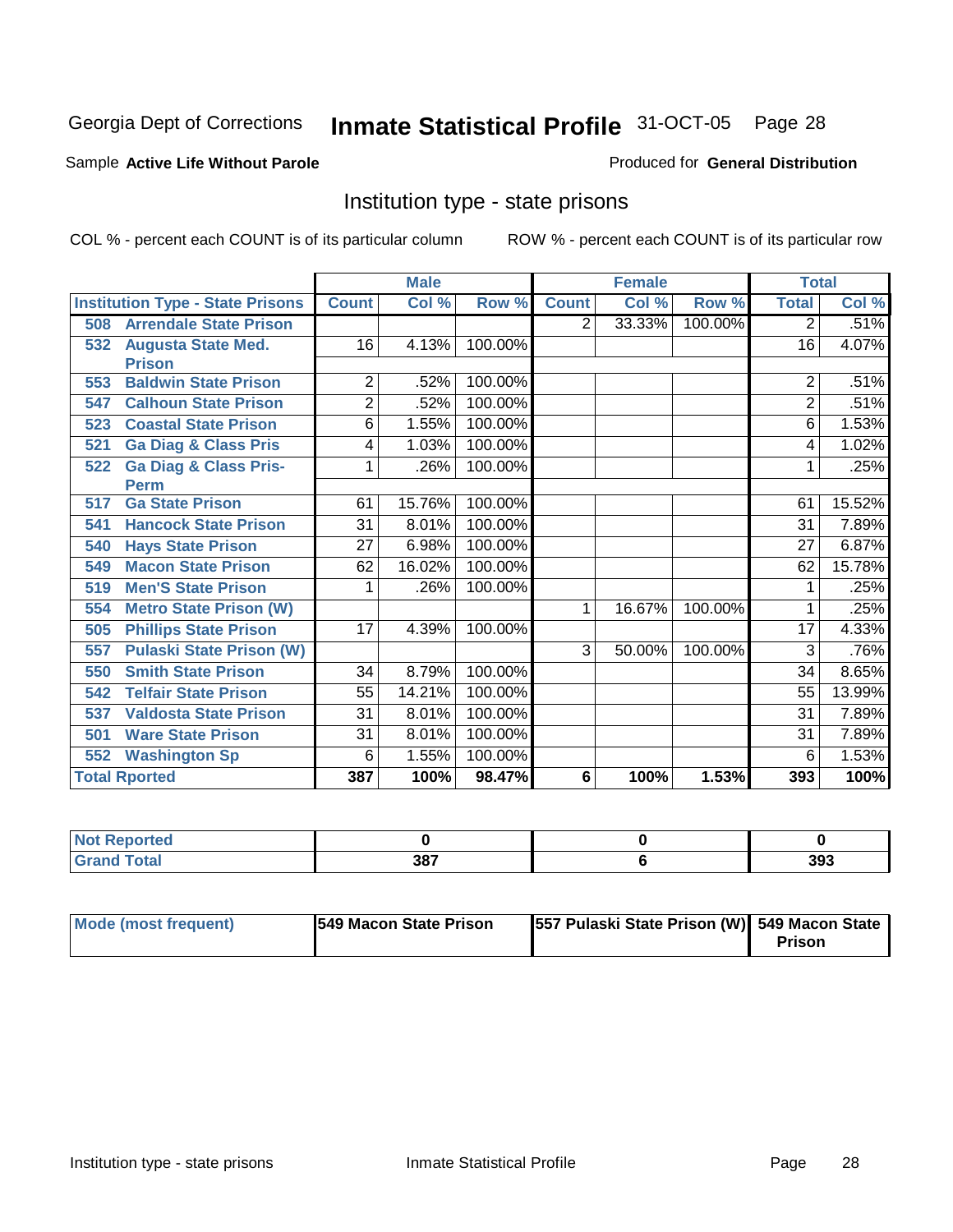Georgia Dept of Corrections **Inmate Statistical Profile** 31-OCT-05 Page 28

Sample **Active Life Without Parole**

Produced for **General Distribution**

## Institution type - state prisons

COL % - percent each COUNT is of its particular column

ROW % - percent each COUNT is of its particular row

| | Male | | | Female | | | Total | |
|---|---|---|---|---|---|---|---|---|
| **Institution Type - State Prisons** | **Count** | **Col %** | **Row %** | **Count** | **Col %** | **Row %** | **Total** | **Col %** |
| **508 Arrendale State Prison** | | | | 2 | 33.33% | 100.00% | 2 | .51% |
| **532 Augusta State Med. Prison** | 16 | 4.13% | 100.00% | | | | 16 | 4.07% |
| **553 Baldwin State Prison** | 2 | .52% | 100.00% | | | | 2 | .51% |
| **547 Calhoun State Prison** | 2 | .52% | 100.00% | | | | 2 | .51% |
| **523 Coastal State Prison** | 6 | 1.55% | 100.00% | | | | 6 | 1.53% |
| **521 Ga Diag & Class Pris** | 4 | 1.03% | 100.00% | | | | 4 | 1.02% |
| **522 Ga Diag & Class Pris-Perm** | 1 | .26% | 100.00% | | | | 1 | .25% |
| **517 Ga State Prison** | 61 | 15.76% | 100.00% | | | | 61 | 15.52% |
| **541 Hancock State Prison** | 31 | 8.01% | 100.00% | | | | 31 | 7.89% |
| **540 Hays State Prison** | 27 | 6.98% | 100.00% | | | | 27 | 6.87% |
| **549 Macon State Prison** | 62 | 16.02% | 100.00% | | | | 62 | 15.78% |
| **519 Men'S State Prison** | 1 | .26% | 100.00% | | | | 1 | .25% |
| **554 Metro State Prison (W)** | | | | 1 | 16.67% | 100.00% | 1 | .25% |
| **505 Phillips State Prison** | 17 | 4.39% | 100.00% | | | | 17 | 4.33% |
| **557 Pulaski State Prison (W)** | | | | 3 | 50.00% | 100.00% | 3 | .76% |
| **550 Smith State Prison** | 34 | 8.79% | 100.00% | | | | 34 | 8.65% |
| **542 Telfair State Prison** | 55 | 14.21% | 100.00% | | | | 55 | 13.99% |
| **537 Valdosta State Prison** | 31 | 8.01% | 100.00% | | | | 31 | 7.89% |
| **501 Ware State Prison** | 31 | 8.01% | 100.00% | | | | 31 | 7.89% |
| **552 Washington Sp** | 6 | 1.55% | 100.00% | | | | 6 | 1.53% |
| **Total Rported** | **387** | **100%** | **98.47%** | **6** | **100%** | **1.53%** | **393** | **100%** |

| | Male | Female | Total |
|---|---|---|---|
| **Not Reported** | **0** | **0** | **0** |
| **Grand Total** | **387** | **6** | **393** |

| | Male | Female | Total |
|---|---|---|---|
| **Mode (most frequent)** | **549 Macon State Prison** | **557 Pulaski State Prison (W)** | **549 Macon State Prison** |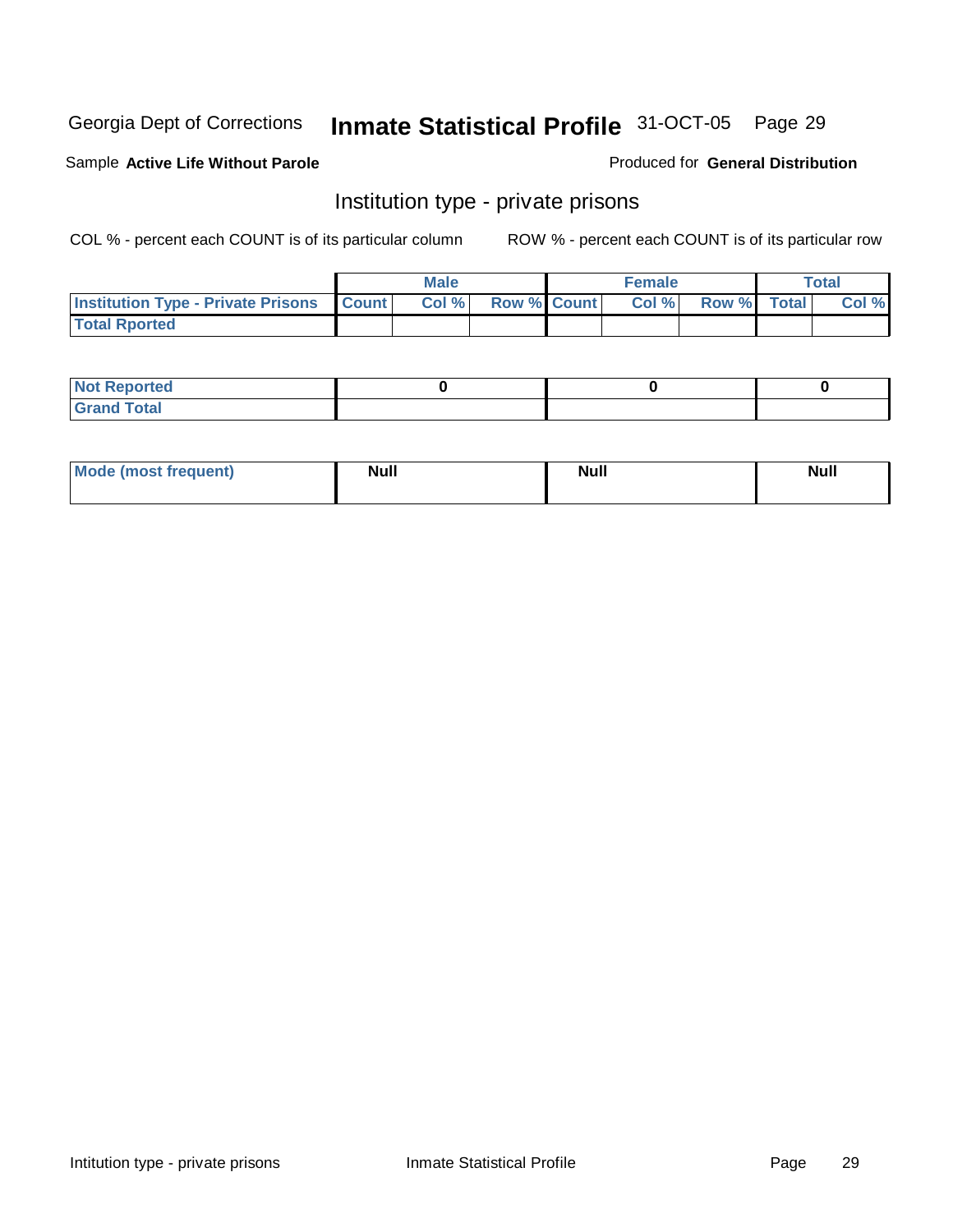Georgia Dept of Corrections **Inmate Statistical Profile** 31-OCT-05

Sample **Active Life Without Parole**

Produced for **General Distribution**

## Institution type - private prisons

COL % - percent each COUNT is of its particular column

ROW % - percent each COUNT is of its particular row

| | Male | | | Female | | | Total | |
|---|---|---|---|---|---|---|---|---|
| **Institution Type - Private Prisons** | **Count** | **Col %** | **Row %** | **Count** | **Col %** | **Row %** | **Total** | **Col %** |
| **Total Rported** | | | | | | | | |

| | Male | Female | Total |
|---|---|---|---|
| **Not Reported** | 0 | 0 | 0 |
| **Grand Total** | | | |

| | Male | Female | Total |
|---|---|---|---|
| **Mode (most frequent)** | Null | Null | Null |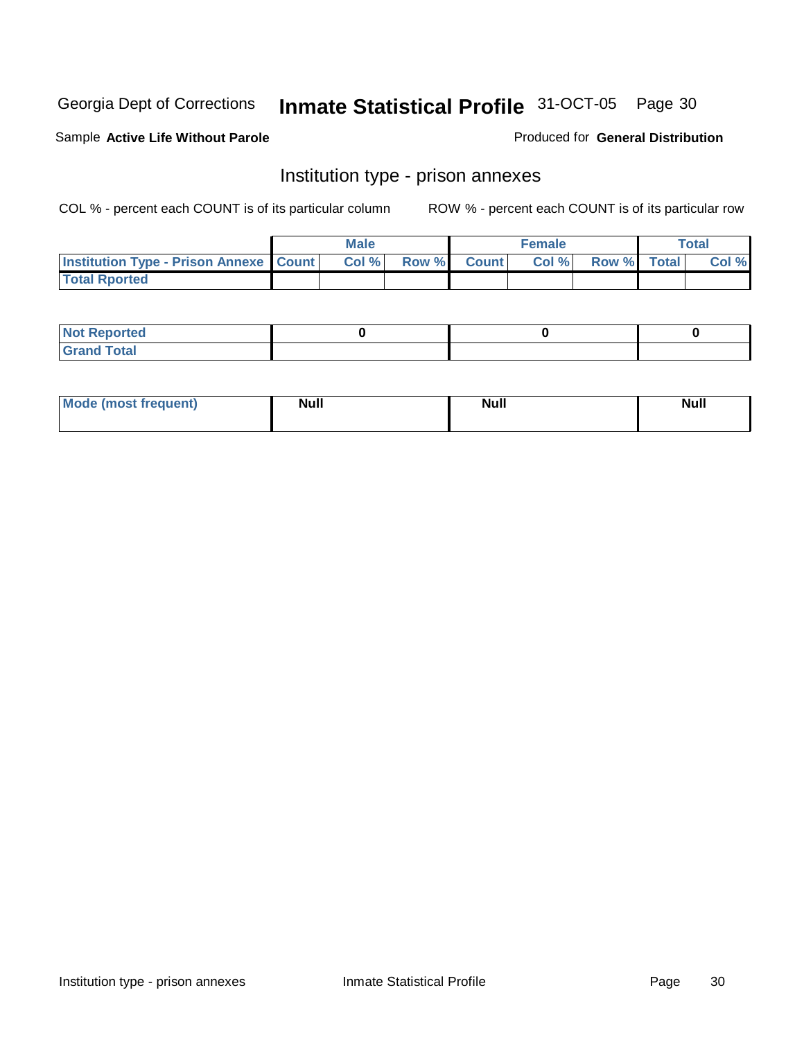Georgia Dept of Corrections **Inmate Statistical Profile** 31-OCT-05

Sample **Active Life Without Parole**

Produced for **General Distribution**

## Institution type - prison annexes

COL % - percent each COUNT is of its particular column

ROW % - percent each COUNT is of its particular row

| | Male | | | Female | | | Total | |
|---|---|---|---|---|---|---|---|---|
| **Institution Type - Prison Annexe** | **Count** | **Col %** | **Row %** | **Count** | **Col %** | **Row %** | **Total** | **Col %** |
| **Total Rported** | | | | | | | | |

| | Male | Female | Total |
|---|---|---|---|
| **Not Reported** | **0** | **0** | **0** |
| **Grand Total** | | | |

| | Male | Female | Total |
|---|---|---|---|
| **Mode (most frequent)** | **Null** | **Null** | **Null** |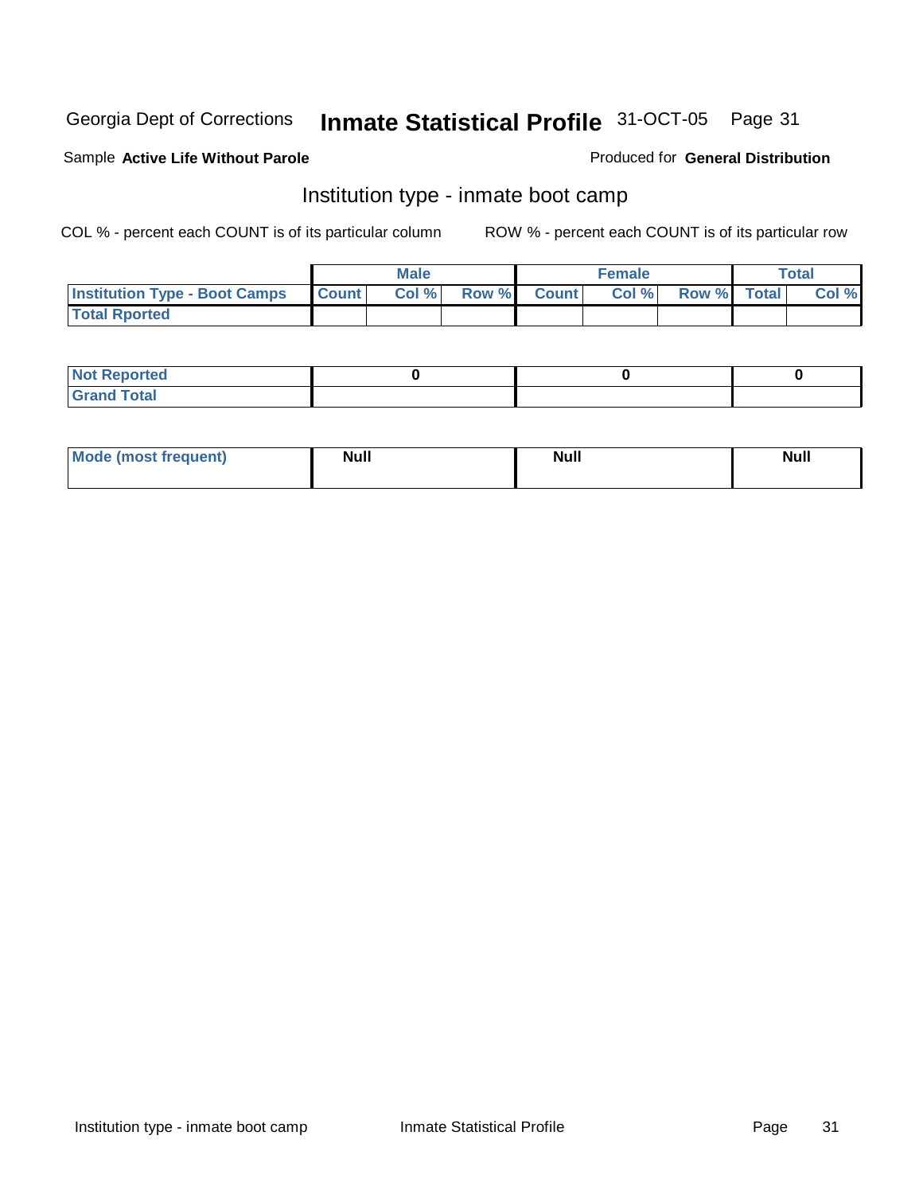Georgia Dept of Corrections **Inmate Statistical Profile** 31-OCT-05

Sample **Active Life Without Parole**

Produced for **General Distribution**

## Institution type - inmate boot camp

COL % - percent each COUNT is of its particular column

ROW % - percent each COUNT is of its particular row

| | Male | | | Female | | | Total | |
|---|---|---|---|---|---|---|---|---|
| **Institution Type - Boot Camps** | **Count** | **Col %** | **Row %** | **Count** | **Col %** | **Row %** | **Total** | **Col %** |
| **Total Rported** | | | | | | | | |

| | Male | Female | Total |
|---|---|---|---|
| **Not Reported** | 0 | 0 | 0 |
| **Grand Total** | | | |

| | Male | Female | Total |
|---|---|---|---|
| **Mode (most frequent)** | Null | Null | Null |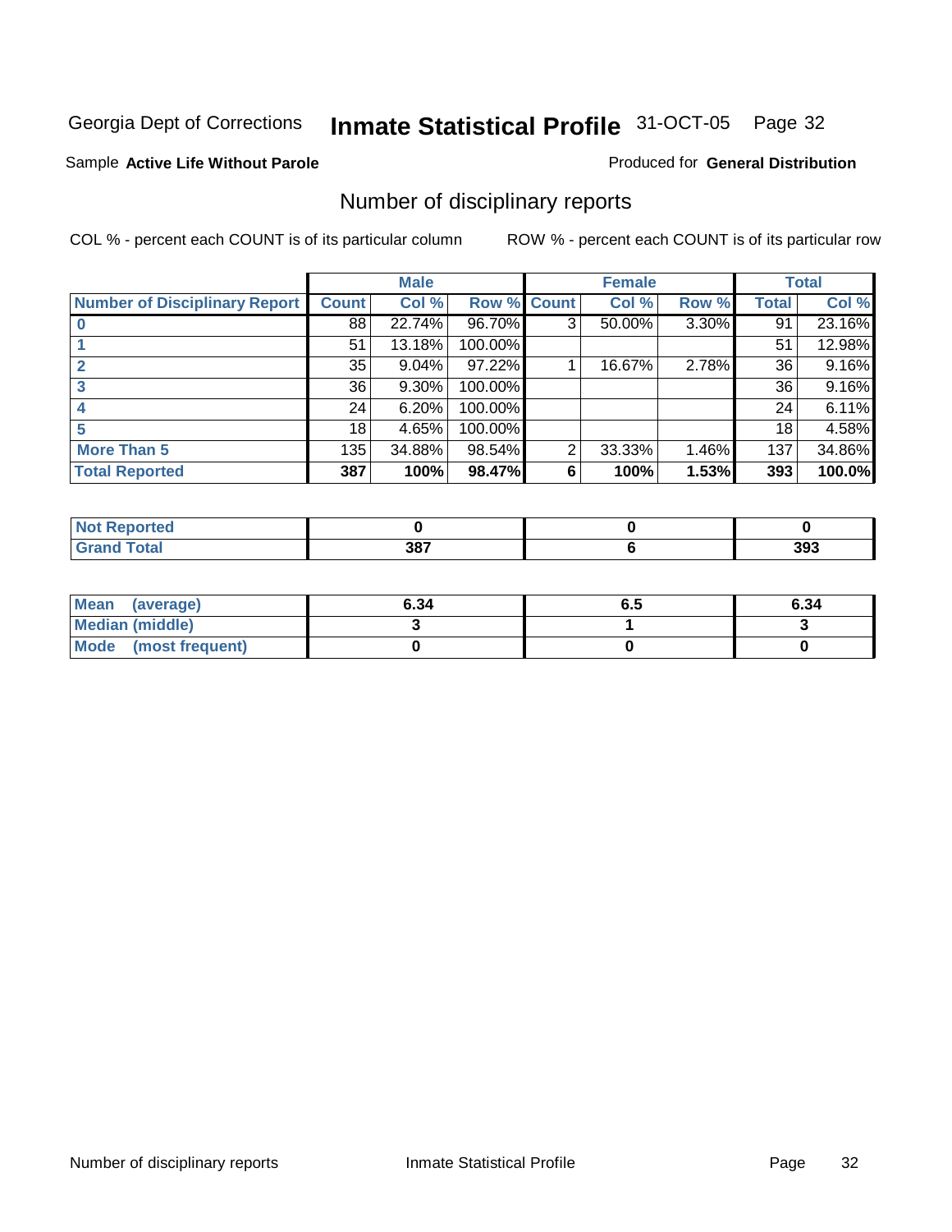Georgia Dept of Corrections **Inmate Statistical Profile** 31-OCT-05

Sample **Active Life Without Parole**

Produced for **General Distribution**

# Number of disciplinary reports

COL % - percent each COUNT is of its particular column

ROW % - percent each COUNT is of its particular row

| | Male | | | Female | | | Total | |
|---|---|---|---|---|---|---|---|---|
| **Number of Disciplinary Report** | **Count** | **Col %** | **Row %** | **Count** | **Col %** | **Row %** | **Total** | **Col %** |
| **0** | 88 | 22.74% | 96.70% | 3 | 50.00% | 3.30% | 91 | 23.16% |
| **1** | 51 | 13.18% | 100.00% | | | | 51 | 12.98% |
| **2** | 35 | 9.04% | 97.22% | 1 | 16.67% | 2.78% | 36 | 9.16% |
| **3** | 36 | 9.30% | 100.00% | | | | 36 | 9.16% |
| **4** | 24 | 6.20% | 100.00% | | | | 24 | 6.11% |
| **5** | 18 | 4.65% | 100.00% | | | | 18 | 4.58% |
| **More Than 5** | 135 | 34.88% | 98.54% | 2 | 33.33% | 1.46% | 137 | 34.86% |
| **Total Reported** | **387** | **100%** | **98.47%** | **6** | **100%** | **1.53%** | **393** | **100.0%** |

| | Male | Female | Total |
|---|---|---|---|
| **Not Reported** | **0** | **0** | **0** |
| **Grand Total** | **387** | **6** | **393** |

| | Male | Female | Total |
|---|---|---|---|
| **Mean (average)** | **6.34** | **6.5** | **6.34** |
| **Median (middle)** | **3** | **1** | **3** |
| **Mode (most frequent)** | **0** | **0** | **0** |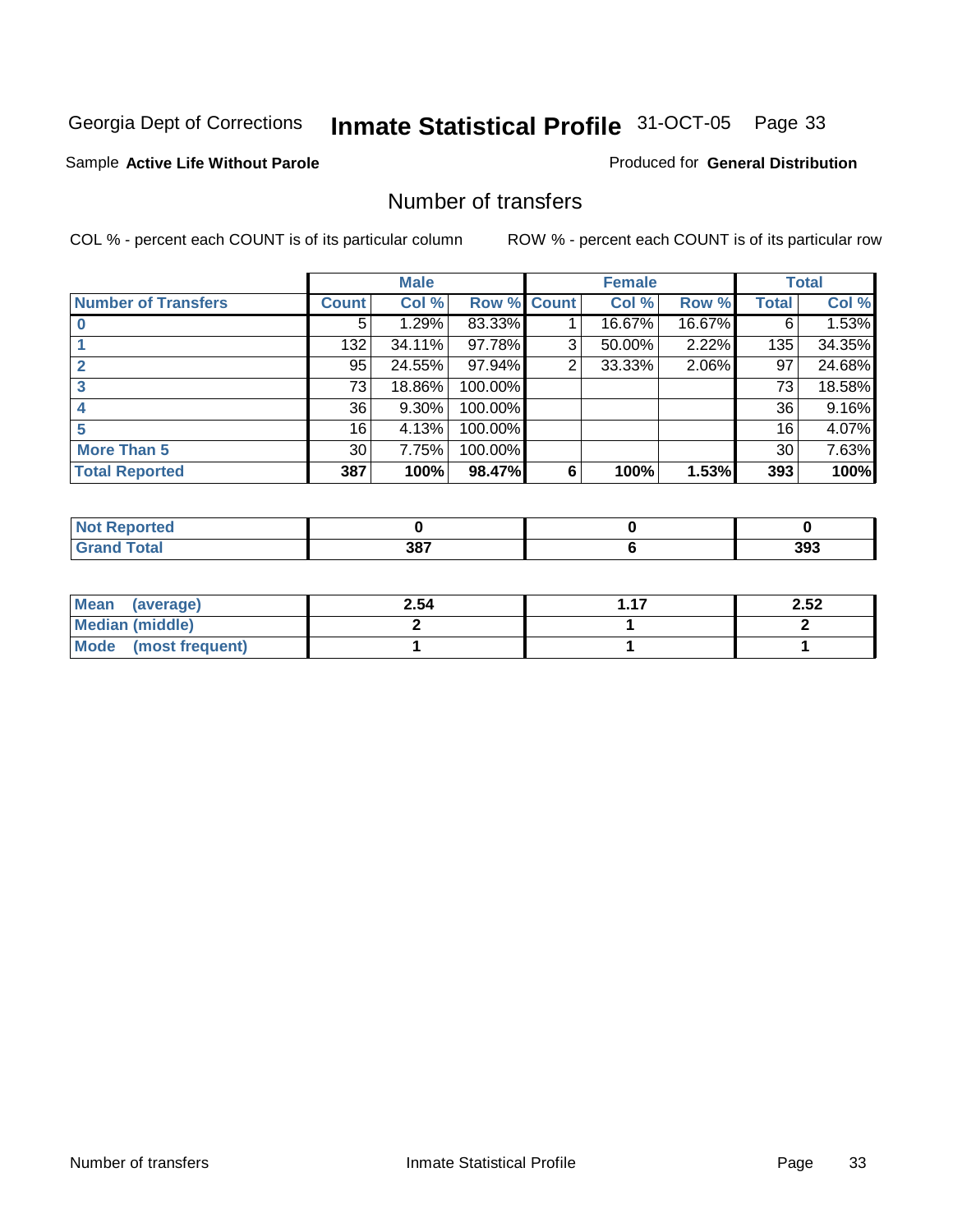Georgia Dept of Corrections **Inmate Statistical Profile** 31-OCT-05 Page 33

Sample **Active Life Without Parole** Produced for **General Distribution**

## Number of transfers

COL % - percent each COUNT is of its particular column ROW % - percent each COUNT is of its particular row

| | Male | | | Female | | | Total | |
|---|---|---|---|---|---|---|---|---|
| **Number of Transfers** | **Count** | **Col %** | **Row %** | **Count** | **Col %** | **Row %** | **Total** | **Col %** |
| **0** | 5 | 1.29% | 83.33% | 1 | 16.67% | 16.67% | 6 | 1.53% |
| **1** | 132 | 34.11% | 97.78% | 3 | 50.00% | 2.22% | 135 | 34.35% |
| **2** | 95 | 24.55% | 97.94% | 2 | 33.33% | 2.06% | 97 | 24.68% |
| **3** | 73 | 18.86% | 100.00% | | | | 73 | 18.58% |
| **4** | 36 | 9.30% | 100.00% | | | | 36 | 9.16% |
| **5** | 16 | 4.13% | 100.00% | | | | 16 | 4.07% |
| **More Than 5** | 30 | 7.75% | 100.00% | | | | 30 | 7.63% |
| **Total Reported** | **387** | **100%** | **98.47%** | **6** | **100%** | **1.53%** | **393** | **100%** |

| | Male | Female | Total |
|---|---|---|---|
| **Not Reported** | **0** | **0** | **0** |
| **Grand Total** | **387** | **6** | **393** |

| | Male | Female | Total |
|---|---|---|---|
| **Mean (average)** | **2.54** | **1.17** | **2.52** |
| **Median (middle)** | **2** | **1** | **2** |
| **Mode (most frequent)** | **1** | **1** | **1** |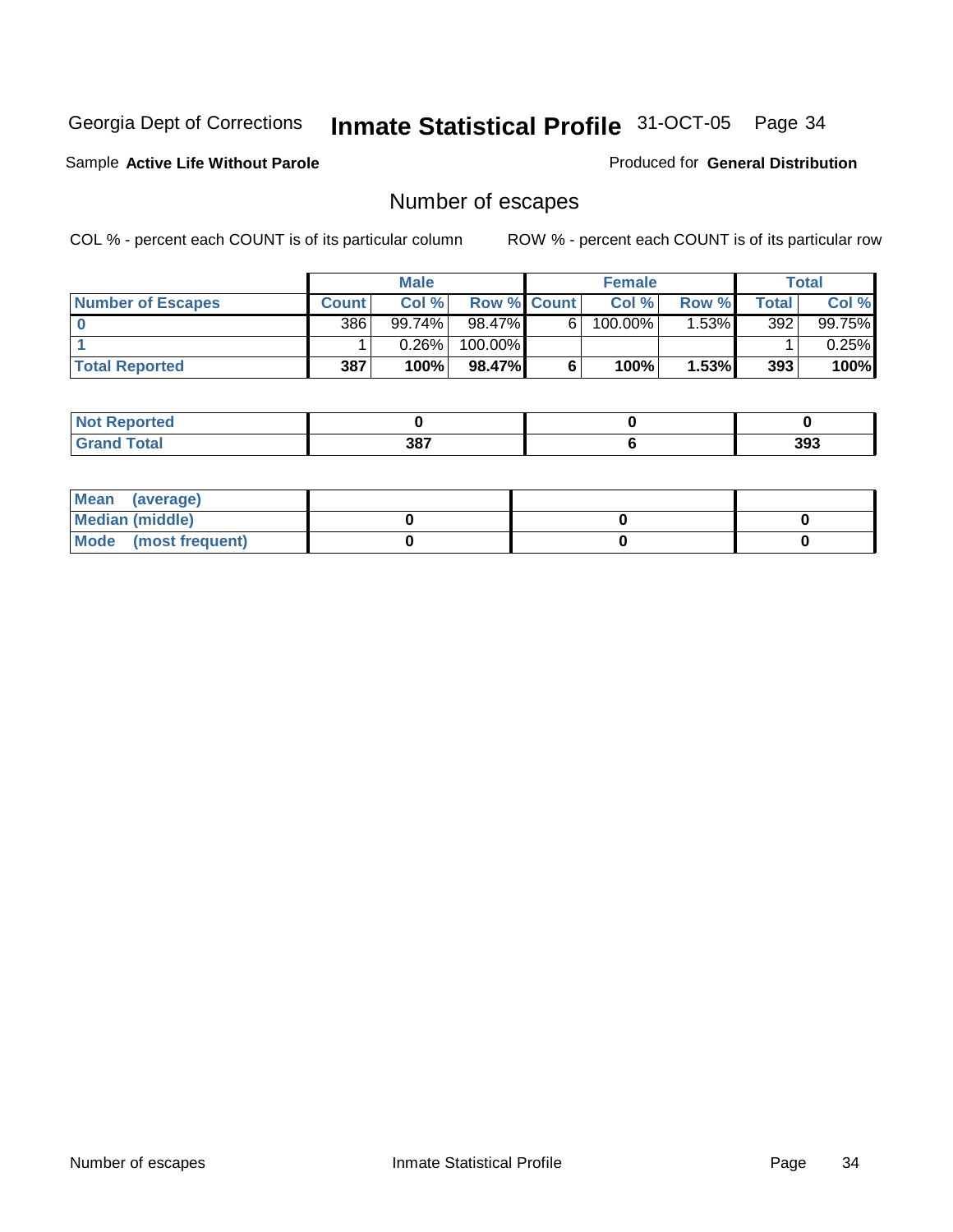Georgia Dept of Corrections **Inmate Statistical Profile** 31-OCT-05

Sample **Active Life Without Parole**

Produced for **General Distribution**

## Number of escapes

COL % - percent each COUNT is of its particular column

ROW % - percent each COUNT is of its particular row

| | Male | | | Female | | | Total | |
|---|---|---|---|---|---|---|---|---|
| **Number of Escapes** | **Count** | **Col %** | **Row %** | **Count** | **Col %** | **Row %** | **Total** | **Col %** |
| **0** | 386 | 99.74% | 98.47% | 6 | 100.00% | 1.53% | 392 | 99.75% |
| **1** | 1 | 0.26% | 100.00% | | | | 1 | 0.25% |
| **Total Reported** | **387** | **100%** | **98.47%** | **6** | **100%** | **1.53%** | **393** | **100%** |

| | Male | Female | Total |
|---|---|---|---|
| **Not Reported** | **0** | **0** | **0** |
| **Grand Total** | **387** | **6** | **393** |

| | Male | Female | Total |
|---|---|---|---|
| **Mean (average)** | | | |
| **Median (middle)** | **0** | **0** | **0** |
| **Mode (most frequent)** | **0** | **0** | **0** |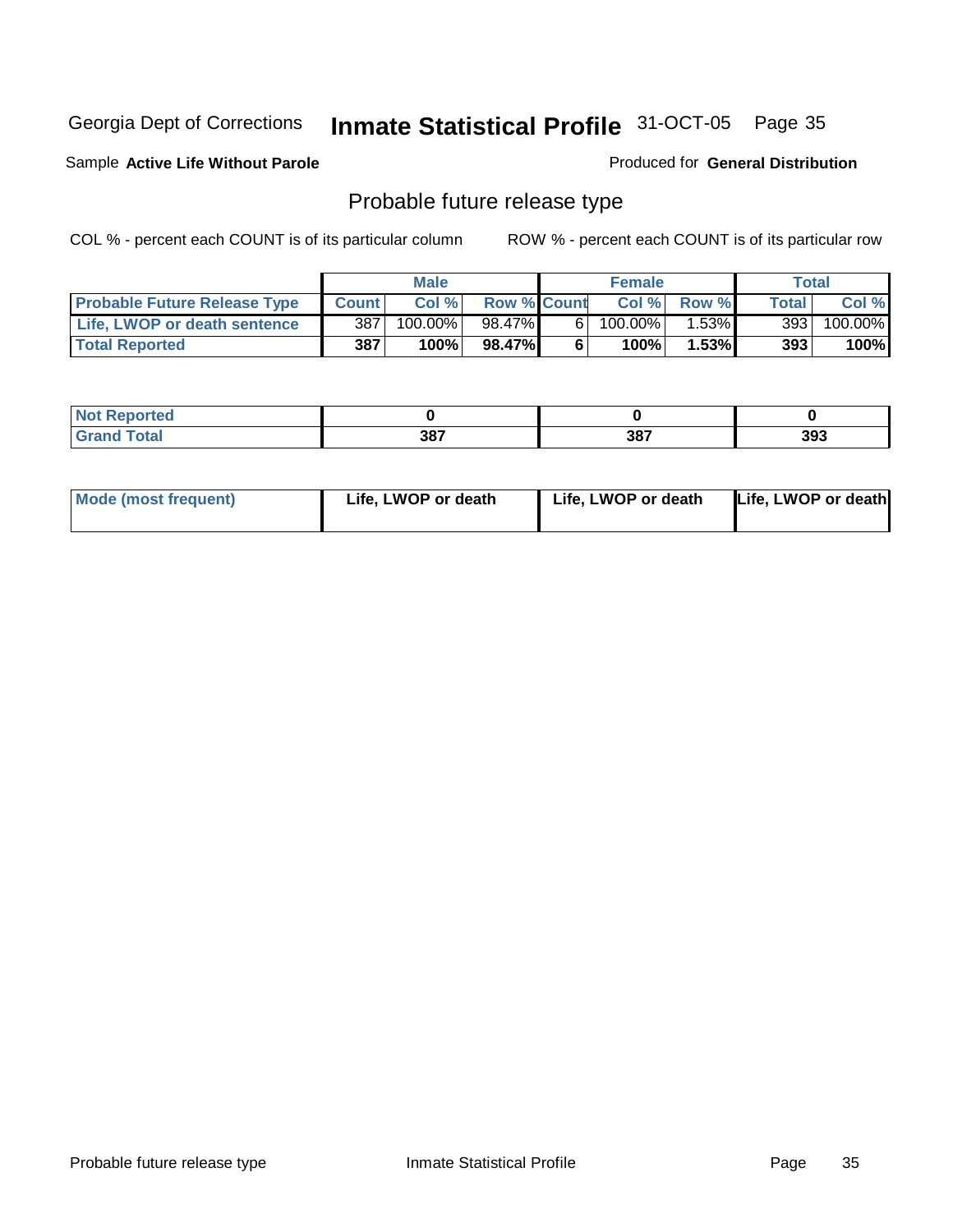Georgia Dept of Corrections **Inmate Statistical Profile** 31-OCT-05

Sample **Active Life Without Parole** Produced for **General Distribution**

## Probable future release type

COL % - percent each COUNT is of its particular column ROW % - percent each COUNT is of its particular row

| | Male | | | Female | | | Total | |
|---|---|---|---|---|---|---|---|---|
| **Probable Future Release Type** | **Count** | **Col %** | **Row %** | **Count** | **Col %** | **Row %** | **Total** | **Col %** |
| **Life, LWOP or death sentence** | 387 | 100.00% | 98.47% | 6 | 100.00% | 1.53% | 393 | 100.00% |
| **Total Reported** | **387** | **100%** | **98.47%** | **6** | **100%** | **1.53%** | **393** | **100%** |

| | Male | Female | Total |
|---|---|---|---|
| **Not Reported** | **0** | **0** | **0** |
| **Grand Total** | **387** | **387** | **393** |

| | Male | Female | Total |
|---|---|---|---|
| **Mode (most frequent)** | **Life, LWOP or death** | **Life, LWOP or death** | **Life, LWOP or death** |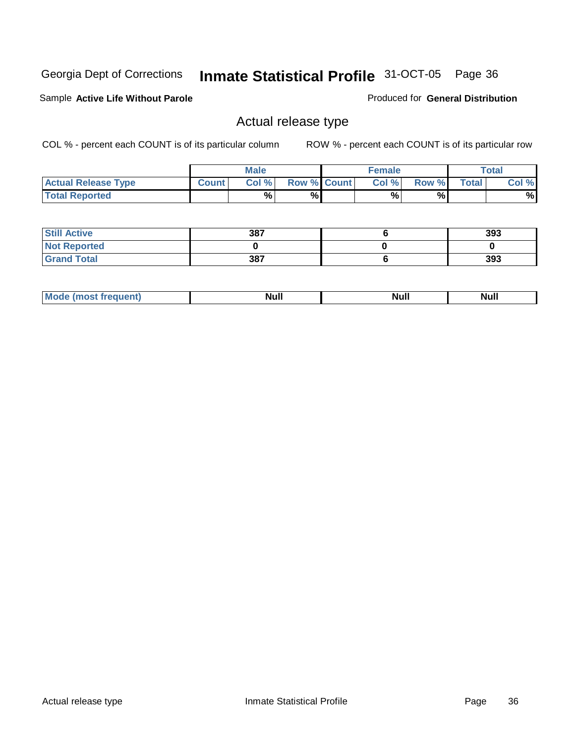Georgia Dept of Corrections **Inmate Statistical Profile** 31-OCT-05

Sample **Active Life Without Parole**

Produced for **General Distribution**

## Actual release type

COL % - percent each COUNT is of its particular column

ROW % - percent each COUNT is of its particular row

| | Male | | | Female | | | Total | |
|---|---|---|---|---|---|---|---|---|
| **Actual Release Type** | Count | Col % | Row % | Count | Col % | Row % | Total | Col % |
| **Total Reported** | | % | % | | % | % | | % |

| | Male | Female | Total |
|---|---|---|---|
| **Still Active** | 387 | 6 | 393 |
| **Not Reported** | 0 | 0 | 0 |
| **Grand Total** | 387 | 6 | 393 |

| | Male | Female | Total |
|---|---|---|---|
| **Mode (most frequent)** | Null | Null | Null |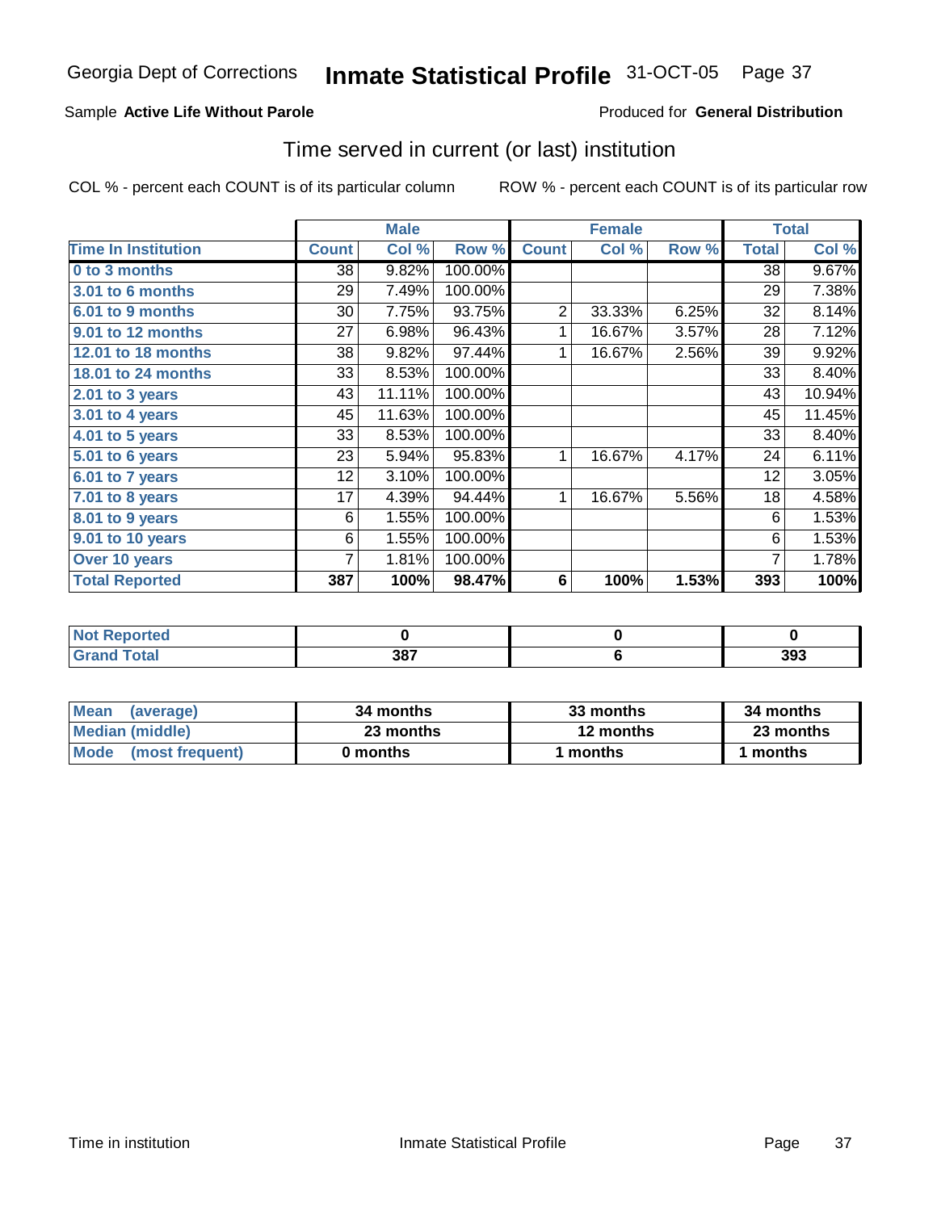Georgia Dept of Corrections **Inmate Statistical Profile** 31-OCT-05

Sample **Active Life Without Parole** Produced for **General Distribution**

## Time served in current (or last) institution

COL % - percent each COUNT is of its particular column ROW % - percent each COUNT is of its particular row

| | Male | | | Female | | | Total | |
|---|---|---|---|---|---|---|---|---|
| **Time In Institution** | **Count** | **Col %** | **Row %** | **Count** | **Col %** | **Row %** | **Total** | **Col %** |
| **0 to 3 months** | 38 | 9.82% | 100.00% | | | | 38 | 9.67% |
| **3.01 to 6 months** | 29 | 7.49% | 100.00% | | | | 29 | 7.38% |
| **6.01 to 9 months** | 30 | 7.75% | 93.75% | 2 | 33.33% | 6.25% | 32 | 8.14% |
| **9.01 to 12 months** | 27 | 6.98% | 96.43% | 1 | 16.67% | 3.57% | 28 | 7.12% |
| **12.01 to 18 months** | 38 | 9.82% | 97.44% | 1 | 16.67% | 2.56% | 39 | 9.92% |
| **18.01 to 24 months** | 33 | 8.53% | 100.00% | | | | 33 | 8.40% |
| **2.01 to 3 years** | 43 | 11.11% | 100.00% | | | | 43 | 10.94% |
| **3.01 to 4 years** | 45 | 11.63% | 100.00% | | | | 45 | 11.45% |
| **4.01 to 5 years** | 33 | 8.53% | 100.00% | | | | 33 | 8.40% |
| **5.01 to 6 years** | 23 | 5.94% | 95.83% | 1 | 16.67% | 4.17% | 24 | 6.11% |
| **6.01 to 7 years** | 12 | 3.10% | 100.00% | | | | 12 | 3.05% |
| **7.01 to 8 years** | 17 | 4.39% | 94.44% | 1 | 16.67% | 5.56% | 18 | 4.58% |
| **8.01 to 9 years** | 6 | 1.55% | 100.00% | | | | 6 | 1.53% |
| **9.01 to 10 years** | 6 | 1.55% | 100.00% | | | | 6 | 1.53% |
| **Over 10 years** | 7 | 1.81% | 100.00% | | | | 7 | 1.78% |
| **Total Reported** | **387** | **100%** | **98.47%** | **6** | **100%** | **1.53%** | **393** | **100%** |

| | Male | Female | Total |
|---|---|---|---|
| **Not Reported** | **0** | **0** | **0** |
| **Grand Total** | **387** | **6** | **393** |

| | Male | Female | Total |
|---|---|---|---|
| **Mean (average)** | **34 months** | **33 months** | **34 months** |
| **Median (middle)** | **23 months** | **12 months** | **23 months** |
| **Mode (most frequent)** | **0 months** | **1 months** | **1 months** |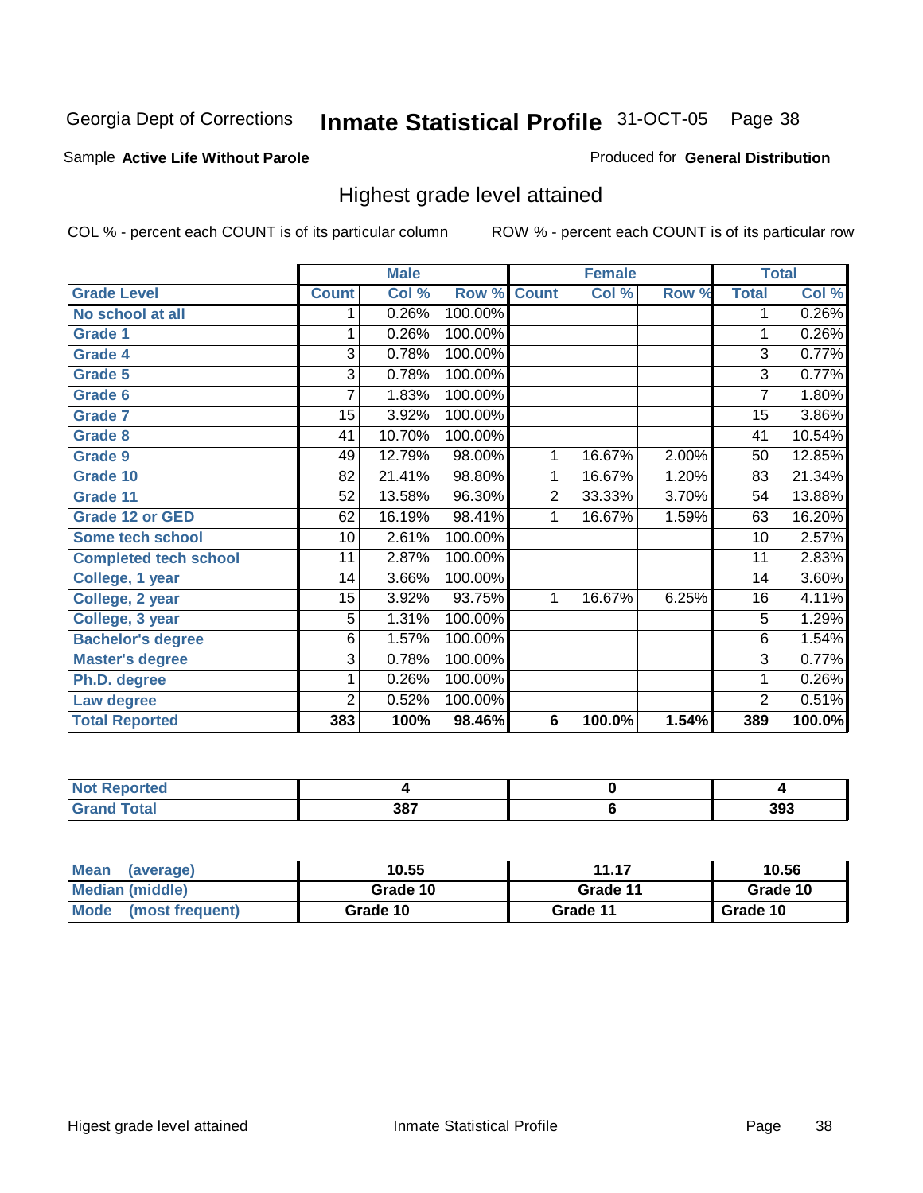Georgia Dept of Corrections **Inmate Statistical Profile** 31-OCT-05

Sample **Active Life Without Parole**

Produced for **General Distribution**

## Highest grade level attained

COL % - percent each COUNT is of its particular column

ROW % - percent each COUNT is of its particular row

| | Male | | | Female | | | Total | |
|---|---|---|---|---|---|---|---|---|
| **Grade Level** | **Count** | **Col %** | **Row %** | **Count** | **Col %** | **Row %** | **Total** | **Col %** |
| No school at all | 1 | 0.26% | 100.00% | | | | 1 | 0.26% |
| Grade 1 | 1 | 0.26% | 100.00% | | | | 1 | 0.26% |
| Grade 4 | 3 | 0.78% | 100.00% | | | | 3 | 0.77% |
| Grade 5 | 3 | 0.78% | 100.00% | | | | 3 | 0.77% |
| Grade 6 | 7 | 1.83% | 100.00% | | | | 7 | 1.80% |
| Grade 7 | 15 | 3.92% | 100.00% | | | | 15 | 3.86% |
| Grade 8 | 41 | 10.70% | 100.00% | | | | 41 | 10.54% |
| Grade 9 | 49 | 12.79% | 98.00% | 1 | 16.67% | 2.00% | 50 | 12.85% |
| Grade 10 | 82 | 21.41% | 98.80% | 1 | 16.67% | 1.20% | 83 | 21.34% |
| Grade 11 | 52 | 13.58% | 96.30% | 2 | 33.33% | 3.70% | 54 | 13.88% |
| Grade 12 or GED | 62 | 16.19% | 98.41% | 1 | 16.67% | 1.59% | 63 | 16.20% |
| Some tech school | 10 | 2.61% | 100.00% | | | | 10 | 2.57% |
| Completed tech school | 11 | 2.87% | 100.00% | | | | 11 | 2.83% |
| College, 1 year | 14 | 3.66% | 100.00% | | | | 14 | 3.60% |
| College, 2 year | 15 | 3.92% | 93.75% | 1 | 16.67% | 6.25% | 16 | 4.11% |
| College, 3 year | 5 | 1.31% | 100.00% | | | | 5 | 1.29% |
| Bachelor's degree | 6 | 1.57% | 100.00% | | | | 6 | 1.54% |
| Master's degree | 3 | 0.78% | 100.00% | | | | 3 | 0.77% |
| Ph.D. degree | 1 | 0.26% | 100.00% | | | | 1 | 0.26% |
| Law degree | 2 | 0.52% | 100.00% | | | | 2 | 0.51% |
| **Total Reported** | **383** | **100%** | **98.46%** | **6** | **100.0%** | **1.54%** | **389** | **100.0%** |

| | Male | Female | Total |
|---|---|---|---|
| Not Reported | 4 | 0 | 4 |
| Grand Total | 387 | 6 | 393 |

| | Male | Female | Total |
|---|---|---|---|
| Mean (average) | 10.55 | 11.17 | 10.56 |
| Median (middle) | Grade 10 | Grade 11 | Grade 10 |
| Mode (most frequent) | Grade 10 | Grade 11 | Grade 10 |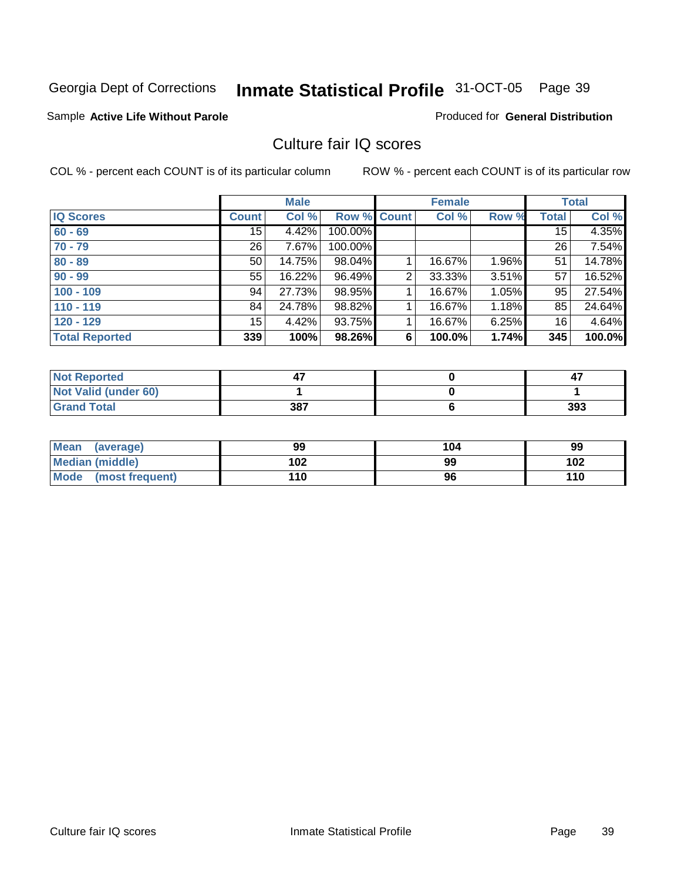Georgia Dept of Corrections **Inmate Statistical Profile** 31-OCT-05 Page 39

Sample **Active Life Without Parole**

Produced for **General Distribution**

## Culture fair IQ scores

COL % - percent each COUNT is of its particular column

ROW % - percent each COUNT is of its particular row

| | Male | | | Female | | | Total | |
|---|---|---|---|---|---|---|---|---|
| **IQ Scores** | **Count** | **Col %** | **Row %** | **Count** | **Col %** | **Row %** | **Total** | **Col %** |
| **60 - 69** | 15 | 4.42% | 100.00% | | | | 15 | 4.35% |
| **70 - 79** | 26 | 7.67% | 100.00% | | | | 26 | 7.54% |
| **80 - 89** | 50 | 14.75% | 98.04% | 1 | 16.67% | 1.96% | 51 | 14.78% |
| **90 - 99** | 55 | 16.22% | 96.49% | 2 | 33.33% | 3.51% | 57 | 16.52% |
| **100 - 109** | 94 | 27.73% | 98.95% | 1 | 16.67% | 1.05% | 95 | 27.54% |
| **110 - 119** | 84 | 24.78% | 98.82% | 1 | 16.67% | 1.18% | 85 | 24.64% |
| **120 - 129** | 15 | 4.42% | 93.75% | 1 | 16.67% | 6.25% | 16 | 4.64% |
| **Total Reported** | **339** | **100%** | **98.26%** | **6** | **100.0%** | **1.74%** | **345** | **100.0%** |

| | Male | Female | Total |
|---|---|---|---|
| **Not Reported** | **47** | **0** | **47** |
| **Not Valid (under 60)** | **1** | **0** | **1** |
| **Grand Total** | **387** | **6** | **393** |

| | Male | Female | Total |
|---|---|---|---|
| **Mean (average)** | **99** | **104** | **99** |
| **Median (middle)** | **102** | **99** | **102** |
| **Mode (most frequent)** | **110** | **96** | **110** |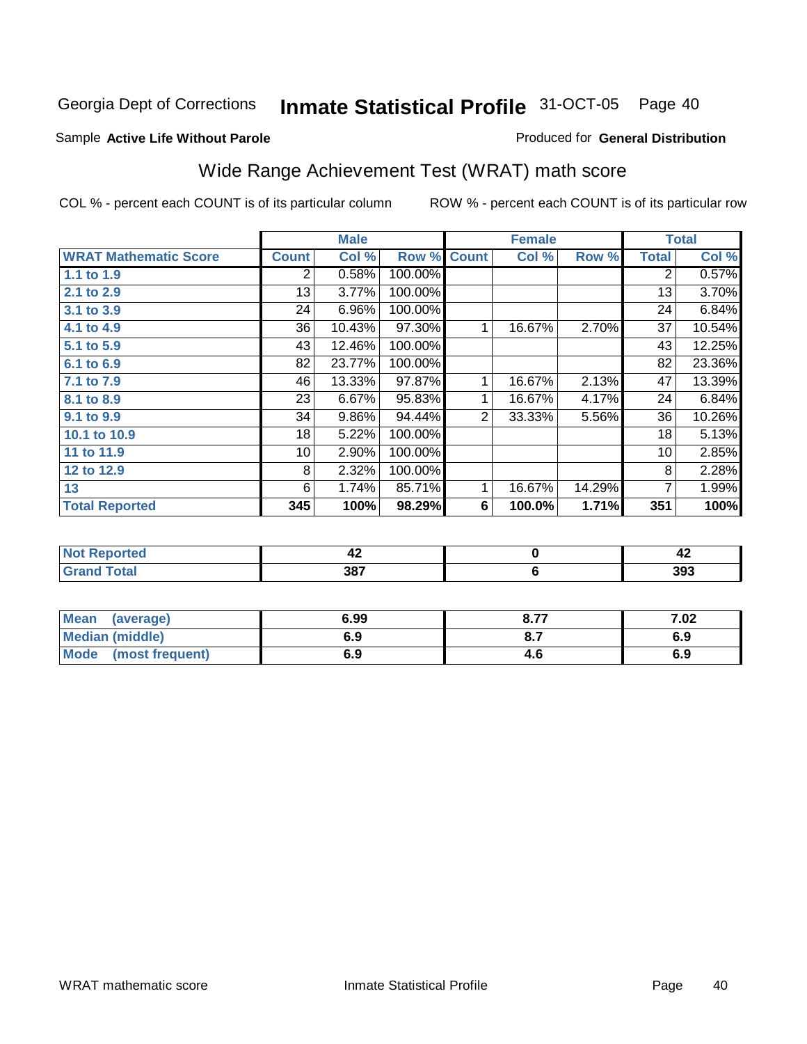Georgia Dept of Corrections **Inmate Statistical Profile** 31-OCT-05

Sample **Active Life Without Parole**

Produced for **General Distribution**

## Wide Range Achievement Test (WRAT) math score

COL % - percent each COUNT is of its particular column

ROW % - percent each COUNT is of its particular row

| | Male | | | Female | | | Total | |
|---|---|---|---|---|---|---|---|---|
| **WRAT Mathematic Score** | **Count** | **Col %** | **Row %** | **Count** | **Col %** | **Row %** | **Total** | **Col %** |
| 1.1 to 1.9 | 2 | 0.58% | 100.00% | | | | 2 | 0.57% |
| 2.1 to 2.9 | 13 | 3.77% | 100.00% | | | | 13 | 3.70% |
| 3.1 to 3.9 | 24 | 6.96% | 100.00% | | | | 24 | 6.84% |
| 4.1 to 4.9 | 36 | 10.43% | 97.30% | 1 | 16.67% | 2.70% | 37 | 10.54% |
| 5.1 to 5.9 | 43 | 12.46% | 100.00% | | | | 43 | 12.25% |
| 6.1 to 6.9 | 82 | 23.77% | 100.00% | | | | 82 | 23.36% |
| 7.1 to 7.9 | 46 | 13.33% | 97.87% | 1 | 16.67% | 2.13% | 47 | 13.39% |
| 8.1 to 8.9 | 23 | 6.67% | 95.83% | 1 | 16.67% | 4.17% | 24 | 6.84% |
| 9.1 to 9.9 | 34 | 9.86% | 94.44% | 2 | 33.33% | 5.56% | 36 | 10.26% |
| 10.1 to 10.9 | 18 | 5.22% | 100.00% | | | | 18 | 5.13% |
| 11 to 11.9 | 10 | 2.90% | 100.00% | | | | 10 | 2.85% |
| 12 to 12.9 | 8 | 2.32% | 100.00% | | | | 8 | 2.28% |
| 13 | 6 | 1.74% | 85.71% | 1 | 16.67% | 14.29% | 7 | 1.99% |
| **Total Reported** | **345** | **100%** | **98.29%** | **6** | **100.0%** | **1.71%** | **351** | **100%** |

| | Male | Female | Total |
|---|---|---|---|
| Not Reported | 42 | 0 | 42 |
| Grand Total | 387 | 6 | 393 |

| | Male | Female | Total |
|---|---|---|---|
| Mean (average) | 6.99 | 8.77 | 7.02 |
| Median (middle) | 6.9 | 8.7 | 6.9 |
| Mode (most frequent) | 6.9 | 4.6 | 6.9 |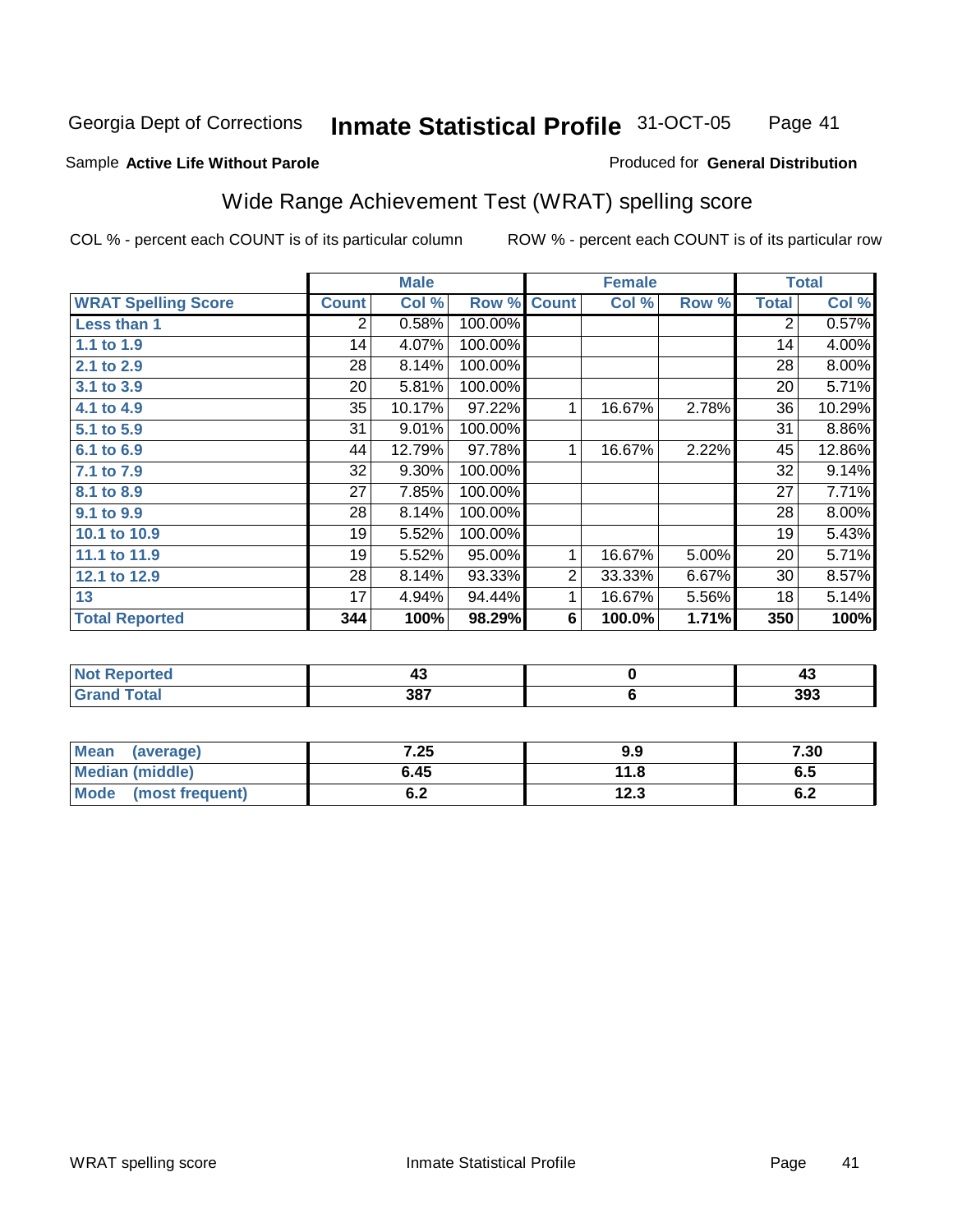Georgia Dept of Corrections **Inmate Statistical Profile** 31-OCT-05

Sample **Active Life Without Parole**

Produced for **General Distribution**

## Wide Range Achievement Test (WRAT) spelling score

COL % - percent each COUNT is of its particular column

ROW % - percent each COUNT is of its particular row

| | Male | | | Female | | | Total | |
|---|---|---|---|---|---|---|---|---|
| **WRAT Spelling Score** | **Count** | **Col %** | **Row %** | **Count** | **Col %** | **Row %** | **Total** | **Col %** |
| **Less than 1** | 2 | 0.58% | 100.00% | | | | 2 | 0.57% |
| **1.1 to 1.9** | 14 | 4.07% | 100.00% | | | | 14 | 4.00% |
| **2.1 to 2.9** | 28 | 8.14% | 100.00% | | | | 28 | 8.00% |
| **3.1 to 3.9** | 20 | 5.81% | 100.00% | | | | 20 | 5.71% |
| **4.1 to 4.9** | 35 | 10.17% | 97.22% | 1 | 16.67% | 2.78% | 36 | 10.29% |
| **5.1 to 5.9** | 31 | 9.01% | 100.00% | | | | 31 | 8.86% |
| **6.1 to 6.9** | 44 | 12.79% | 97.78% | 1 | 16.67% | 2.22% | 45 | 12.86% |
| **7.1 to 7.9** | 32 | 9.30% | 100.00% | | | | 32 | 9.14% |
| **8.1 to 8.9** | 27 | 7.85% | 100.00% | | | | 27 | 7.71% |
| **9.1 to 9.9** | 28 | 8.14% | 100.00% | | | | 28 | 8.00% |
| **10.1 to 10.9** | 19 | 5.52% | 100.00% | | | | 19 | 5.43% |
| **11.1 to 11.9** | 19 | 5.52% | 95.00% | 1 | 16.67% | 5.00% | 20 | 5.71% |
| **12.1 to 12.9** | 28 | 8.14% | 93.33% | 2 | 33.33% | 6.67% | 30 | 8.57% |
| **13** | 17 | 4.94% | 94.44% | 1 | 16.67% | 5.56% | 18 | 5.14% |
| **Total Reported** | **344** | **100%** | **98.29%** | **6** | **100.0%** | **1.71%** | **350** | **100%** |

| | Male | Female | Total |
|---|---|---|---|
| **Not Reported** | **43** | **0** | **43** |
| **Grand Total** | **387** | **6** | **393** |

| | Male | Female | Total |
|---|---|---|---|
| **Mean (average)** | **7.25** | **9.9** | **7.30** |
| **Median (middle)** | **6.45** | **11.8** | **6.5** |
| **Mode (most frequent)** | **6.2** | **12.3** | **6.2** |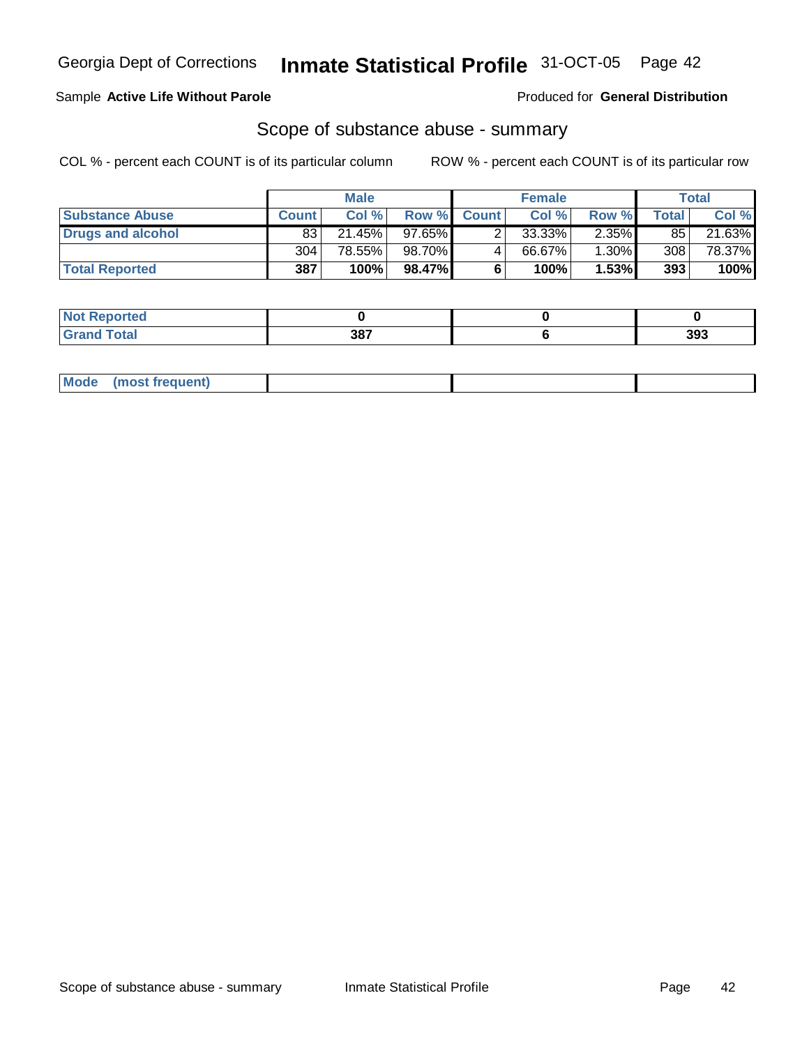Georgia Dept of Corrections **Inmate Statistical Profile** 31-OCT-05

Sample **Active Life Without Parole**

Produced for **General Distribution**

## Scope of substance abuse - summary

COL % - percent each COUNT is of its particular column

ROW % - percent each COUNT is of its particular row

| | Male | | | Female | | | Total | |
|---|---|---|---|---|---|---|---|---|
| **Substance Abuse** | **Count** | **Col %** | **Row %** | **Count** | **Col %** | **Row %** | **Total** | **Col %** |
| **Drugs and alcohol** | 83 | 21.45% | 97.65% | 2 | 33.33% | 2.35% | 85 | 21.63% |
| | 304 | 78.55% | 98.70% | 4 | 66.67% | 1.30% | 308 | 78.37% |
| **Total Reported** | **387** | **100%** | **98.47%** | **6** | **100%** | **1.53%** | **393** | **100%** |

| | Male | Female | Total |
|---|---|---|---|
| **Not Reported** | **0** | **0** | **0** |
| **Grand Total** | **387** | **6** | **393** |

| | | | |
|---|---|---|---|
| **Mode (most frequent)** | | | |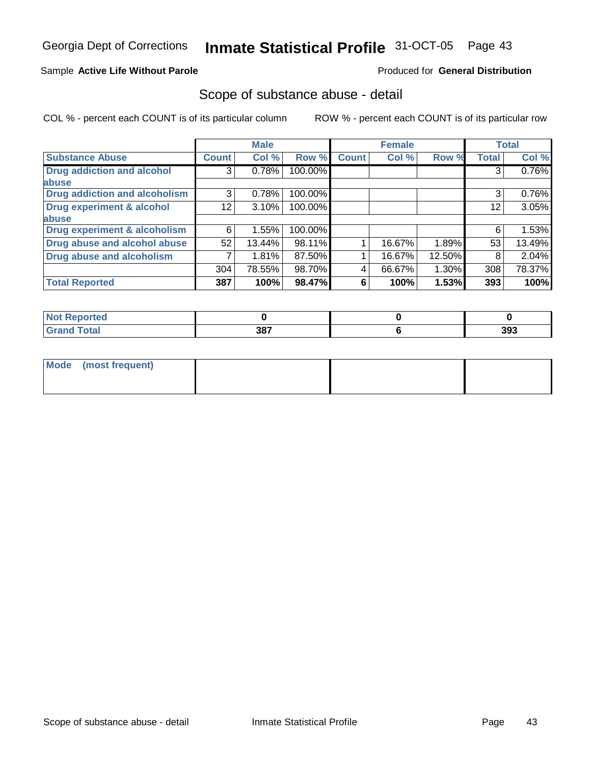Georgia Dept of Corrections **Inmate Statistical Profile** 31-OCT-05

Sample **Active Life Without Parole**

Produced for **General Distribution**

## Scope of substance abuse - detail

COL % - percent each COUNT is of its particular column

ROW % - percent each COUNT is of its particular row

| | Male | | | Female | | | Total | |
|---|---|---|---|---|---|---|---|---|
| **Substance Abuse** | **Count** | **Col %** | **Row %** | **Count** | **Col %** | **Row %** | **Total** | **Col %** |
| **Drug addiction and alcohol abuse** | 3 | 0.78% | 100.00% | | | | 3 | 0.76% |
| **Drug addiction and alcoholism** | 3 | 0.78% | 100.00% | | | | 3 | 0.76% |
| **Drug experiment & alcohol abuse** | 12 | 3.10% | 100.00% | | | | 12 | 3.05% |
| **Drug experiment & alcoholism** | 6 | 1.55% | 100.00% | | | | 6 | 1.53% |
| **Drug abuse and alcohol abuse** | 52 | 13.44% | 98.11% | 1 | 16.67% | 1.89% | 53 | 13.49% |
| **Drug abuse and alcoholism** | 7 | 1.81% | 87.50% | 1 | 16.67% | 12.50% | 8 | 2.04% |
| | 304 | 78.55% | 98.70% | 4 | 66.67% | 1.30% | 308 | 78.37% |
| **Total Reported** | **387** | **100%** | **98.47%** | **6** | **100%** | **1.53%** | **393** | **100%** |

| | Male | Female | Total |
|---|---|---|---|
| **Not Reported** | **0** | **0** | **0** |
| **Grand Total** | **387** | **6** | **393** |

| | Male | Female | Total |
|---|---|---|---|
| **Mode (most frequent)** | | | |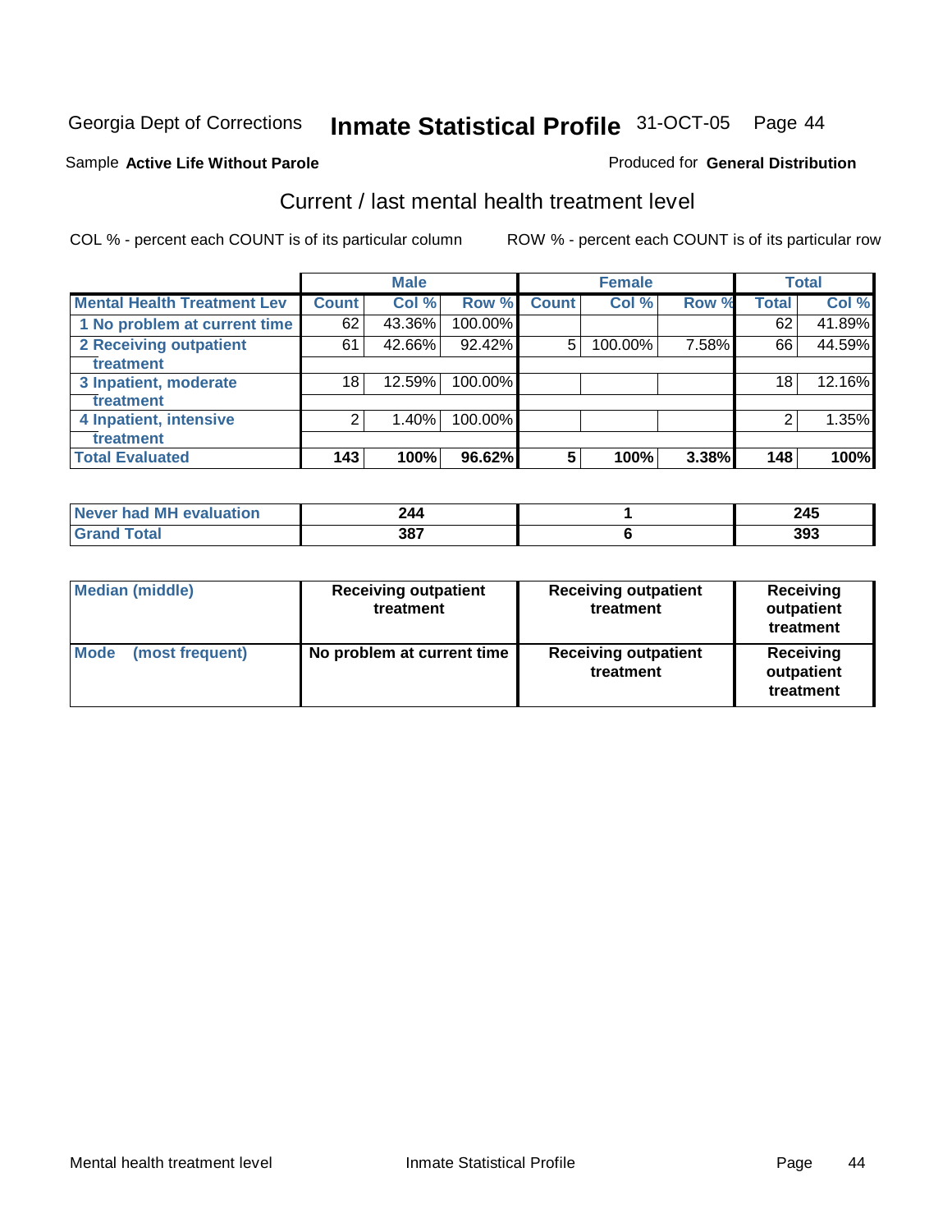Georgia Dept of Corrections **Inmate Statistical Profile** 31-OCT-05

Sample **Active Life Without Parole**

Produced for **General Distribution**

## Current / last mental health treatment level

COL % - percent each COUNT is of its particular column

ROW % - percent each COUNT is of its particular row

| | Male | | | Female | | | Total | |
|---|---|---|---|---|---|---|---|---|
| **Mental Health Treatment Lev** | **Count** | **Col %** | **Row %** | **Count** | **Col %** | **Row %** | **Total** | **Col %** |
| 1 No problem at current time | 62 | 43.36% | 100.00% | | | | 62 | 41.89% |
| 2 Receiving outpatient treatment | 61 | 42.66% | 92.42% | 5 | 100.00% | 7.58% | 66 | 44.59% |
| 3 Inpatient, moderate treatment | 18 | 12.59% | 100.00% | | | | 18 | 12.16% |
| 4 Inpatient, intensive treatment | 2 | 1.40% | 100.00% | | | | 2 | 1.35% |
| **Total Evaluated** | **143** | **100%** | **96.62%** | **5** | **100%** | **3.38%** | **148** | **100%** |

| | Male | Female | Total |
|---|---|---|---|
| Never had MH evaluation | **244** | **1** | **245** |
| Grand Total | **387** | **6** | **393** |

| | Male | Female | Total |
|---|---|---|---|
| Median (middle) | **Receiving outpatient treatment** | **Receiving outpatient treatment** | **Receiving outpatient treatment** |
| Mode (most frequent) | **No problem at current time** | **Receiving outpatient treatment** | **Receiving outpatient treatment** |

Mental health treatment level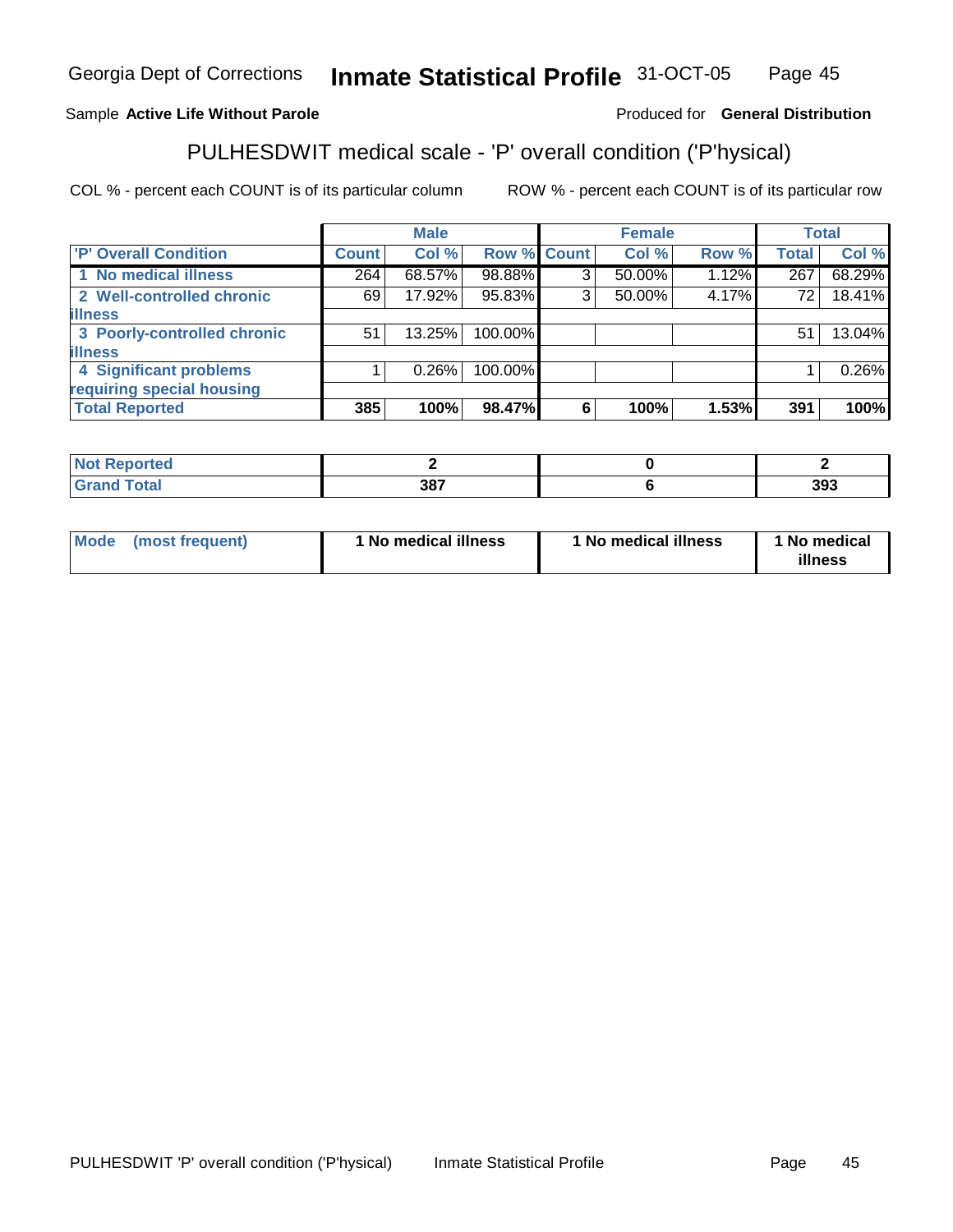Georgia Dept of Corrections **Inmate Statistical Profile** 31-OCT-05

Sample **Active Life Without Parole**

Produced for **General Distribution**

## PULHESDWIT medical scale - 'P' overall condition ('P'hysical)

COL % - percent each COUNT is of its particular column

ROW % - percent each COUNT is of its particular row

| | Male | | | Female | | | Total | |
|---|---|---|---|---|---|---|---|---|
| 'P' Overall Condition | Count | Col % | Row % | Count | Col % | Row % | Total | Col % |
| 1 No medical illness | 264 | 68.57% | 98.88% | 3 | 50.00% | 1.12% | 267 | 68.29% |
| 2 Well-controlled chronic illness | 69 | 17.92% | 95.83% | 3 | 50.00% | 4.17% | 72 | 18.41% |
| 3 Poorly-controlled chronic illness | 51 | 13.25% | 100.00% | | | | 51 | 13.04% |
| 4 Significant problems requiring special housing | 1 | 0.26% | 100.00% | | | | 1 | 0.26% |
| **Total Reported** | **385** | **100%** | **98.47%** | **6** | **100%** | **1.53%** | **391** | **100%** |

| | Male | Female | Total |
|---|---|---|---|
| Not Reported | 2 | 0 | 2 |
| Grand Total | 387 | 6 | 393 |

| | Male | Female | Total |
|---|---|---|---|
| Mode (most frequent) | 1 No medical illness | 1 No medical illness | 1 No medical illness |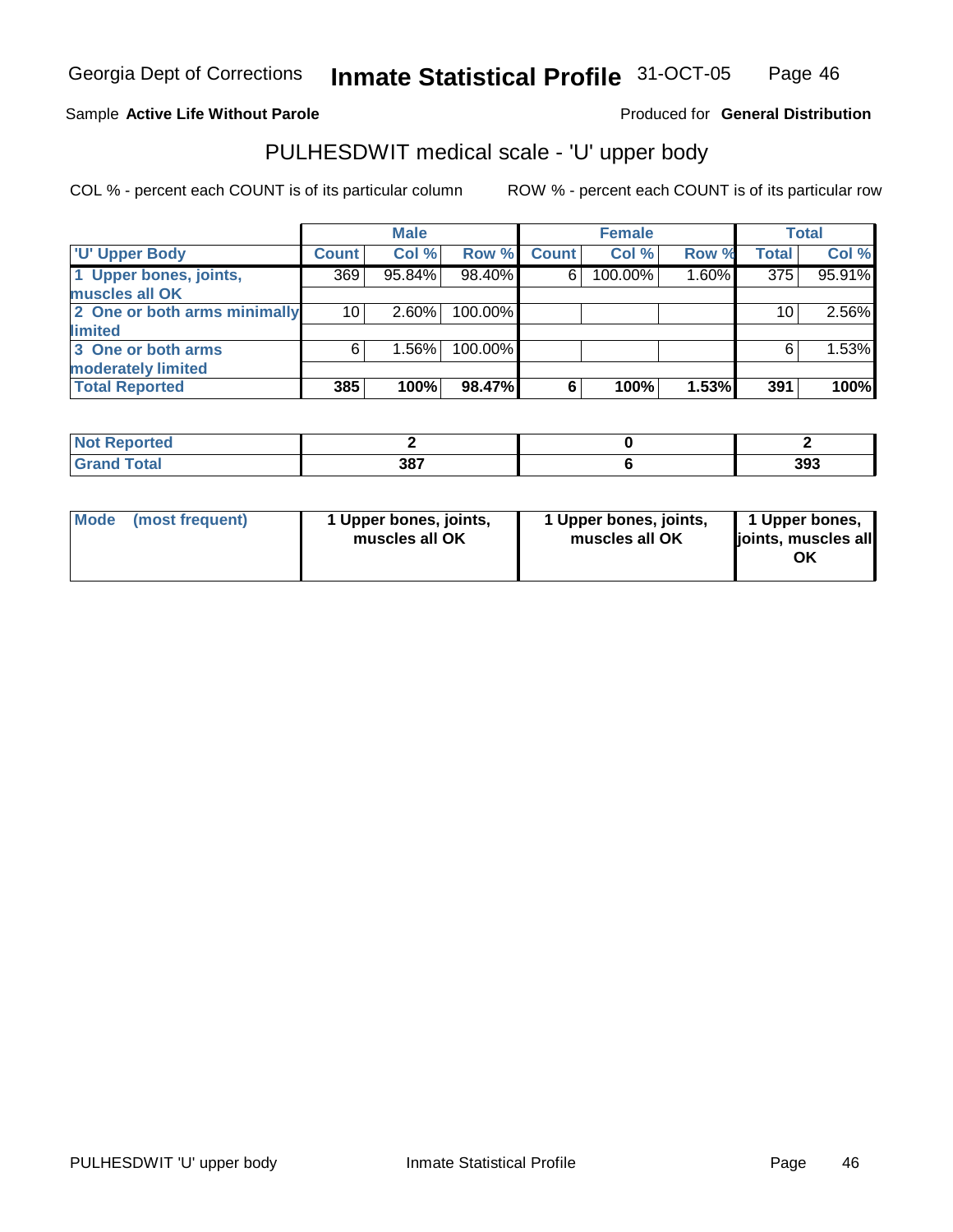Georgia Dept of Corrections **Inventory Statistical Profile** 31-OCT-05

Sample **Active Life Without Parole** Produced for **General Distribution**

## PULHESDWIT medical scale - 'U' upper body

COL % - percent each COUNT is of its particular column ROW % - percent each COUNT is of its particular row

| | Male | | | Female | | | Total | |
|---|---|---|---|---|---|---|---|---|
| 'U' Upper Body | Count | Col % | Row % | Count | Col % | Row % | Total | Col % |
| 1 Upper bones, joints, muscles all OK | 369 | 95.84% | 98.40% | 6 | 100.00% | 1.60% | 375 | 95.91% |
| 2 One or both arms minimally limited | 10 | 2.60% | 100.00% | | | | 10 | 2.56% |
| 3 One or both arms moderately limited | 6 | 1.56% | 100.00% | | | | 6 | 1.53% |
| **Total Reported** | **385** | **100%** | **98.47%** | **6** | **100%** | **1.53%** | **391** | **100%** |

| | Male | Female | Total |
|---|---|---|---|
| **Not Reported** | **2** | **0** | **2** |
| **Grand Total** | **387** | **6** | **393** |

| | Male | Female | Total |
|---|---|---|---|
| **Mode (most frequent)** | **1 Upper bones, joints, muscles all OK** | **1 Upper bones, joints, muscles all OK** | **1 Upper bones, joints, muscles all OK** |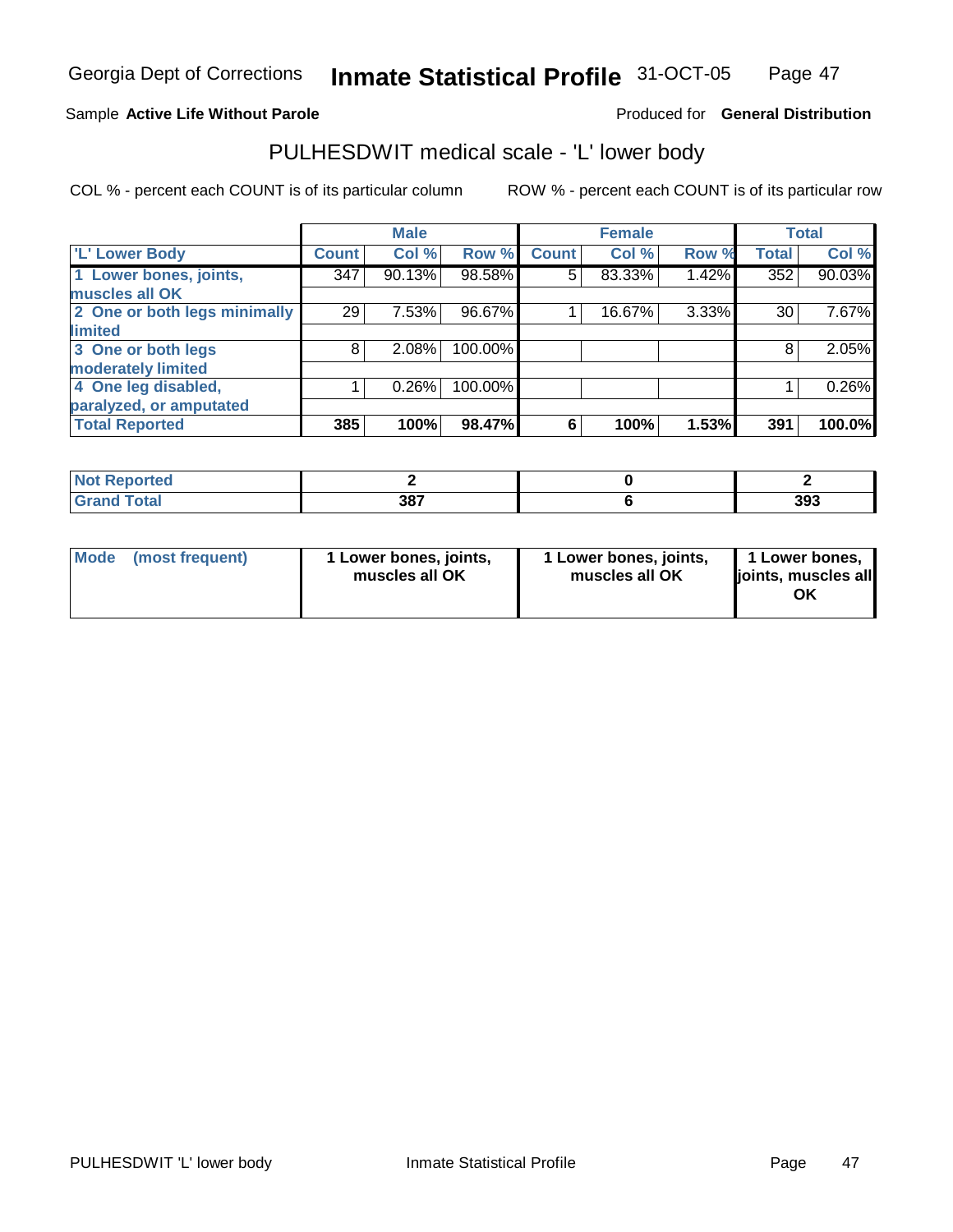Georgia Dept of Corrections **Inmate Statistical Profile** 31-OCT-05

Sample **Active Life Without Parole** Produced for **General Distribution**

## PULHESDWIT medical scale - 'L' lower body

COL % - percent each COUNT is of its particular column ROW % - percent each COUNT is of its particular row

| 'L' Lower Body | Male | | | Female | | | Total | |
|---|---|---|---|---|---|---|---|---|
| | Count | Col % | Row % | Count | Col % | Row % | Total | Col % |
| 1 Lower bones, joints, muscles all OK | 347 | 90.13% | 98.58% | 5 | 83.33% | 1.42% | 352 | 90.03% |
| 2 One or both legs minimally limited | 29 | 7.53% | 96.67% | 1 | 16.67% | 3.33% | 30 | 7.67% |
| 3 One or both legs moderately limited | 8 | 2.08% | 100.00% | | | | 8 | 2.05% |
| 4 One leg disabled, paralyzed, or amputated | 1 | 0.26% | 100.00% | | | | 1 | 0.26% |
| **Total Reported** | **385** | **100%** | **98.47%** | **6** | **100%** | **1.53%** | **391** | **100.0%** |

| | Male | Female | Total |
|---|---|---|---|
| Not Reported | 2 | 0 | 2 |
| Grand Total | 387 | 6 | 393 |

| | Male | Female | Total |
|---|---|---|---|
| Mode (most frequent) | 1 Lower bones, joints, muscles all OK | 1 Lower bones, joints, muscles all OK | 1 Lower bones, joints, muscles all OK |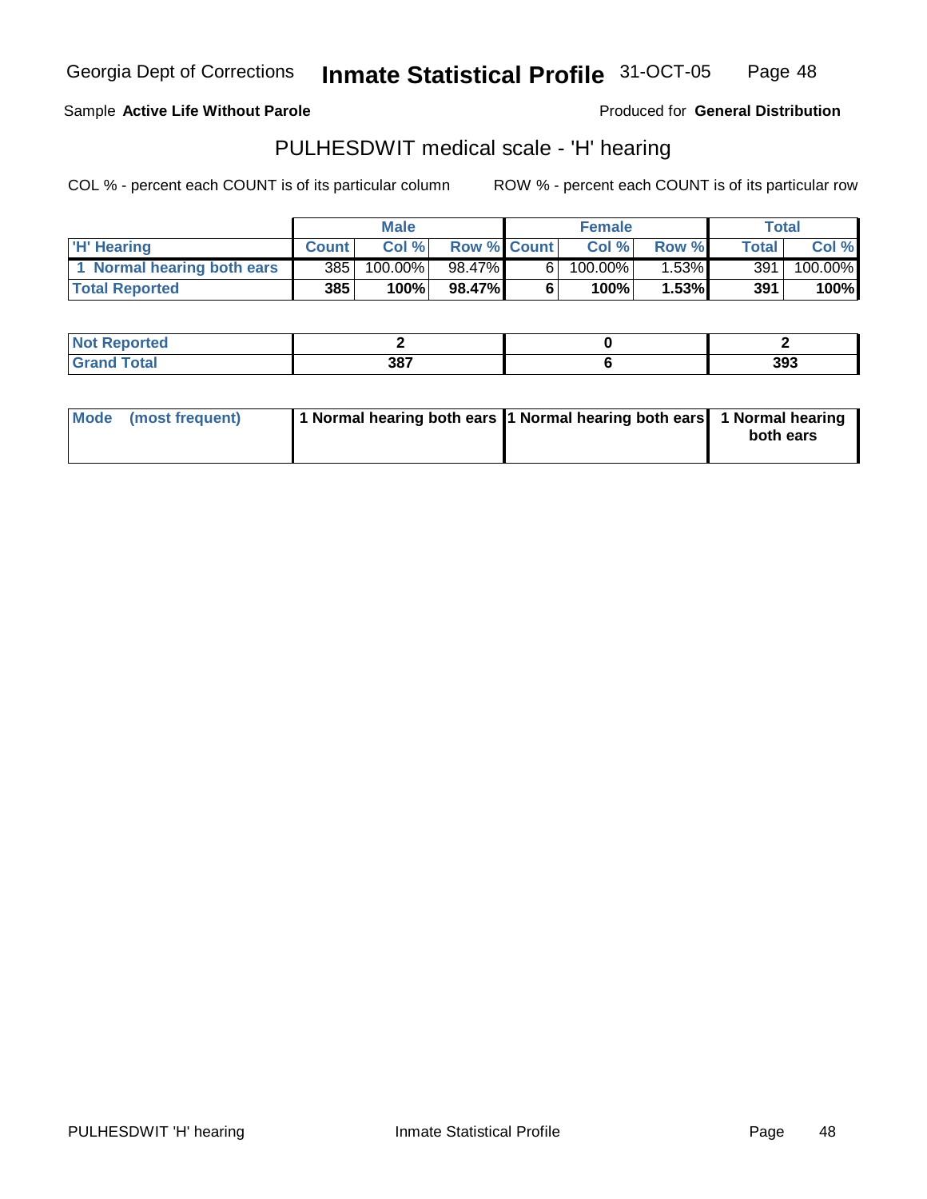Georgia Dept of Corrections **Inmate Statistical Profile** 31-OCT-05

Sample **Active Life Without Parole**

Produced for **General Distribution**

## PULHESDWIT medical scale - 'H' hearing

COL % - percent each COUNT is of its particular column

ROW % - percent each COUNT is of its particular row

| | Male | | | Female | | | Total | |
|---|---|---|---|---|---|---|---|---|
| 'H' Hearing | Count | Col % | Row % | Count | Col % | Row % | Total | Col % |
| 1 Normal hearing both ears | 385 | 100.00% | 98.47% | 6 | 100.00% | 1.53% | 391 | 100.00% |
| **Total Reported** | **385** | **100%** | **98.47%** | **6** | **100%** | **1.53%** | **391** | **100%** |

| | Male | Female | Total |
|---|---|---|---|
| Not Reported | 2 | 0 | 2 |
| Grand Total | 387 | 6 | 393 |

| | Male | Female | Total |
|---|---|---|---|
| Mode (most frequent) | 1 Normal hearing both ears | 1 Normal hearing both ears | 1 Normal hearing both ears |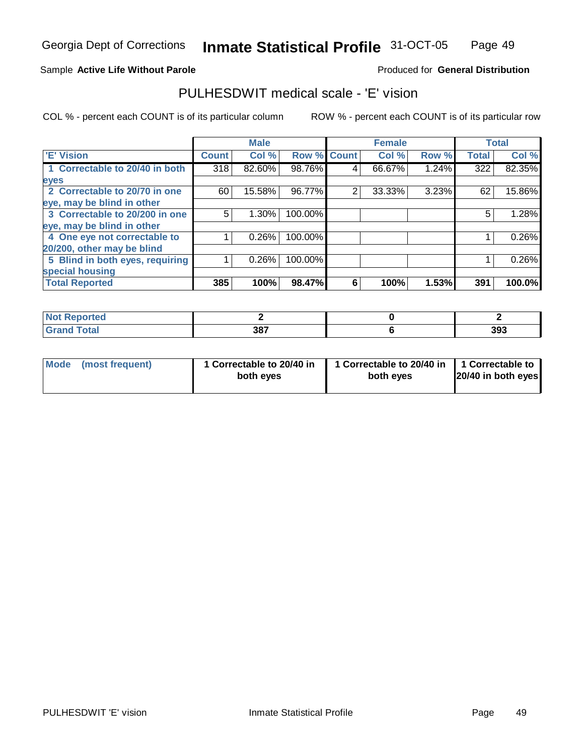Georgia Dept of Corrections **Inmate Statistical Profile** 31-OCT-05

Sample **Active Life Without Parole**

Produced for **General Distribution**

## PULHESDWIT medical scale - 'E' vision

COL % - percent each COUNT is of its particular column

ROW % - percent each COUNT is of its particular row

| | Male | | | Female | | | Total | |
|---|---|---|---|---|---|---|---|---|
| 'E' Vision | Count | Col % | Row % | Count | Col % | Row % | Total | Col % |
| 1 Correctable to 20/40 in both eyes | 318 | 82.60% | 98.76% | 4 | 66.67% | 1.24% | 322 | 82.35% |
| 2 Correctable to 20/70 in one eye, may be blind in other | 60 | 15.58% | 96.77% | 2 | 33.33% | 3.23% | 62 | 15.86% |
| 3 Correctable to 20/200 in one eye, may be blind in other | 5 | 1.30% | 100.00% | | | | 5 | 1.28% |
| 4 One eye not correctable to 20/200, other may be blind | 1 | 0.26% | 100.00% | | | | 1 | 0.26% |
| 5 Blind in both eyes, requiring special housing | 1 | 0.26% | 100.00% | | | | 1 | 0.26% |
| **Total Reported** | **385** | **100%** | **98.47%** | **6** | **100%** | **1.53%** | **391** | **100.0%** |

| | Male | Female | Total |
|---|---|---|---|
| Not Reported | 2 | 0 | 2 |
| Grand Total | 387 | 6 | 393 |

| | Male | Female | Total |
|---|---|---|---|
| Mode (most frequent) | 1 Correctable to 20/40 in both eyes | 1 Correctable to 20/40 in both eyes | 1 Correctable to 20/40 in both eyes |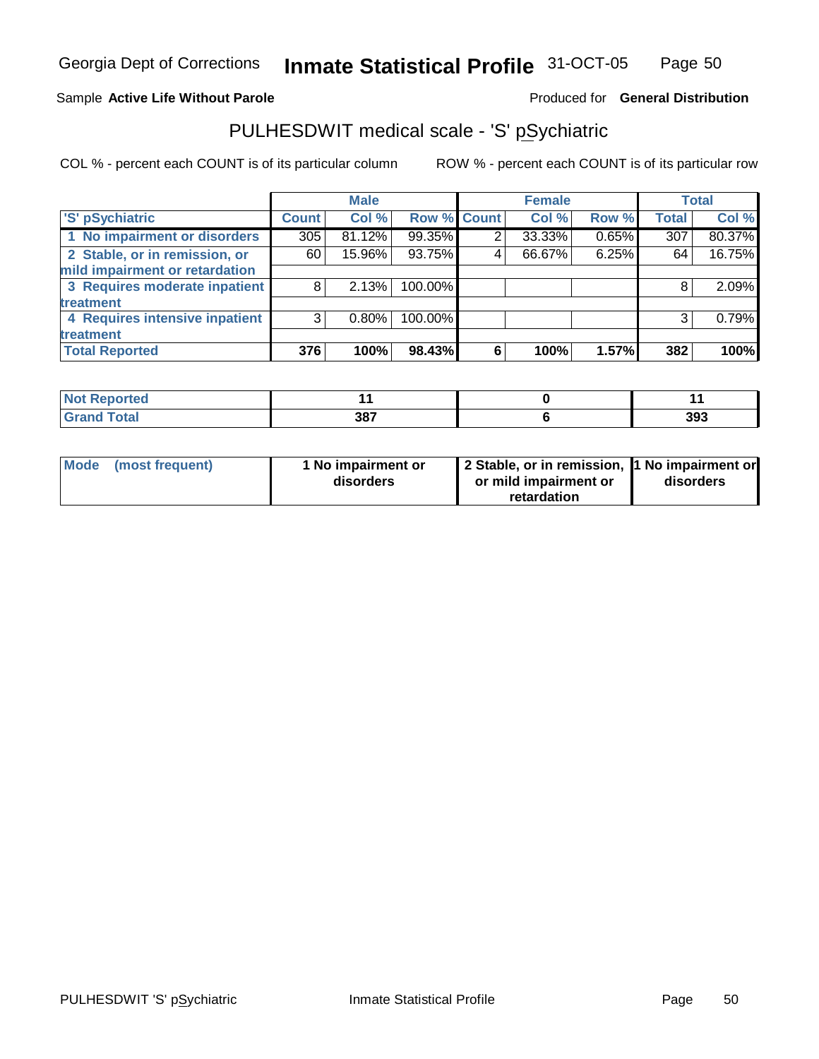Georgia Dept of Corrections **Inmate Statistical Profile** 31-OCT-05

Sample **Active Life Without Parole** Produced for **General Distribution**

## PULHESDWIT medical scale - 'S' pSychiatric

COL % - percent each COUNT is of its particular column ROW % - percent each COUNT is of its particular row

| | Male | | | Female | | | Total | |
|---|---|---|---|---|---|---|---|---|
| 'S' pSychiatric | Count | Col % | Row % | Count | Col % | Row % | Total | Col % |
| 1 No impairment or disorders | 305 | 81.12% | 99.35% | 2 | 33.33% | 0.65% | 307 | 80.37% |
| 2 Stable, or in remission, or mild impairment or retardation | 60 | 15.96% | 93.75% | 4 | 66.67% | 6.25% | 64 | 16.75% |
| 3 Requires moderate inpatient treatment | 8 | 2.13% | 100.00% | | | | 8 | 2.09% |
| 4 Requires intensive inpatient treatment | 3 | 0.80% | 100.00% | | | | 3 | 0.79% |
| **Total Reported** | **376** | **100%** | **98.43%** | **6** | **100%** | **1.57%** | **382** | **100%** |

| | Male | Female | Total |
|---|---|---|---|
| Not Reported | 11 | 0 | 11 |
| Grand Total | 387 | 6 | 393 |

| | Male | Female | Total |
|---|---|---|---|
| Mode (most frequent) | 1 No impairment or disorders | 2 Stable, or in remission, or mild impairment or retardation | 1 No impairment or disorders |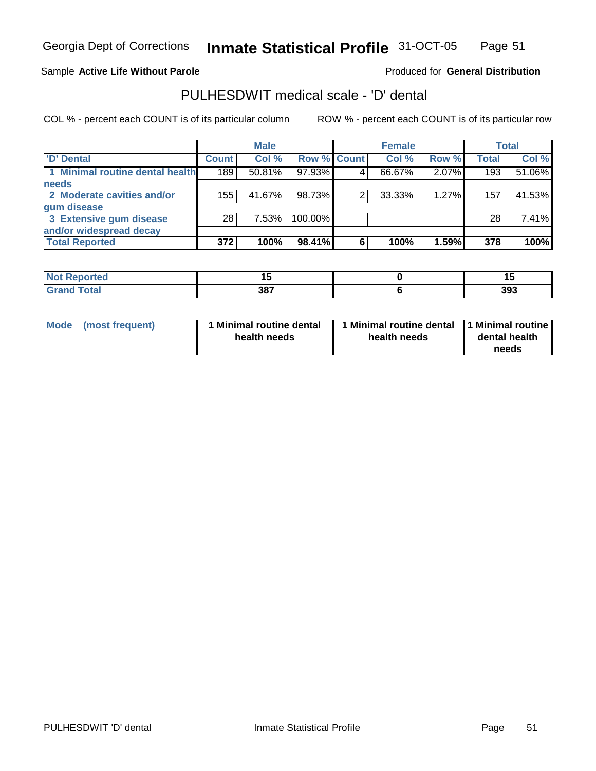Georgia Dept of Corrections **Inmate Statistical Profile** 31-OCT-05

Sample **Active Life Without Parole** Produced for **General Distribution**

## PULHESDWIT medical scale - 'D' dental

COL % - percent each COUNT is of its particular column ROW % - percent each COUNT is of its particular row

| | Male | | | Female | | | Total | |
|---|---|---|---|---|---|---|---|---|
| 'D' Dental | Count | Col % | Row % | Count | Col % | Row % | Total | Col % |
| 1 Minimal routine dental health needs | 189 | 50.81% | 97.93% | 4 | 66.67% | 2.07% | 193 | 51.06% |
| 2 Moderate cavities and/or gum disease | 155 | 41.67% | 98.73% | 2 | 33.33% | 1.27% | 157 | 41.53% |
| 3 Extensive gum disease and/or widespread decay | 28 | 7.53% | 100.00% | | | | 28 | 7.41% |
| **Total Reported** | **372** | **100%** | **98.41%** | **6** | **100%** | **1.59%** | **378** | **100%** |

| | Male | Female | Total |
|---|---|---|---|
| Not Reported | 15 | 0 | 15 |
| Grand Total | 387 | 6 | 393 |

| | Male | Female | Total |
|---|---|---|---|
| Mode (most frequent) | 1 Minimal routine dental health needs | 1 Minimal routine dental health needs | 1 Minimal routine dental health needs |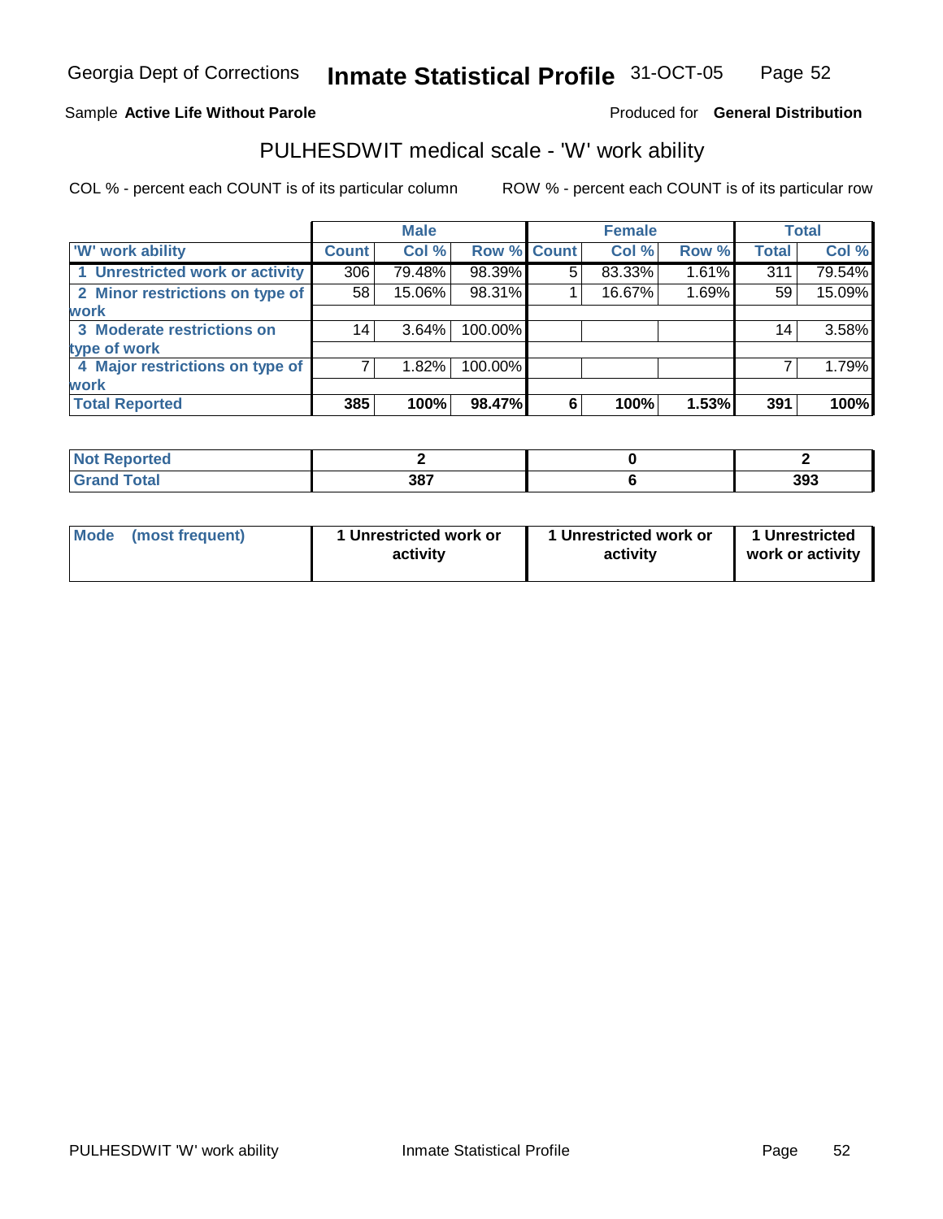Georgia Dept of Corrections **Inmate Statistical Profile** 31-OCT-05

Sample **Active Life Without Parole** Produced for **General Distribution**

## PULHESDWIT medical scale - 'W' work ability

COL % - percent each COUNT is of its particular column ROW % - percent each COUNT is of its particular row

| | Male | | | Female | | | Total | |
|---|---|---|---|---|---|---|---|---|
| 'W' work ability | Count | Col % | Row % | Count | Col % | Row % | Total | Col % |
| 1 Unrestricted work or activity | 306 | 79.48% | 98.39% | 5 | 83.33% | 1.61% | 311 | 79.54% |
| 2 Minor restrictions on type of work | 58 | 15.06% | 98.31% | 1 | 16.67% | 1.69% | 59 | 15.09% |
| 3 Moderate restrictions on type of work | 14 | 3.64% | 100.00% | | | | 14 | 3.58% |
| 4 Major restrictions on type of work | 7 | 1.82% | 100.00% | | | | 7 | 1.79% |
| **Total Reported** | **385** | **100%** | **98.47%** | **6** | **100%** | **1.53%** | **391** | **100%** |

| | Male | Female | Total |
|---|---|---|---|
| Not Reported | 2 | 0 | 2 |
| Grand Total | 387 | 6 | 393 |

| | Male | Female | Total |
|---|---|---|---|
| Mode (most frequent) | 1 Unrestricted work or activity | 1 Unrestricted work or activity | 1 Unrestricted work or activity |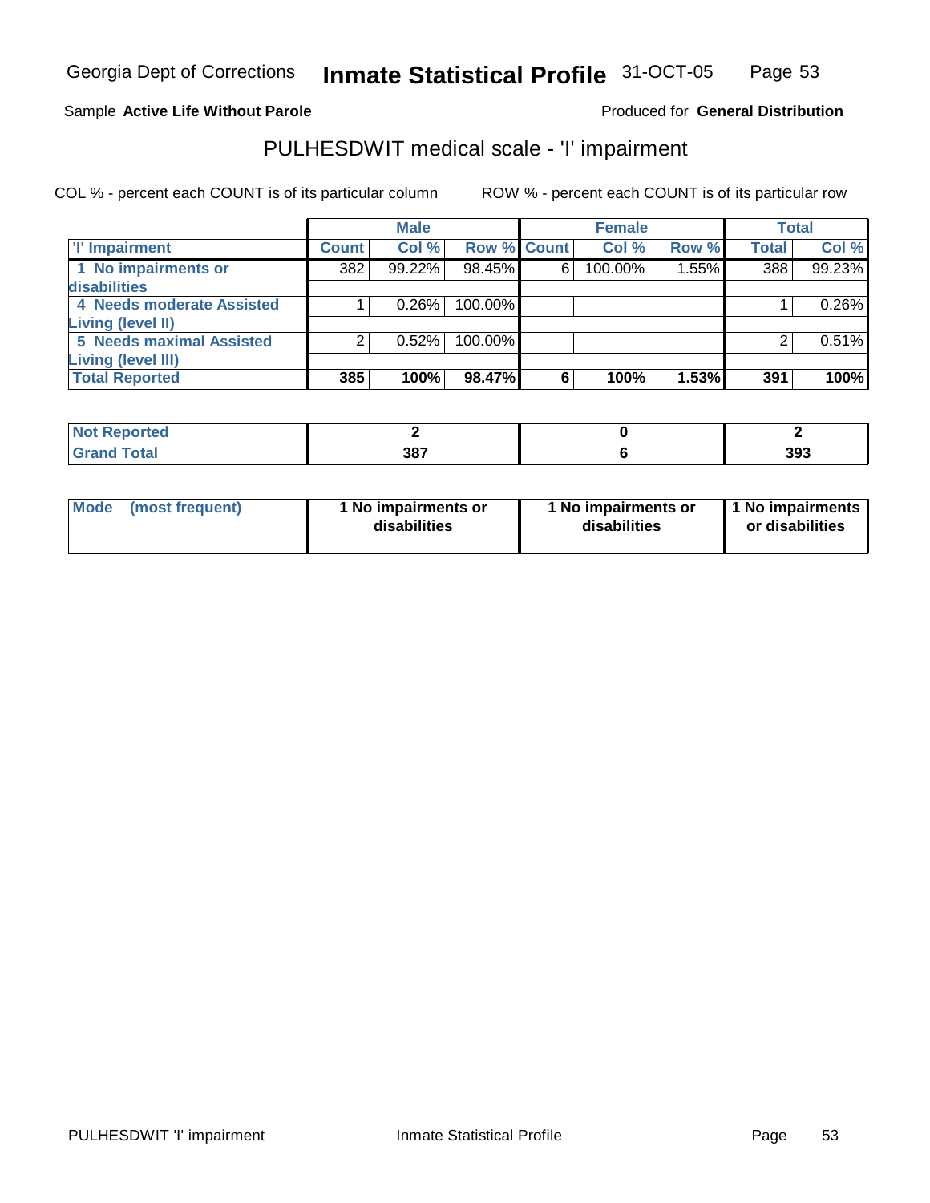Sample **Active Life Without Parole**

Produced for **General Distribution**

## PULHESDWIT medical scale - 'I' impairment

COL % - percent each COUNT is of its particular column

ROW % - percent each COUNT is of its particular row

| | Male | | | Female | | | Total | |
|---|---|---|---|---|---|---|---|---|
| 'I' Impairment | Count | Col % | Row % | Count | Col % | Row % | Total | Col % |
| 1 No impairments or disabilities | 382 | 99.22% | 98.45% | 6 | 100.00% | 1.55% | 388 | 99.23% |
| 4 Needs moderate Assisted Living (level II) | 1 | 0.26% | 100.00% | | | | 1 | 0.26% |
| 5 Needs maximal Assisted Living (level III) | 2 | 0.52% | 100.00% | | | | 2 | 0.51% |
| **Total Reported** | **385** | **100%** | **98.47%** | **6** | **100%** | **1.53%** | **391** | **100%** |

| | Male | Female | Total |
|---|---|---|---|
| Not Reported | 2 | 0 | 2 |
| Grand Total | 387 | 6 | 393 |

| | Male | Female | Total |
|---|---|---|---|
| Mode (most frequent) | 1 No impairments or disabilities | 1 No impairments or disabilities | 1 No impairments or disabilities |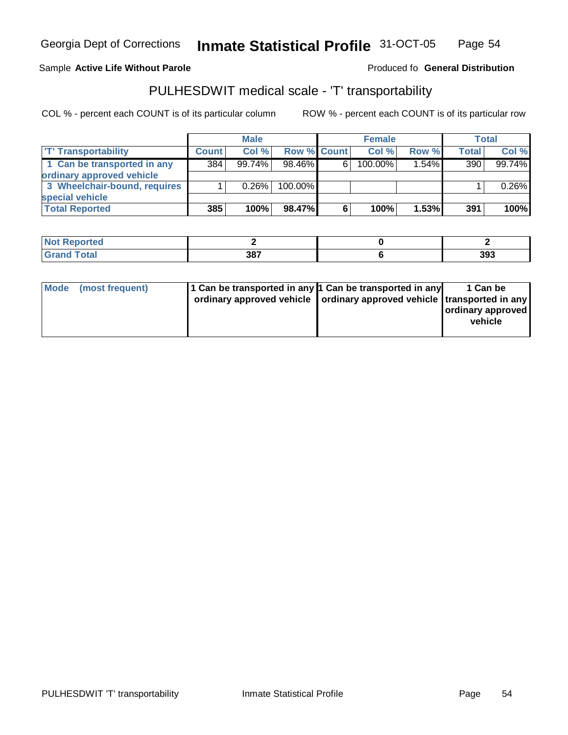Georgia Dept of Corrections **Inmate Statistical Profile** 31-OCT-05

Sample **Active Life Without Parole**

Produced fo **General Distribution**

## PULHESDWIT medical scale - 'T' transportability

COL % - percent each COUNT is of its particular column

ROW % - percent each COUNT is of its particular row

| | Male | | | Female | | | Total | |
|---|---|---|---|---|---|---|---|---|
| 'T' Transportability | Count | Col % | Row % | Count | Col % | Row % | Total | Col % |
| 1 Can be transported in any ordinary approved vehicle | 384 | 99.74% | 98.46% | 6 | 100.00% | 1.54% | 390 | 99.74% |
| 3 Wheelchair-bound, requires special vehicle | 1 | 0.26% | 100.00% | | | | 1 | 0.26% |
| **Total Reported** | **385** | **100%** | **98.47%** | **6** | **100%** | **1.53%** | **391** | **100%** |

| | Male | Female | Total |
|---|---|---|---|
| Not Reported | **2** | **0** | **2** |
| Grand Total | **387** | **6** | **393** |

| | Male | Female | Total |
|---|---|---|---|
| Mode (most frequent) | **1 Can be transported in any ordinary approved vehicle** | **1 Can be transported in any ordinary approved vehicle** | **1 Can be transported in any ordinary approved vehicle** |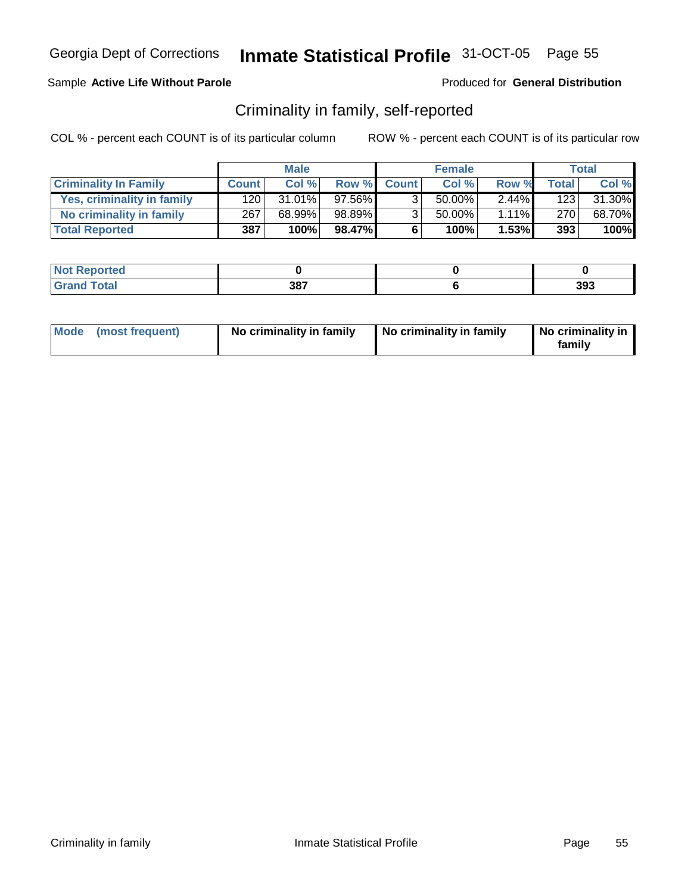Georgia Dept of Corrections **Inmate Statistical Profile** 31-OCT-05

Sample **Active Life Without Parole** Produced for **General Distribution**

## Criminality in family, self-reported

COL % - percent each COUNT is of its particular column ROW % - percent each COUNT is of its particular row

| | Male | | | Female | | | Total | |
|---|---|---|---|---|---|---|---|---|
| **Criminality In Family** | **Count** | **Col %** | **Row %** | **Count** | **Col %** | **Row %** | **Total** | **Col %** |
| Yes, criminality in family | 120 | 31.01% | 97.56% | 3 | 50.00% | 2.44% | 123 | 31.30% |
| No criminality in family | 267 | 68.99% | 98.89% | 3 | 50.00% | 1.11% | 270 | 68.70% |
| **Total Reported** | **387** | **100%** | **98.47%** | **6** | **100%** | **1.53%** | **393** | **100%** |

| | Male | Female | Total |
|---|---|---|---|
| Not Reported | 0 | 0 | 0 |
| Grand Total | 387 | 6 | 393 |

| | Male | Female | Total |
|---|---|---|---|
| Mode (most frequent) | No criminality in family | No criminality in family | No criminality in family |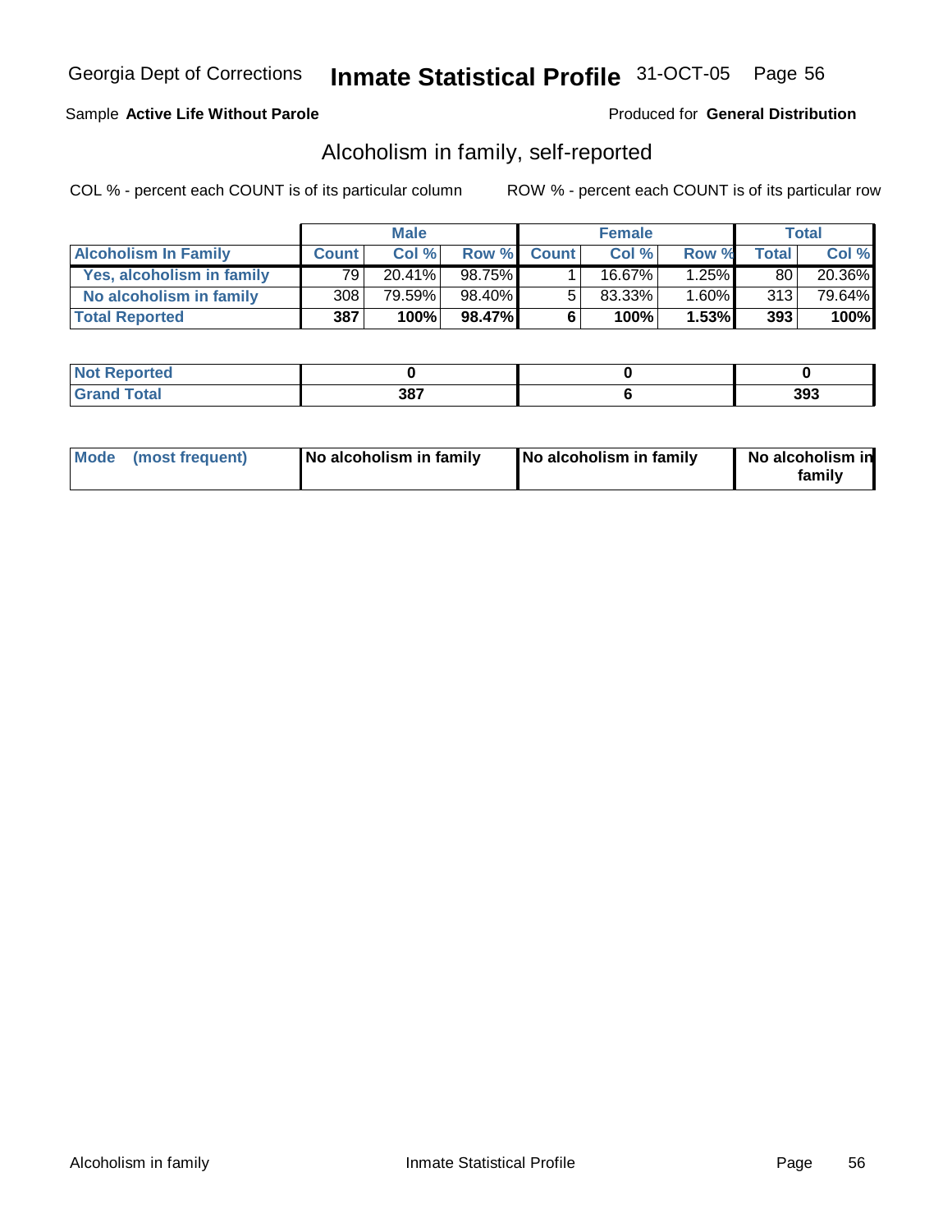Georgia Dept of Corrections **Inmate Statistical Profile** 31-OCT-05

Sample **Active Life Without Parole** Produced for **General Distribution**

## Alcoholism in family, self-reported

COL % - percent each COUNT is of its particular column ROW % - percent each COUNT is of its particular row

| | Male | | | Female | | | Total | |
|---|---|---|---|---|---|---|---|---|
| **Alcoholism In Family** | **Count** | **Col %** | **Row %** | **Count** | **Col %** | **Row %** | **Total** | **Col %** |
| Yes, alcoholism in family | 79 | 20.41% | 98.75% | 1 | 16.67% | 1.25% | 80 | 20.36% |
| No alcoholism in family | 308 | 79.59% | 98.40% | 5 | 83.33% | 1.60% | 313 | 79.64% |
| **Total Reported** | **387** | **100%** | **98.47%** | **6** | **100%** | **1.53%** | **393** | **100%** |

| | Male | Female | Total |
|---|---|---|---|
| **Not Reported** | **0** | **0** | **0** |
| **Grand Total** | **387** | **6** | **393** |

| | Male | Female | Total |
|---|---|---|---|
| **Mode (most frequent)** | **No alcoholism in family** | **No alcoholism in family** | **No alcoholism in family** |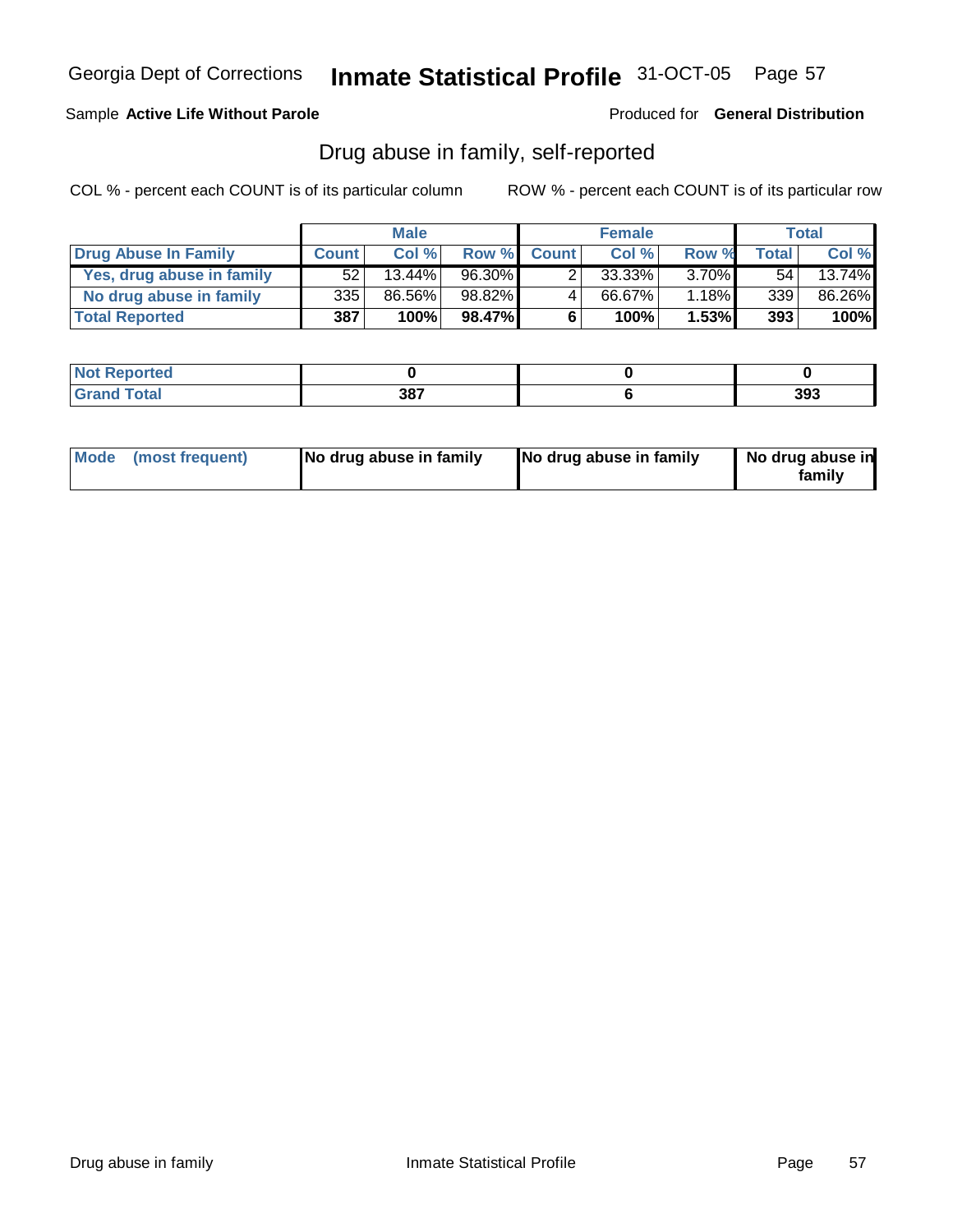Georgia Dept of Corrections **Inmate Statistical Profile** 31-OCT-05

Sample **Active Life Without Parole**

Produced for **General Distribution**

## Drug abuse in family, self-reported

COL % - percent each COUNT is of its particular column

ROW % - percent each COUNT is of its particular row

| | Male | | | Female | | | Total | |
|---|---|---|---|---|---|---|---|---|
| **Drug Abuse In Family** | **Count** | **Col %** | **Row %** | **Count** | **Col %** | **Row %** | **Total** | **Col %** |
| **Yes, drug abuse in family** | 52 | 13.44% | 96.30% | 2 | 33.33% | 3.70% | 54 | 13.74% |
| **No drug abuse in family** | 335 | 86.56% | 98.82% | 4 | 66.67% | 1.18% | 339 | 86.26% |
| **Total Reported** | **387** | **100%** | **98.47%** | **6** | **100%** | **1.53%** | **393** | **100%** |

| | Male | Female | Total |
|---|---|---|---|
| **Not Reported** | **0** | **0** | **0** |
| **Grand Total** | **387** | **6** | **393** |

| | Male | Female | Total |
|---|---|---|---|
| **Mode (most frequent)** | **No drug abuse in family** | **No drug abuse in family** | **No drug abuse in family** |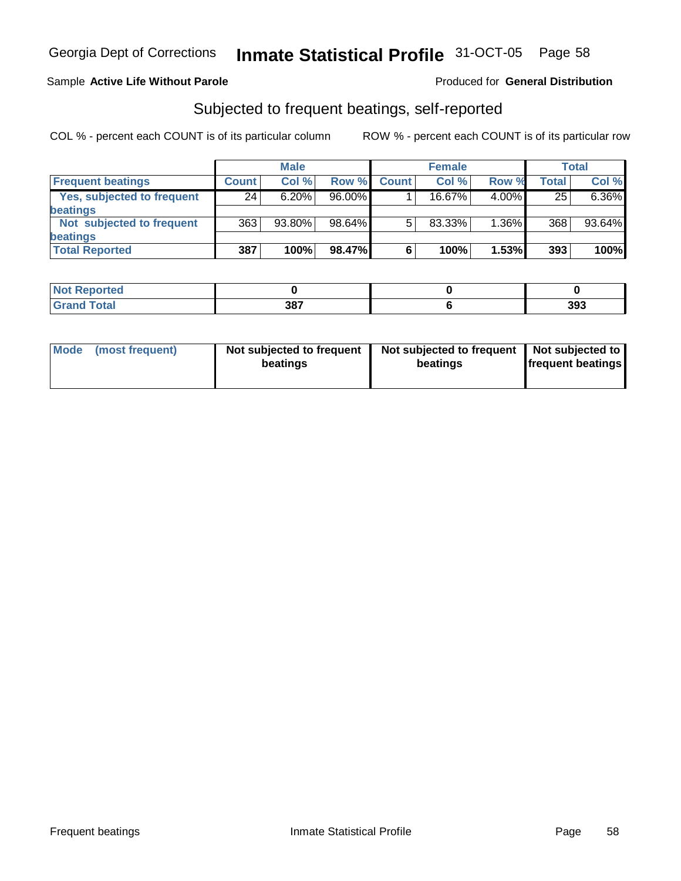Georgia Dept of Corrections **Inmate Statistical Profile** 31-OCT-05

Sample **Active Life Without Parole**

Produced for **General Distribution**

## Subjected to frequent beatings, self-reported

COL % - percent each COUNT is of its particular column

ROW % - percent each COUNT is of its particular row

| | Male | | | Female | | | Total | |
|---|---|---|---|---|---|---|---|---|
| **Frequent beatings** | **Count** | **Col %** | **Row %** | **Count** | **Col %** | **Row %** | **Total** | **Col %** |
| **Yes, subjected to frequent beatings** | 24 | 6.20% | 96.00% | 1 | 16.67% | 4.00% | 25 | 6.36% |
| **Not subjected to frequent beatings** | 363 | 93.80% | 98.64% | 5 | 83.33% | 1.36% | 368 | 93.64% |
| **Total Reported** | **387** | **100%** | **98.47%** | **6** | **100%** | **1.53%** | **393** | **100%** |

| | Male | Female | Total |
|---|---|---|---|
| **Not Reported** | **0** | **0** | **0** |
| **Grand Total** | **387** | **6** | **393** |

| | Male | Female | Total |
|---|---|---|---|
| **Mode (most frequent)** | **Not subjected to frequent beatings** | **Not subjected to frequent beatings** | **Not subjected to frequent beatings** |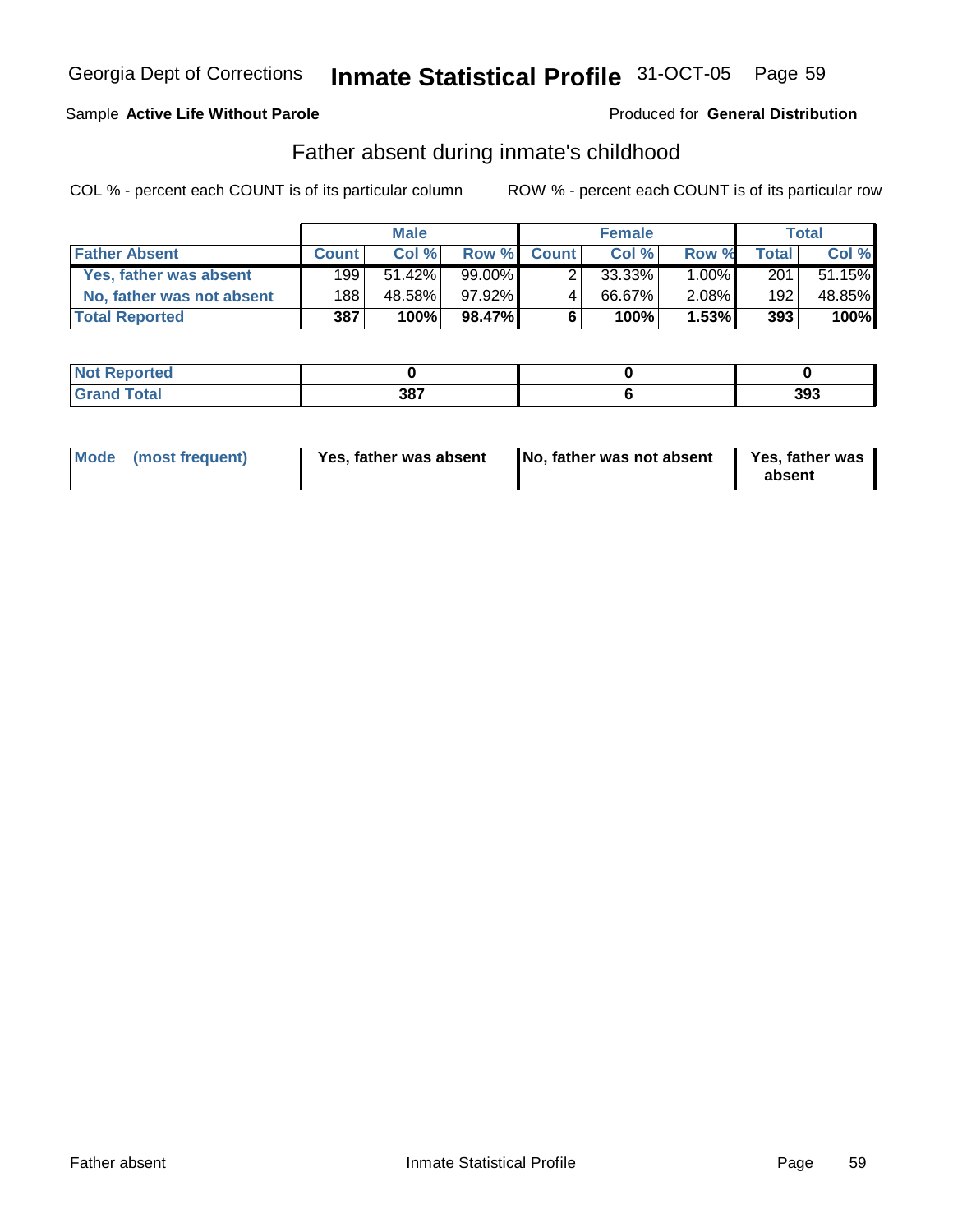Georgia Dept of Corrections **Inmate Statistical Profile** 31-OCT-05

Sample **Active Life Without Parole**

Produced for **General Distribution**

## Father absent during inmate's childhood

COL % - percent each COUNT is of its particular column

ROW % - percent each COUNT is of its particular row

| | Male | | | Female | | | Total | |
|---|---|---|---|---|---|---|---|---|
| **Father Absent** | **Count** | **Col %** | **Row %** | **Count** | **Col %** | **Row %** | **Total** | **Col %** |
| **Yes, father was absent** | 199 | 51.42% | 99.00% | 2 | 33.33% | 1.00% | 201 | 51.15% |
| **No, father was not absent** | 188 | 48.58% | 97.92% | 4 | 66.67% | 2.08% | 192 | 48.85% |
| **Total Reported** | **387** | **100%** | **98.47%** | **6** | **100%** | **1.53%** | **393** | **100%** |

| | Male | Female | Total |
|---|---|---|---|
| **Not Reported** | **0** | **0** | **0** |
| **Grand Total** | **387** | **6** | **393** |

| | Male | Female | Total |
|---|---|---|---|
| **Mode (most frequent)** | **Yes, father was absent** | **No, father was not absent** | **Yes, father was absent** |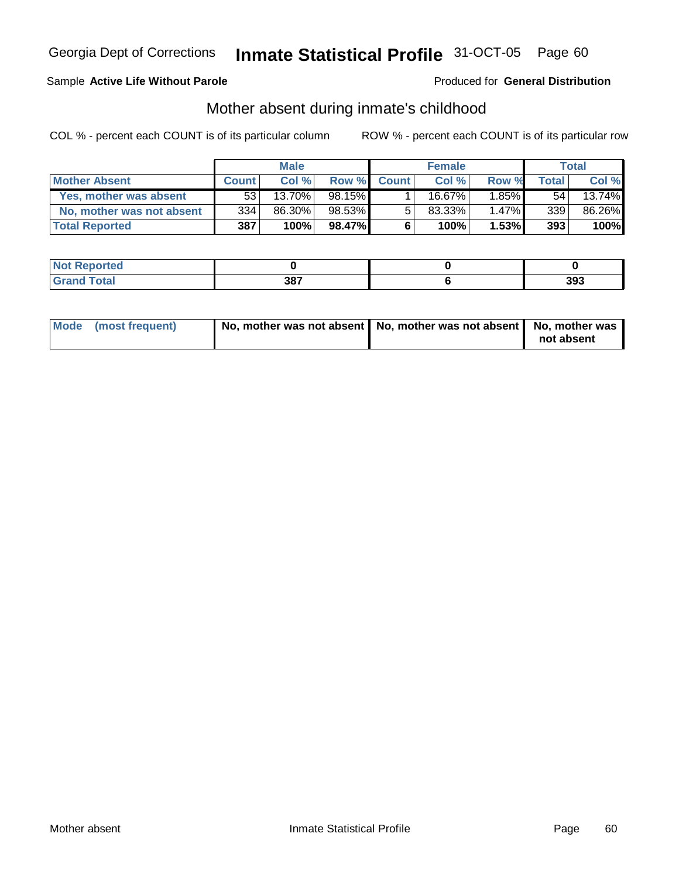Georgia Dept of Corrections **Inmate Statistical Profile** 31-OCT-05

Sample **Active Life Without Parole** Produced for **General Distribution**

## Mother absent during inmate's childhood

COL % - percent each COUNT is of its particular column ROW % - percent each COUNT is of its particular row

| | Male | | | Female | | | Total | |
|---|---|---|---|---|---|---|---|---|
| **Mother Absent** | **Count** | **Col %** | **Row %** | **Count** | **Col %** | **Row %** | **Total** | **Col %** |
| **Yes, mother was absent** | 53 | 13.70% | 98.15% | 1 | 16.67% | 1.85% | 54 | 13.74% |
| **No, mother was not absent** | 334 | 86.30% | 98.53% | 5 | 83.33% | 1.47% | 339 | 86.26% |
| **Total Reported** | **387** | **100%** | **98.47%** | **6** | **100%** | **1.53%** | **393** | **100%** |

| | Male | Female | Total |
|---|---|---|---|
| **Not Reported** | **0** | **0** | **0** |
| **Grand Total** | **387** | **6** | **393** |

| | Male | Female | Total |
|---|---|---|---|
| **Mode (most frequent)** | **No, mother was not absent** | **No, mother was not absent** | **No, mother was not absent** |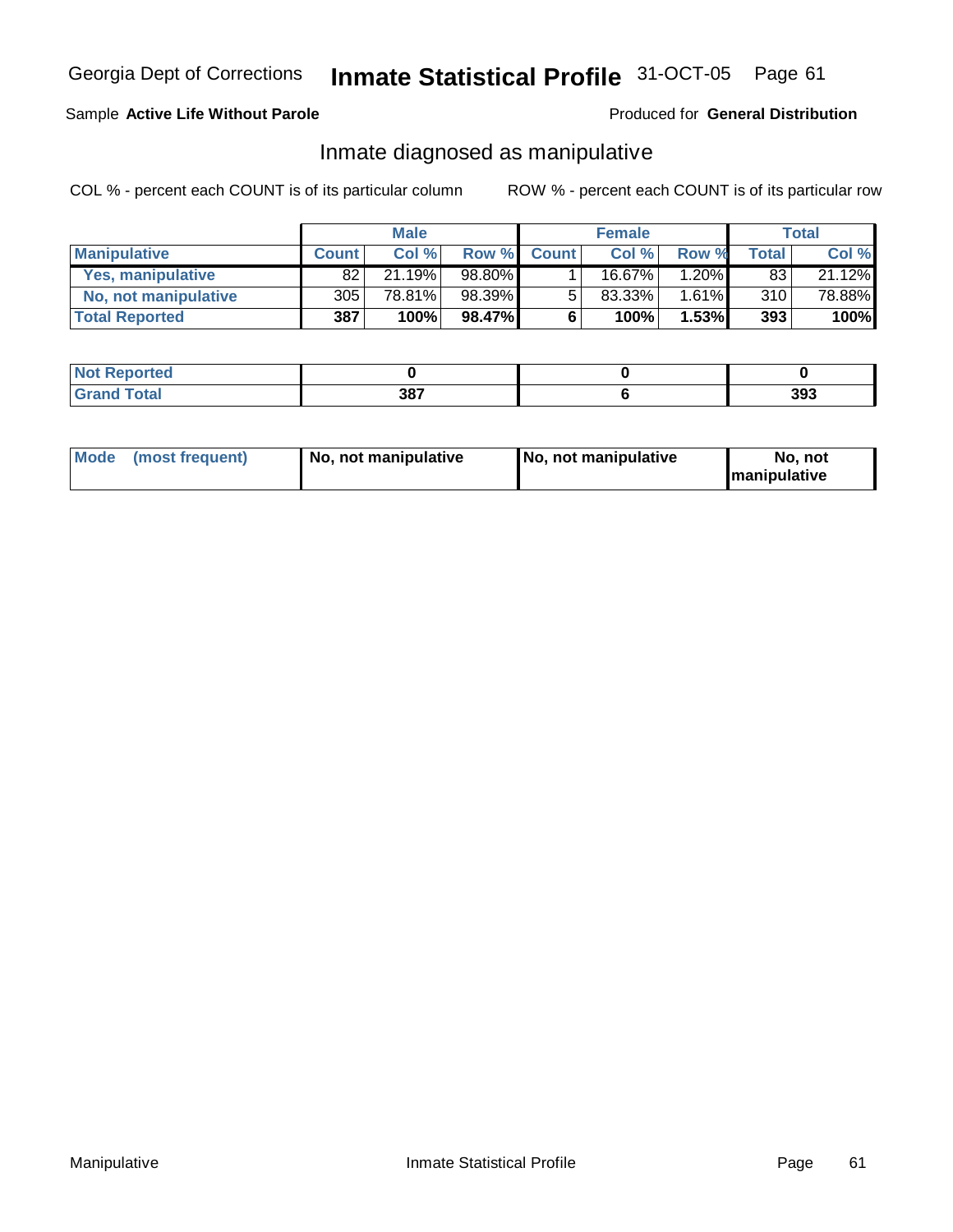Georgia Dept of Corrections **Inmate Statistical Profile** 31-OCT-05

Sample **Active Life Without Parole**

Produced for **General Distribution**

## Inmate diagnosed as manipulative

COL % - percent each COUNT is of its particular column

ROW % - percent each COUNT is of its particular row

| | Male | | | Female | | | Total | |
|---|---|---|---|---|---|---|---|---|
| **Manipulative** | **Count** | **Col %** | **Row %** | **Count** | **Col %** | **Row %** | **Total** | **Col %** |
| **Yes, manipulative** | 82 | 21.19% | 98.80% | 1 | 16.67% | 1.20% | 83 | 21.12% |
| **No, not manipulative** | 305 | 78.81% | 98.39% | 5 | 83.33% | 1.61% | 310 | 78.88% |
| **Total Reported** | **387** | **100%** | **98.47%** | **6** | **100%** | **1.53%** | **393** | **100%** |

| | Male | Female | Total |
|---|---|---|---|
| **Not Reported** | **0** | **0** | **0** |
| **Grand Total** | **387** | **6** | **393** |

| | Male | Female | Total |
|---|---|---|---|
| **Mode (most frequent)** | **No, not manipulative** | **No, not manipulative** | **No, not manipulative** |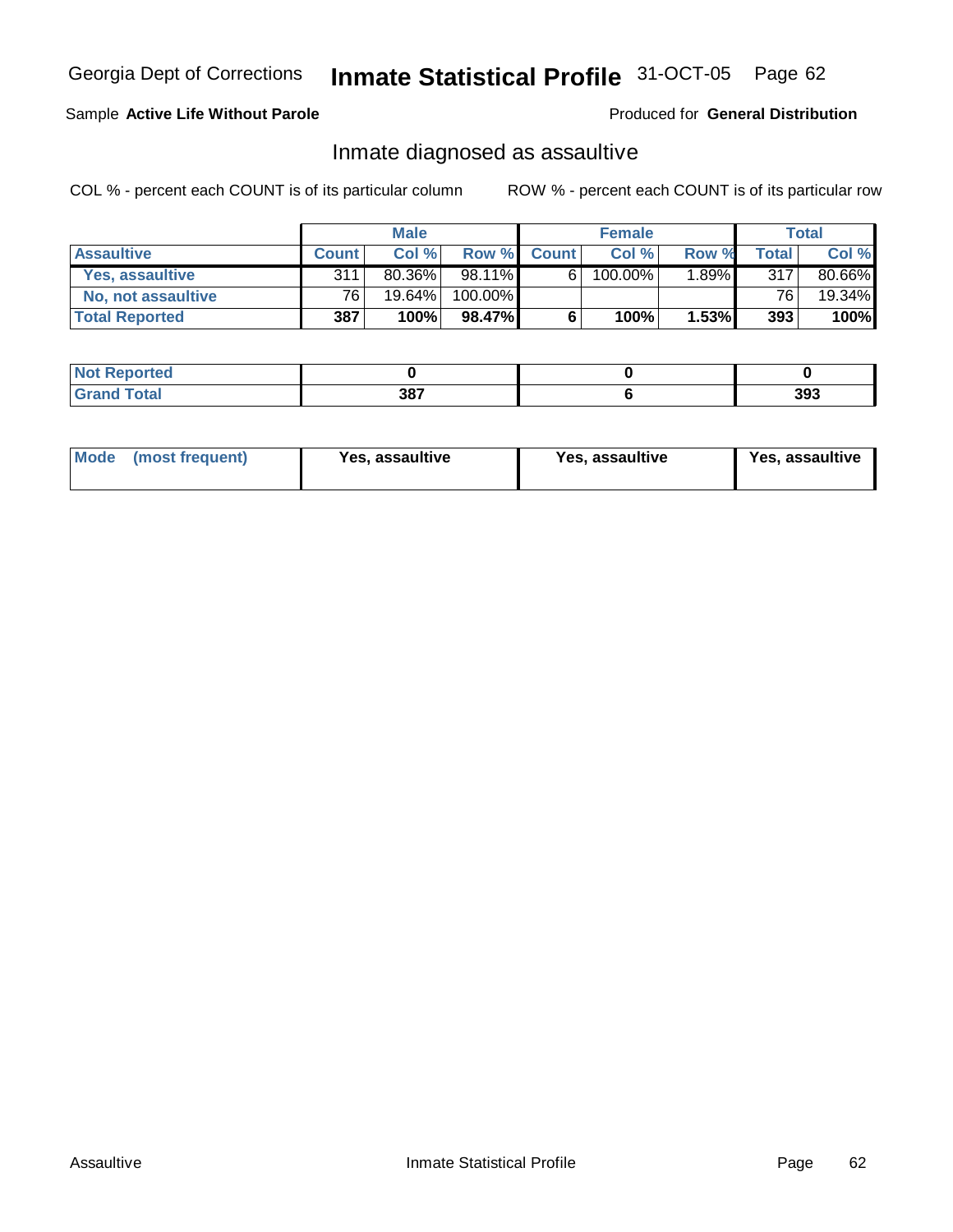Georgia Dept of Corrections **Inmate Statistical Profile** 31-OCT-05

Sample **Active Life Without Parole** Produced for **General Distribution**

## Inmate diagnosed as assaultive

COL % - percent each COUNT is of its particular column ROW % - percent each COUNT is of its particular row

| | Male | | | Female | | | Total | |
|---|---|---|---|---|---|---|---|---|
| **Assaultive** | **Count** | **Col %** | **Row %** | **Count** | **Col %** | **Row %** | **Total** | **Col %** |
| **Yes, assaultive** | 311 | 80.36% | 98.11% | 6 | 100.00% | 1.89% | 317 | 80.66% |
| **No, not assaultive** | 76 | 19.64% | 100.00% | | | | 76 | 19.34% |
| **Total Reported** | **387** | **100%** | **98.47%** | **6** | **100%** | **1.53%** | **393** | **100%** |

| | Male | Female | Total |
|---|---|---|---|
| **Not Reported** | **0** | **0** | **0** |
| **Grand Total** | **387** | **6** | **393** |

| | Male | Female | Total |
|---|---|---|---|
| **Mode (most frequent)** | **Yes, assaultive** | **Yes, assaultive** | **Yes, assaultive** |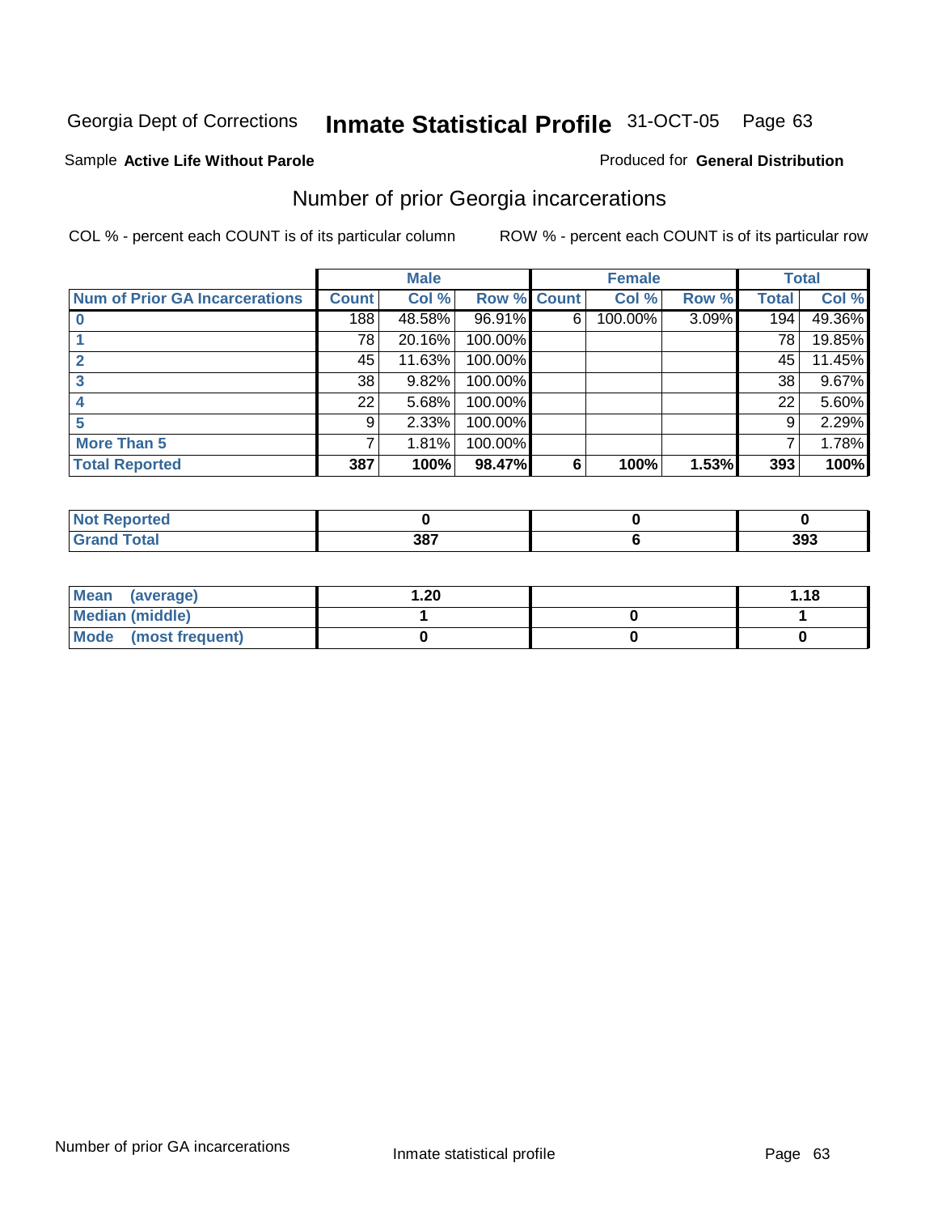Georgia Dept of Corrections **Inmate Statistical Profile** 31-OCT-05

Sample **Active Life Without Parole**

Produced for **General Distribution**

## Number of prior Georgia incarcerations

COL % - percent each COUNT is of its particular column

ROW % - percent each COUNT is of its particular row

| Num of Prior GA Incarcerations | Male | | | Female | | | Total | |
|---|---|---|---|---|---|---|---|---|
| | Count | Col % | Row % | Count | Col % | Row % | Total | Col % |
| 0 | 188 | 48.58% | 96.91% | 6 | 100.00% | 3.09% | 194 | 49.36% |
| 1 | 78 | 20.16% | 100.00% | | | | 78 | 19.85% |
| 2 | 45 | 11.63% | 100.00% | | | | 45 | 11.45% |
| 3 | 38 | 9.82% | 100.00% | | | | 38 | 9.67% |
| 4 | 22 | 5.68% | 100.00% | | | | 22 | 5.60% |
| 5 | 9 | 2.33% | 100.00% | | | | 9 | 2.29% |
| More Than 5 | 7 | 1.81% | 100.00% | | | | 7 | 1.78% |
| **Total Reported** | **387** | **100%** | **98.47%** | **6** | **100%** | **1.53%** | **393** | **100%** |

| | Male | Female | Total |
|---|---|---|---|
| Not Reported | 0 | 0 | 0 |
| Grand Total | 387 | 6 | 393 |

| | Male | Female | Total |
|---|---|---|---|
| Mean (average) | 1.20 | | 1.18 |
| Median (middle) | 1 | 0 | 1 |
| Mode (most frequent) | 0 | 0 | 0 |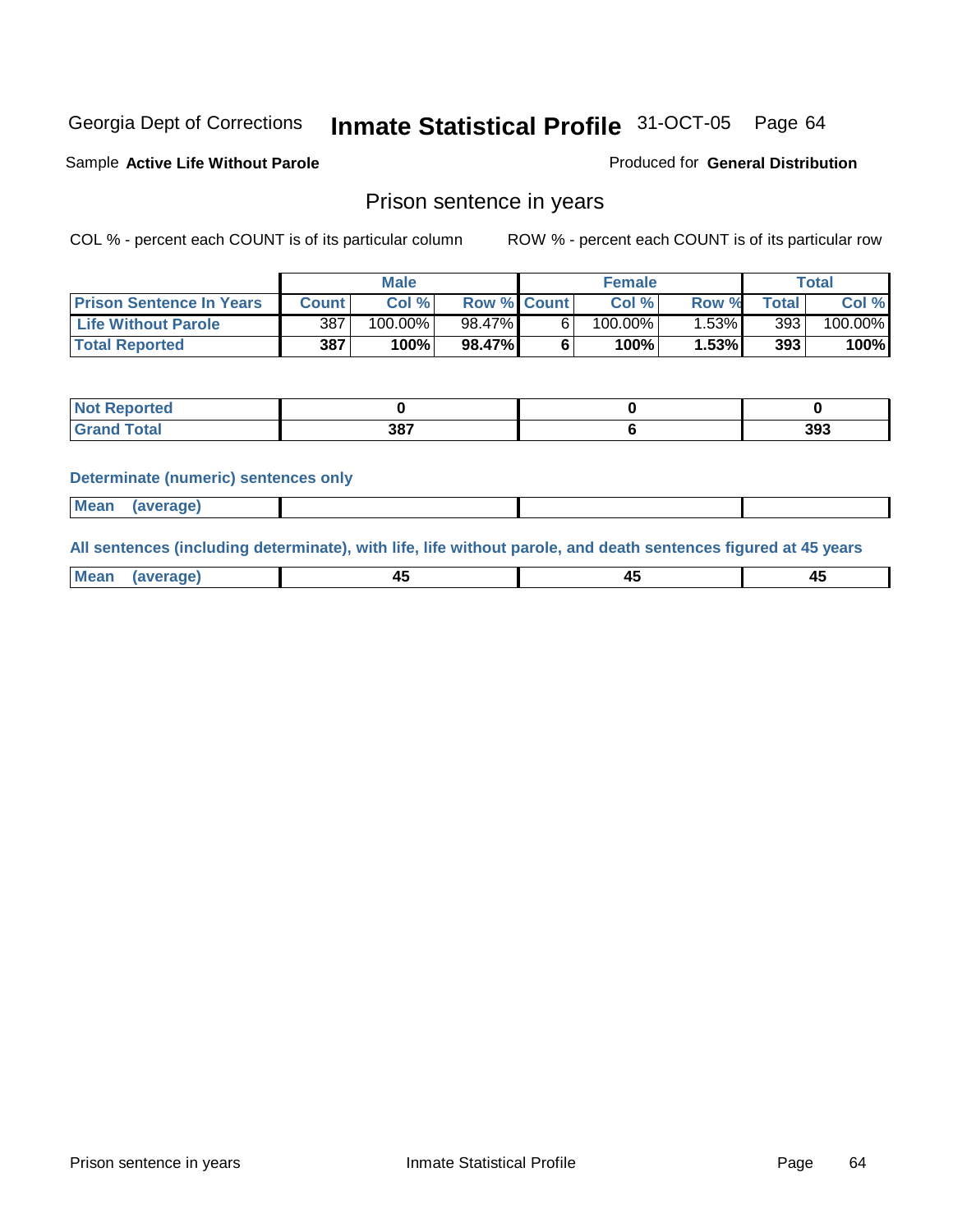Georgia Dept of Corrections **Inmate Statistical Profile** 31-OCT-05 Page 64

Sample **Active Life Without Parole** Produced for **General Distribution**

## Prison sentence in years

COL % - percent each COUNT is of its particular column ROW % - percent each COUNT is of its particular row

| | Male | | | Female | | | Total | |
|---|---|---|---|---|---|---|---|---|
| **Prison Sentence In Years** | **Count** | **Col %** | **Row %** | **Count** | **Col %** | **Row %** | **Total** | **Col %** |
| **Life Without Parole** | 387 | 100.00% | 98.47% | 6 | 100.00% | 1.53% | 393 | 100.00% |
| **Total Reported** | **387** | **100%** | **98.47%** | **6** | **100%** | **1.53%** | **393** | **100%** |

| | Male | Female | Total |
|---|---|---|---|
| **Not Reported** | **0** | **0** | **0** |
| **Grand Total** | **387** | **6** | **393** |

**Determinate (numeric) sentences only**

| | Male | Female | Total |
|---|---|---|---|
| **Mean (average)** | | | |

**All sentences (including determinate), with life, life without parole, and death sentences figured at 45 years**

| | Male | Female | Total |
|---|---|---|---|
| **Mean (average)** | **45** | **45** | **45** |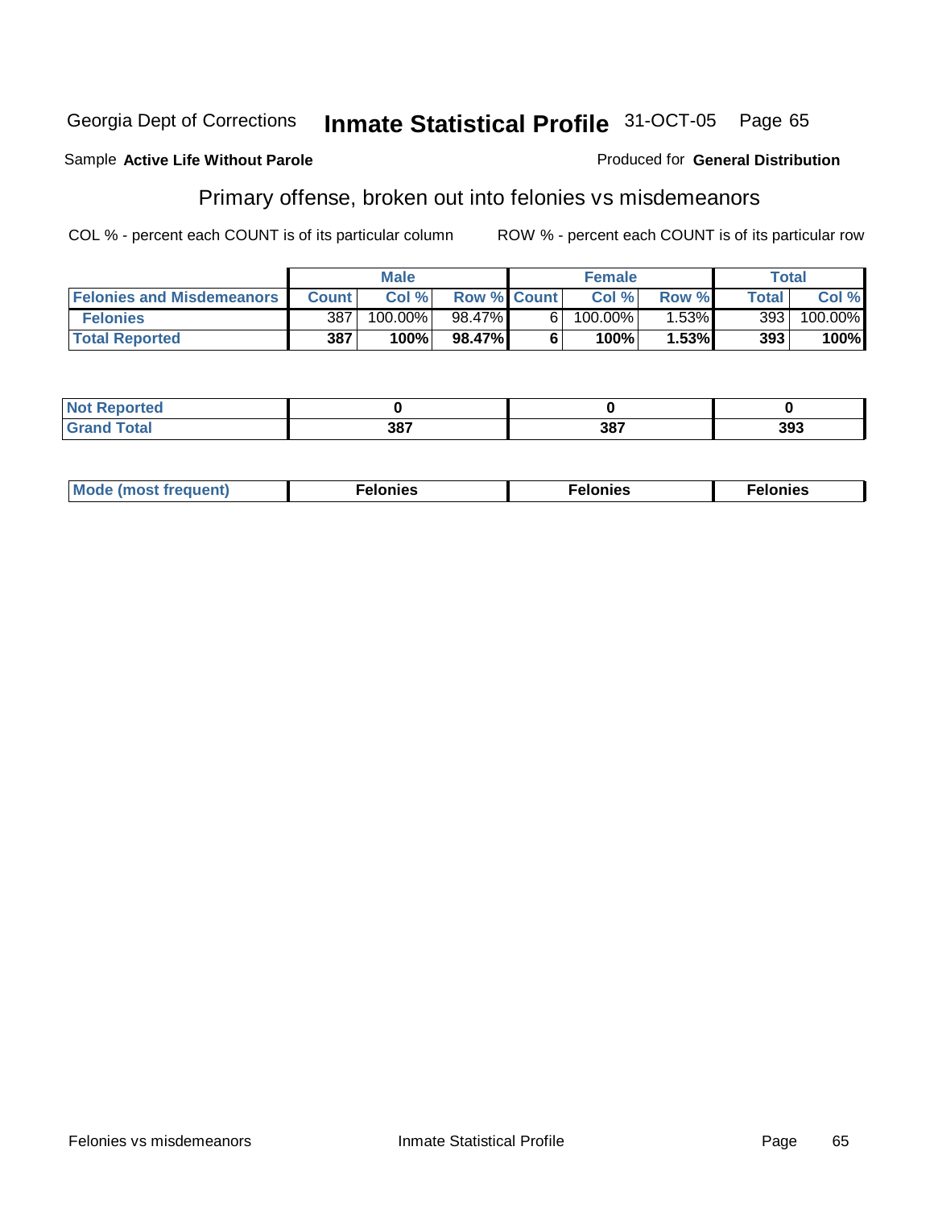Georgia Dept of Corrections **Inmate Statistical Profile** 31-OCT-05 Page 65

Sample **Active Life Without Parole**

Produced for **General Distribution**

## Primary offense, broken out into felonies vs misdemeanors

COL % - percent each COUNT is of its particular column

ROW % - percent each COUNT is of its particular row

| | Male | | | Female | | | Total | |
|---|---|---|---|---|---|---|---|---|
| **Felonies and Misdemeanors** | **Count** | **Col %** | **Row %** | **Count** | **Col %** | **Row %** | **Total** | **Col %** |
| **Felonies** | 387 | 100.00% | 98.47% | 6 | 100.00% | 1.53% | 393 | 100.00% |
| **Total Reported** | **387** | **100%** | **98.47%** | **6** | **100%** | **1.53%** | **393** | **100%** |

| | Male | Female | Total |
|---|---|---|---|
| **Not Reported** | **0** | **0** | **0** |
| **Grand Total** | **387** | **387** | **393** |

| | Male | Female | Total |
|---|---|---|---|
| **Mode (most frequent)** | **Felonies** | **Felonies** | **Felonies** |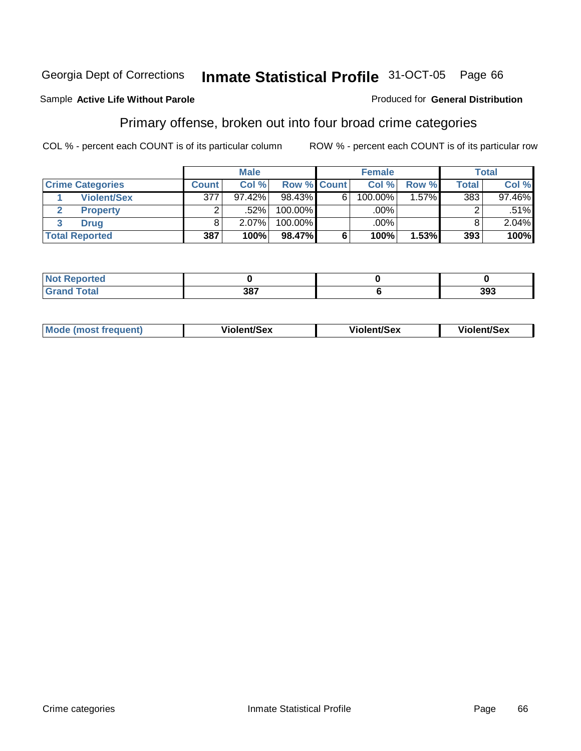Georgia Dept of Corrections **Inmate Statistical Profile** 31-OCT-05

Sample **Active Life Without Parole**

Produced for **General Distribution**

## Primary offense, broken out into four broad crime categories

COL % - percent each COUNT is of its particular column

ROW % - percent each COUNT is of its particular row

| | | Male | | | Female | | | Total | |
|---|---|---|---|---|---|---|---|---|---|
| **Crime Categories** | | **Count** | **Col %** | **Row %** | **Count** | **Col %** | **Row %** | **Total** | **Col %** |
| 1 | **Violent/Sex** | 377 | 97.42% | 98.43% | 6 | 100.00% | 1.57% | 383 | 97.46% |
| 2 | **Property** | 2 | .52% | 100.00% | | .00% | | 2 | .51% |
| 3 | **Drug** | 8 | 2.07% | 100.00% | | .00% | | 8 | 2.04% |
| **Total Reported** | | **387** | **100%** | **98.47%** | **6** | **100%** | **1.53%** | **393** | **100%** |

| | Male | Female | Total |
|---|---|---|---|
| **Not Reported** | **0** | **0** | **0** |
| **Grand Total** | **387** | **6** | **393** |

| | Male | Female | Total |
|---|---|---|---|
| **Mode (most frequent)** | **Violent/Sex** | **Violent/Sex** | **Violent/Sex** |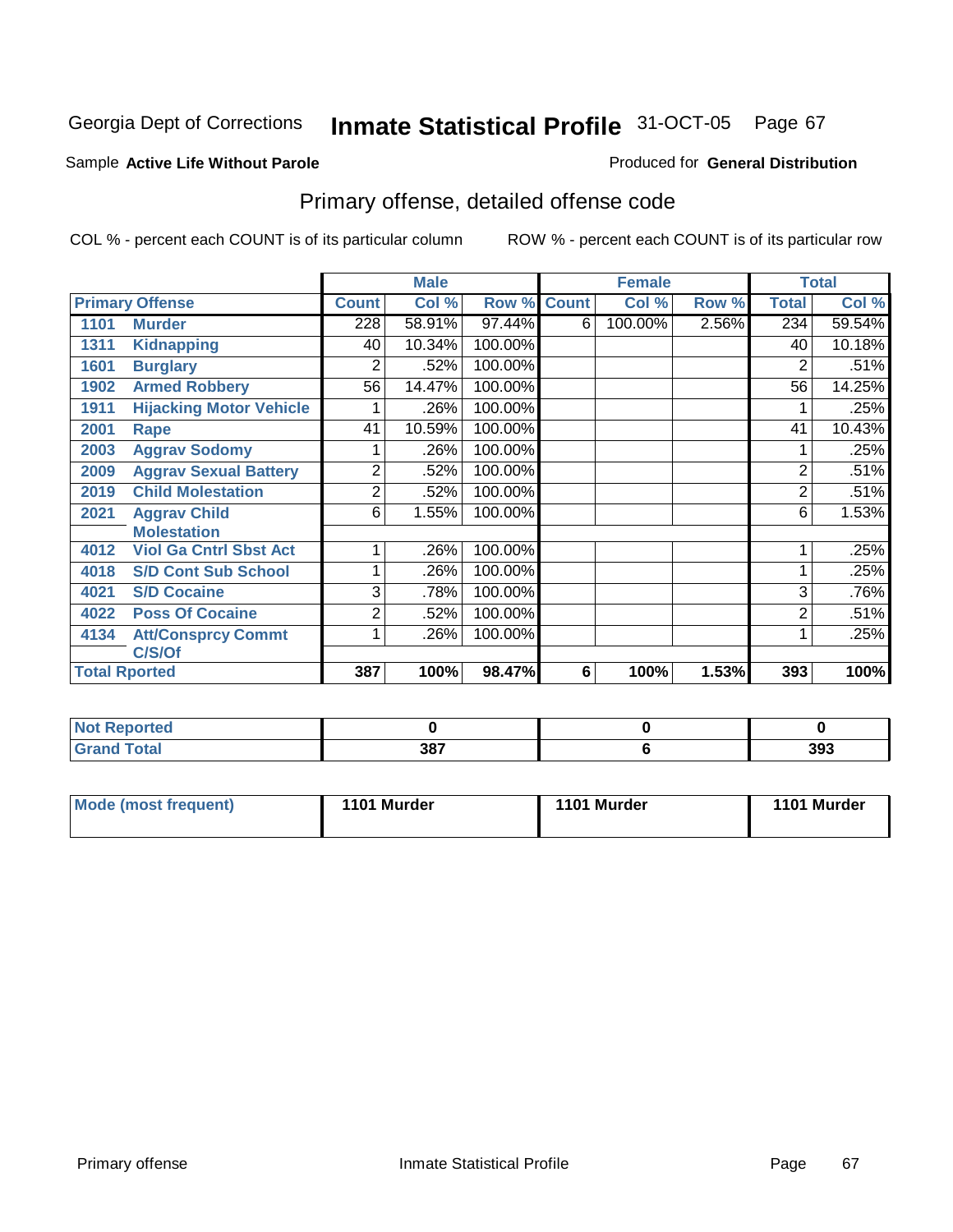Georgia Dept of Corrections **Inmate Statistical Profile** 31-OCT-05

Sample **Active Life Without Parole**

Produced for **General Distribution**

## Primary offense, detailed offense code

COL % - percent each COUNT is of its particular column

ROW % - percent each COUNT is of its particular row

| Primary Offense | | Male | | | Female | | | Total | |
|---|---|---|---|---|---|---|---|---|---|
| | | Count | Col % | Row % | Count | Col % | Row % | Total | Col % |
| 1101 | Murder | 228 | 58.91% | 97.44% | 6 | 100.00% | 2.56% | 234 | 59.54% |
| 1311 | Kidnapping | 40 | 10.34% | 100.00% | | | | 40 | 10.18% |
| 1601 | Burglary | 2 | .52% | 100.00% | | | | 2 | .51% |
| 1902 | Armed Robbery | 56 | 14.47% | 100.00% | | | | 56 | 14.25% |
| 1911 | Hijacking Motor Vehicle | 1 | .26% | 100.00% | | | | 1 | .25% |
| 2001 | Rape | 41 | 10.59% | 100.00% | | | | 41 | 10.43% |
| 2003 | Aggrav Sodomy | 1 | .26% | 100.00% | | | | 1 | .25% |
| 2009 | Aggrav Sexual Battery | 2 | .52% | 100.00% | | | | 2 | .51% |
| 2019 | Child Molestation | 2 | .52% | 100.00% | | | | 2 | .51% |
| 2021 | Aggrav Child Molestation | 6 | 1.55% | 100.00% | | | | 6 | 1.53% |
| 4012 | Viol Ga Cntrl Sbst Act | 1 | .26% | 100.00% | | | | 1 | .25% |
| 4018 | S/D Cont Sub School | 1 | .26% | 100.00% | | | | 1 | .25% |
| 4021 | S/D Cocaine | 3 | .78% | 100.00% | | | | 3 | .76% |
| 4022 | Poss Of Cocaine | 2 | .52% | 100.00% | | | | 2 | .51% |
| 4134 | Att/Consprcy Commt C/S/Of | 1 | .26% | 100.00% | | | | 1 | .25% |
| **Total Rported** | | **387** | **100%** | **98.47%** | **6** | **100%** | **1.53%** | **393** | **100%** |

| | Male | Female | Total |
|---|---|---|---|
| Not Reported | 0 | 0 | 0 |
| Grand Total | 387 | 6 | 393 |

| | Male | Female | Total |
|---|---|---|---|
| Mode (most frequent) | 1101 Murder | 1101 Murder | 1101 Murder |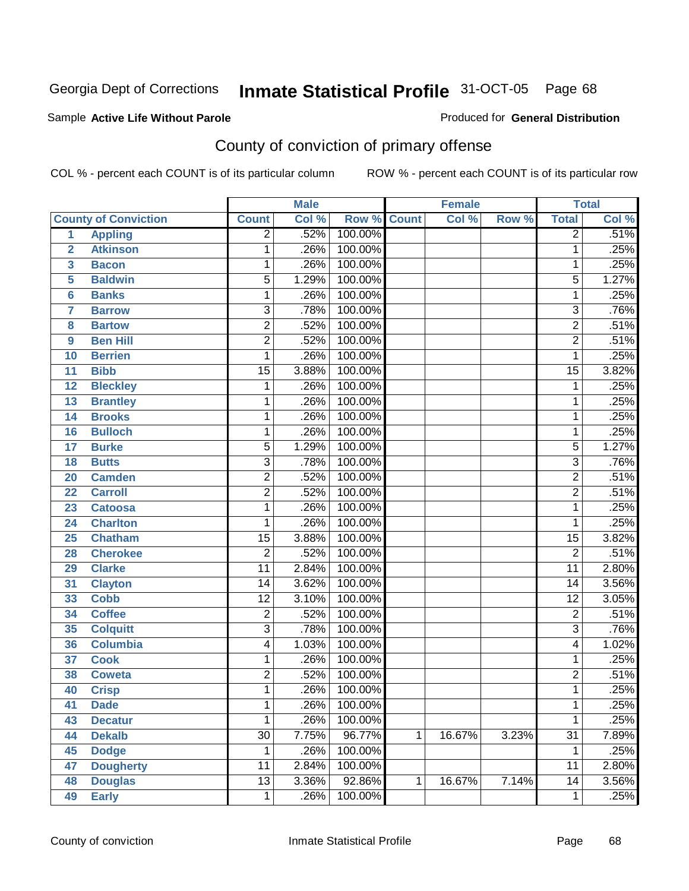Georgia Dept of Corrections **Inmate Statistical Profile** 31-OCT-05

Sample **Active Life Without Parole**

Produced for **General Distribution**

## County of conviction of primary offense

COL % - percent each COUNT is of its particular column

ROW % - percent each COUNT is of its particular row

| | | Male | | | Female | | | Total | |
|---|---|---|---|---|---|---|---|---|---|
| | County of Conviction | Count | Col % | Row % | Count | Col % | Row % | Total | Col % |
| 1 | Appling | 2 | .52% | 100.00% | | | | 2 | .51% |
| 2 | Atkinson | 1 | .26% | 100.00% | | | | 1 | .25% |
| 3 | Bacon | 1 | .26% | 100.00% | | | | 1 | .25% |
| 5 | Baldwin | 5 | 1.29% | 100.00% | | | | 5 | 1.27% |
| 6 | Banks | 1 | .26% | 100.00% | | | | 1 | .25% |
| 7 | Barrow | 3 | .78% | 100.00% | | | | 3 | .76% |
| 8 | Bartow | 2 | .52% | 100.00% | | | | 2 | .51% |
| 9 | Ben Hill | 2 | .52% | 100.00% | | | | 2 | .51% |
| 10 | Berrien | 1 | .26% | 100.00% | | | | 1 | .25% |
| 11 | Bibb | 15 | 3.88% | 100.00% | | | | 15 | 3.82% |
| 12 | Bleckley | 1 | .26% | 100.00% | | | | 1 | .25% |
| 13 | Brantley | 1 | .26% | 100.00% | | | | 1 | .25% |
| 14 | Brooks | 1 | .26% | 100.00% | | | | 1 | .25% |
| 16 | Bulloch | 1 | .26% | 100.00% | | | | 1 | .25% |
| 17 | Burke | 5 | 1.29% | 100.00% | | | | 5 | 1.27% |
| 18 | Butts | 3 | .78% | 100.00% | | | | 3 | .76% |
| 20 | Camden | 2 | .52% | 100.00% | | | | 2 | .51% |
| 22 | Carroll | 2 | .52% | 100.00% | | | | 2 | .51% |
| 23 | Catoosa | 1 | .26% | 100.00% | | | | 1 | .25% |
| 24 | Charlton | 1 | .26% | 100.00% | | | | 1 | .25% |
| 25 | Chatham | 15 | 3.88% | 100.00% | | | | 15 | 3.82% |
| 28 | Cherokee | 2 | .52% | 100.00% | | | | 2 | .51% |
| 29 | Clarke | 11 | 2.84% | 100.00% | | | | 11 | 2.80% |
| 31 | Clayton | 14 | 3.62% | 100.00% | | | | 14 | 3.56% |
| 33 | Cobb | 12 | 3.10% | 100.00% | | | | 12 | 3.05% |
| 34 | Coffee | 2 | .52% | 100.00% | | | | 2 | .51% |
| 35 | Colquitt | 3 | .78% | 100.00% | | | | 3 | .76% |
| 36 | Columbia | 4 | 1.03% | 100.00% | | | | 4 | 1.02% |
| 37 | Cook | 1 | .26% | 100.00% | | | | 1 | .25% |
| 38 | Coweta | 2 | .52% | 100.00% | | | | 2 | .51% |
| 40 | Crisp | 1 | .26% | 100.00% | | | | 1 | .25% |
| 41 | Dade | 1 | .26% | 100.00% | | | | 1 | .25% |
| 43 | Decatur | 1 | .26% | 100.00% | | | | 1 | .25% |
| 44 | Dekalb | 30 | 7.75% | 96.77% | 1 | 16.67% | 3.23% | 31 | 7.89% |
| 45 | Dodge | 1 | .26% | 100.00% | | | | 1 | .25% |
| 47 | Dougherty | 11 | 2.84% | 100.00% | | | | 11 | 2.80% |
| 48 | Douglas | 13 | 3.36% | 92.86% | 1 | 16.67% | 7.14% | 14 | 3.56% |
| 49 | Early | 1 | .26% | 100.00% | | | | 1 | .25% |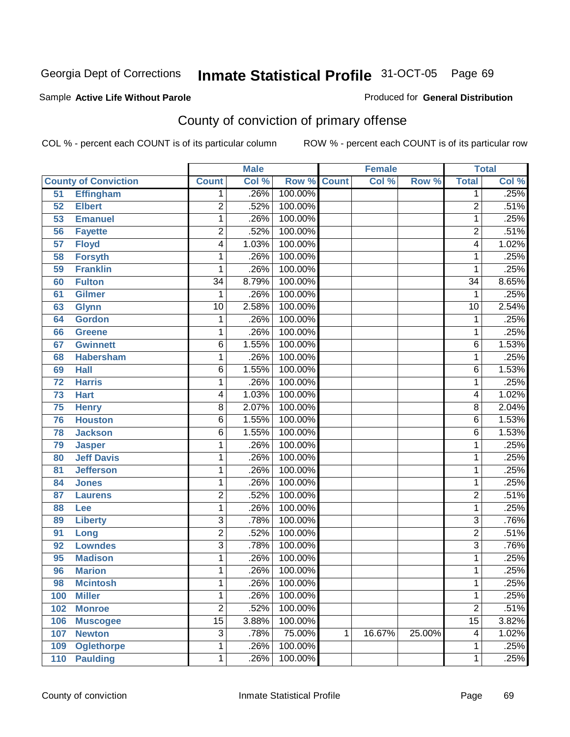Georgia Dept of Corrections **Inmate Statistical Profile** 31-OCT-05

Sample **Active Life Without Parole**

Produced for **General Distribution**

## County of conviction of primary offense

COL % - percent each COUNT is of its particular column

ROW % - percent each COUNT is of its particular row

| County of Conviction | | Male | | | Female | | | Total | |
|---|---|---|---|---|---|---|---|---|---|
| | | Count | Col % | Row % | Count | Col % | Row % | Total | Col % |
| 51 | Effingham | 1 | .26% | 100.00% | | | | 1 | .25% |
| 52 | Elbert | 2 | .52% | 100.00% | | | | 2 | .51% |
| 53 | Emanuel | 1 | .26% | 100.00% | | | | 1 | .25% |
| 56 | Fayette | 2 | .52% | 100.00% | | | | 2 | .51% |
| 57 | Floyd | 4 | 1.03% | 100.00% | | | | 4 | 1.02% |
| 58 | Forsyth | 1 | .26% | 100.00% | | | | 1 | .25% |
| 59 | Franklin | 1 | .26% | 100.00% | | | | 1 | .25% |
| 60 | Fulton | 34 | 8.79% | 100.00% | | | | 34 | 8.65% |
| 61 | Gilmer | 1 | .26% | 100.00% | | | | 1 | .25% |
| 63 | Glynn | 10 | 2.58% | 100.00% | | | | 10 | 2.54% |
| 64 | Gordon | 1 | .26% | 100.00% | | | | 1 | .25% |
| 66 | Greene | 1 | .26% | 100.00% | | | | 1 | .25% |
| 67 | Gwinnett | 6 | 1.55% | 100.00% | | | | 6 | 1.53% |
| 68 | Habersham | 1 | .26% | 100.00% | | | | 1 | .25% |
| 69 | Hall | 6 | 1.55% | 100.00% | | | | 6 | 1.53% |
| 72 | Harris | 1 | .26% | 100.00% | | | | 1 | .25% |
| 73 | Hart | 4 | 1.03% | 100.00% | | | | 4 | 1.02% |
| 75 | Henry | 8 | 2.07% | 100.00% | | | | 8 | 2.04% |
| 76 | Houston | 6 | 1.55% | 100.00% | | | | 6 | 1.53% |
| 78 | Jackson | 6 | 1.55% | 100.00% | | | | 6 | 1.53% |
| 79 | Jasper | 1 | .26% | 100.00% | | | | 1 | .25% |
| 80 | Jeff Davis | 1 | .26% | 100.00% | | | | 1 | .25% |
| 81 | Jefferson | 1 | .26% | 100.00% | | | | 1 | .25% |
| 84 | Jones | 1 | .26% | 100.00% | | | | 1 | .25% |
| 87 | Laurens | 2 | .52% | 100.00% | | | | 2 | .51% |
| 88 | Lee | 1 | .26% | 100.00% | | | | 1 | .25% |
| 89 | Liberty | 3 | .78% | 100.00% | | | | 3 | .76% |
| 91 | Long | 2 | .52% | 100.00% | | | | 2 | .51% |
| 92 | Lowndes | 3 | .78% | 100.00% | | | | 3 | .76% |
| 95 | Madison | 1 | .26% | 100.00% | | | | 1 | .25% |
| 96 | Marion | 1 | .26% | 100.00% | | | | 1 | .25% |
| 98 | Mcintosh | 1 | .26% | 100.00% | | | | 1 | .25% |
| 100 | Miller | 1 | .26% | 100.00% | | | | 1 | .25% |
| 102 | Monroe | 2 | .52% | 100.00% | | | | 2 | .51% |
| 106 | Muscogee | 15 | 3.88% | 100.00% | | | | 15 | 3.82% |
| 107 | Newton | 3 | .78% | 75.00% | 1 | 16.67% | 25.00% | 4 | 1.02% |
| 109 | Oglethorpe | 1 | .26% | 100.00% | | | | 1 | .25% |
| 110 | Paulding | 1 | .26% | 100.00% | | | | 1 | .25% |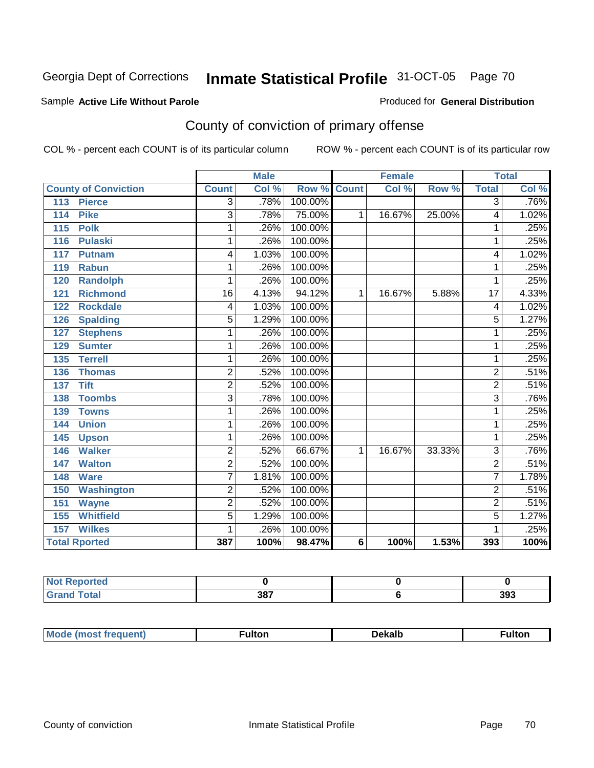Georgia Dept of Corrections **Inmate Statistical Profile** 31-OCT-05

Sample **Active Life Without Parole**

Produced for **General Distribution**

## County of conviction of primary offense

COL % - percent each COUNT is of its particular column

ROW % - percent each COUNT is of its particular row

| County of Conviction | Male | | | Female | | | Total | |
|---|---|---|---|---|---|---|---|---|
| | Count | Col % | Row % | Count | Col % | Row % | Total | Col % |
| 113 Pierce | 3 | .78% | 100.00% | | | | 3 | .76% |
| 114 Pike | 3 | .78% | 75.00% | 1 | 16.67% | 25.00% | 4 | 1.02% |
| 115 Polk | 1 | .26% | 100.00% | | | | 1 | .25% |
| 116 Pulaski | 1 | .26% | 100.00% | | | | 1 | .25% |
| 117 Putnam | 4 | 1.03% | 100.00% | | | | 4 | 1.02% |
| 119 Rabun | 1 | .26% | 100.00% | | | | 1 | .25% |
| 120 Randolph | 1 | .26% | 100.00% | | | | 1 | .25% |
| 121 Richmond | 16 | 4.13% | 94.12% | 1 | 16.67% | 5.88% | 17 | 4.33% |
| 122 Rockdale | 4 | 1.03% | 100.00% | | | | 4 | 1.02% |
| 126 Spalding | 5 | 1.29% | 100.00% | | | | 5 | 1.27% |
| 127 Stephens | 1 | .26% | 100.00% | | | | 1 | .25% |
| 129 Sumter | 1 | .26% | 100.00% | | | | 1 | .25% |
| 135 Terrell | 1 | .26% | 100.00% | | | | 1 | .25% |
| 136 Thomas | 2 | .52% | 100.00% | | | | 2 | .51% |
| 137 Tift | 2 | .52% | 100.00% | | | | 2 | .51% |
| 138 Toombs | 3 | .78% | 100.00% | | | | 3 | .76% |
| 139 Towns | 1 | .26% | 100.00% | | | | 1 | .25% |
| 144 Union | 1 | .26% | 100.00% | | | | 1 | .25% |
| 145 Upson | 1 | .26% | 100.00% | | | | 1 | .25% |
| 146 Walker | 2 | .52% | 66.67% | 1 | 16.67% | 33.33% | 3 | .76% |
| 147 Walton | 2 | .52% | 100.00% | | | | 2 | .51% |
| 148 Ware | 7 | 1.81% | 100.00% | | | | 7 | 1.78% |
| 150 Washington | 2 | .52% | 100.00% | | | | 2 | .51% |
| 151 Wayne | 2 | .52% | 100.00% | | | | 2 | .51% |
| 155 Whitfield | 5 | 1.29% | 100.00% | | | | 5 | 1.27% |
| 157 Wilkes | 1 | .26% | 100.00% | | | | 1 | .25% |
| **Total Rported** | **387** | **100%** | **98.47%** | **6** | **100%** | **1.53%** | **393** | **100%** |

| | Male | Female | Total |
|---|---|---|---|
| Not Reported | 0 | 0 | 0 |
| Grand Total | 387 | 6 | 393 |

| | Male | Female | Total |
|---|---|---|---|
| Mode (most frequent) | Fulton | Dekalb | Fulton |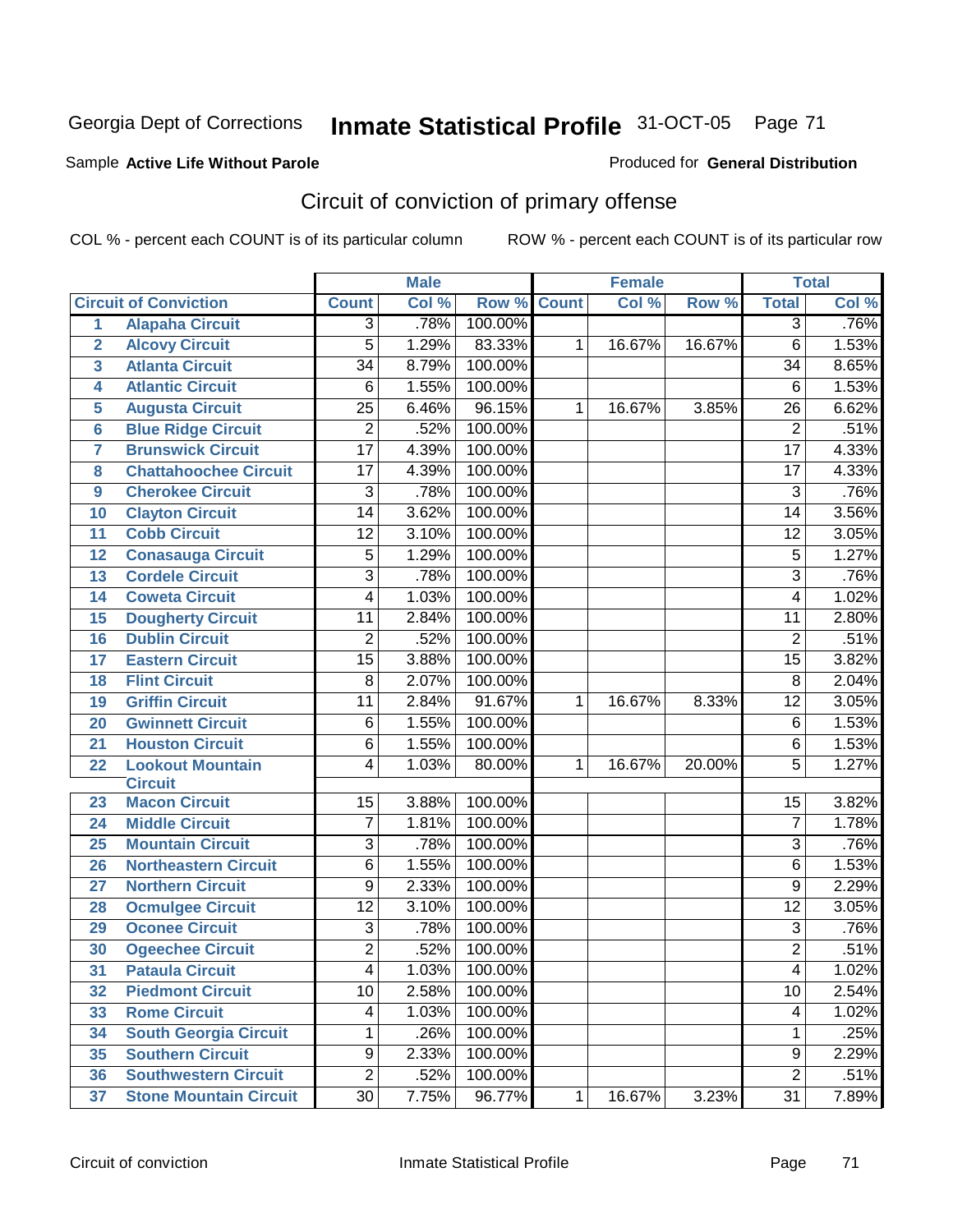Georgia Dept of Corrections **Inmate Statistical Profile** 31-OCT-05

Sample **Active Life Without Parole**

Produced for **General Distribution**

## Circuit of conviction of primary offense

COL % - percent each COUNT is of its particular column

ROW % - percent each COUNT is of its particular row

| | | Male | | | Female | | | Total | |
|---|---|---|---|---|---|---|---|---|---|
| | Circuit of Conviction | Count | Col % | Row % | Count | Col % | Row % | Total | Col % |
| 1 | Alapaha Circuit | 3 | .78% | 100.00% | | | | 3 | .76% |
| 2 | Alcovy Circuit | 5 | 1.29% | 83.33% | 1 | 16.67% | 16.67% | 6 | 1.53% |
| 3 | Atlanta Circuit | 34 | 8.79% | 100.00% | | | | 34 | 8.65% |
| 4 | Atlantic Circuit | 6 | 1.55% | 100.00% | | | | 6 | 1.53% |
| 5 | Augusta Circuit | 25 | 6.46% | 96.15% | 1 | 16.67% | 3.85% | 26 | 6.62% |
| 6 | Blue Ridge Circuit | 2 | .52% | 100.00% | | | | 2 | .51% |
| 7 | Brunswick Circuit | 17 | 4.39% | 100.00% | | | | 17 | 4.33% |
| 8 | Chattahoochee Circuit | 17 | 4.39% | 100.00% | | | | 17 | 4.33% |
| 9 | Cherokee Circuit | 3 | .78% | 100.00% | | | | 3 | .76% |
| 10 | Clayton Circuit | 14 | 3.62% | 100.00% | | | | 14 | 3.56% |
| 11 | Cobb Circuit | 12 | 3.10% | 100.00% | | | | 12 | 3.05% |
| 12 | Conasauga Circuit | 5 | 1.29% | 100.00% | | | | 5 | 1.27% |
| 13 | Cordele Circuit | 3 | .78% | 100.00% | | | | 3 | .76% |
| 14 | Coweta Circuit | 4 | 1.03% | 100.00% | | | | 4 | 1.02% |
| 15 | Dougherty Circuit | 11 | 2.84% | 100.00% | | | | 11 | 2.80% |
| 16 | Dublin Circuit | 2 | .52% | 100.00% | | | | 2 | .51% |
| 17 | Eastern Circuit | 15 | 3.88% | 100.00% | | | | 15 | 3.82% |
| 18 | Flint Circuit | 8 | 2.07% | 100.00% | | | | 8 | 2.04% |
| 19 | Griffin Circuit | 11 | 2.84% | 91.67% | 1 | 16.67% | 8.33% | 12 | 3.05% |
| 20 | Gwinnett Circuit | 6 | 1.55% | 100.00% | | | | 6 | 1.53% |
| 21 | Houston Circuit | 6 | 1.55% | 100.00% | | | | 6 | 1.53% |
| 22 | Lookout Mountain Circuit | 4 | 1.03% | 80.00% | 1 | 16.67% | 20.00% | 5 | 1.27% |
| 23 | Macon Circuit | 15 | 3.88% | 100.00% | | | | 15 | 3.82% |
| 24 | Middle Circuit | 7 | 1.81% | 100.00% | | | | 7 | 1.78% |
| 25 | Mountain Circuit | 3 | .78% | 100.00% | | | | 3 | .76% |
| 26 | Northeastern Circuit | 6 | 1.55% | 100.00% | | | | 6 | 1.53% |
| 27 | Northern Circuit | 9 | 2.33% | 100.00% | | | | 9 | 2.29% |
| 28 | Ocmulgee Circuit | 12 | 3.10% | 100.00% | | | | 12 | 3.05% |
| 29 | Oconee Circuit | 3 | .78% | 100.00% | | | | 3 | .76% |
| 30 | Ogeechee Circuit | 2 | .52% | 100.00% | | | | 2 | .51% |
| 31 | Pataula Circuit | 4 | 1.03% | 100.00% | | | | 4 | 1.02% |
| 32 | Piedmont Circuit | 10 | 2.58% | 100.00% | | | | 10 | 2.54% |
| 33 | Rome Circuit | 4 | 1.03% | 100.00% | | | | 4 | 1.02% |
| 34 | South Georgia Circuit | 1 | .26% | 100.00% | | | | 1 | .25% |
| 35 | Southern Circuit | 9 | 2.33% | 100.00% | | | | 9 | 2.29% |
| 36 | Southwestern Circuit | 2 | .52% | 100.00% | | | | 2 | .51% |
| 37 | Stone Mountain Circuit | 30 | 7.75% | 96.77% | 1 | 16.67% | 3.23% | 31 | 7.89% |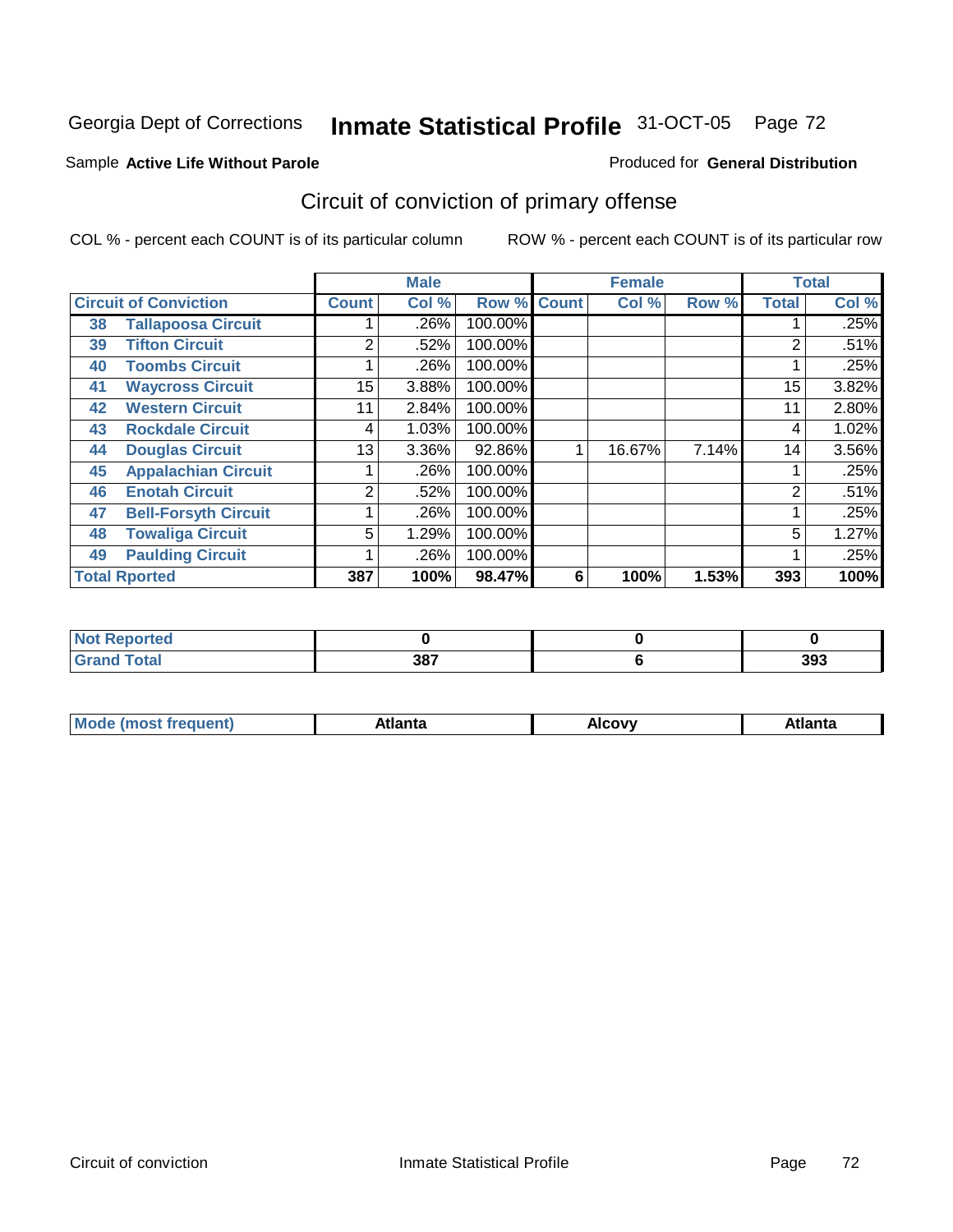Georgia Dept of Corrections **Inmate Statistical Profile** 31-OCT-05

Sample **Active Life Without Parole**

Produced for **General Distribution**

## Circuit of conviction of primary offense

COL % - percent each COUNT is of its particular column

ROW % - percent each COUNT is of its particular row

| Circuit of Conviction | | Male | | | Female | | | Total | |
|---|---|---|---|---|---|---|---|---|---|
| | | Count | Col % | Row % | Count | Col % | Row % | Total | Col % |
| 38 | Tallapoosa Circuit | 1 | .26% | 100.00% | | | | 1 | .25% |
| 39 | Tifton Circuit | 2 | .52% | 100.00% | | | | 2 | .51% |
| 40 | Toombs Circuit | 1 | .26% | 100.00% | | | | 1 | .25% |
| 41 | Waycross Circuit | 15 | 3.88% | 100.00% | | | | 15 | 3.82% |
| 42 | Western Circuit | 11 | 2.84% | 100.00% | | | | 11 | 2.80% |
| 43 | Rockdale Circuit | 4 | 1.03% | 100.00% | | | | 4 | 1.02% |
| 44 | Douglas Circuit | 13 | 3.36% | 92.86% | 1 | 16.67% | 7.14% | 14 | 3.56% |
| 45 | Appalachian Circuit | 1 | .26% | 100.00% | | | | 1 | .25% |
| 46 | Enotah Circuit | 2 | .52% | 100.00% | | | | 2 | .51% |
| 47 | Bell-Forsyth Circuit | 1 | .26% | 100.00% | | | | 1 | .25% |
| 48 | Towaliga Circuit | 5 | 1.29% | 100.00% | | | | 5 | 1.27% |
| 49 | Paulding Circuit | 1 | .26% | 100.00% | | | | 1 | .25% |
| **Total Rported** | | **387** | **100%** | **98.47%** | **6** | **100%** | **1.53%** | **393** | **100%** |

| | Male | Female | Total |
|---|---|---|---|
| Not Reported | 0 | 0 | 0 |
| Grand Total | 387 | 6 | 393 |

| | Male | Female | Total |
|---|---|---|---|
| Mode (most frequent) | Atlanta | Alcovy | Atlanta |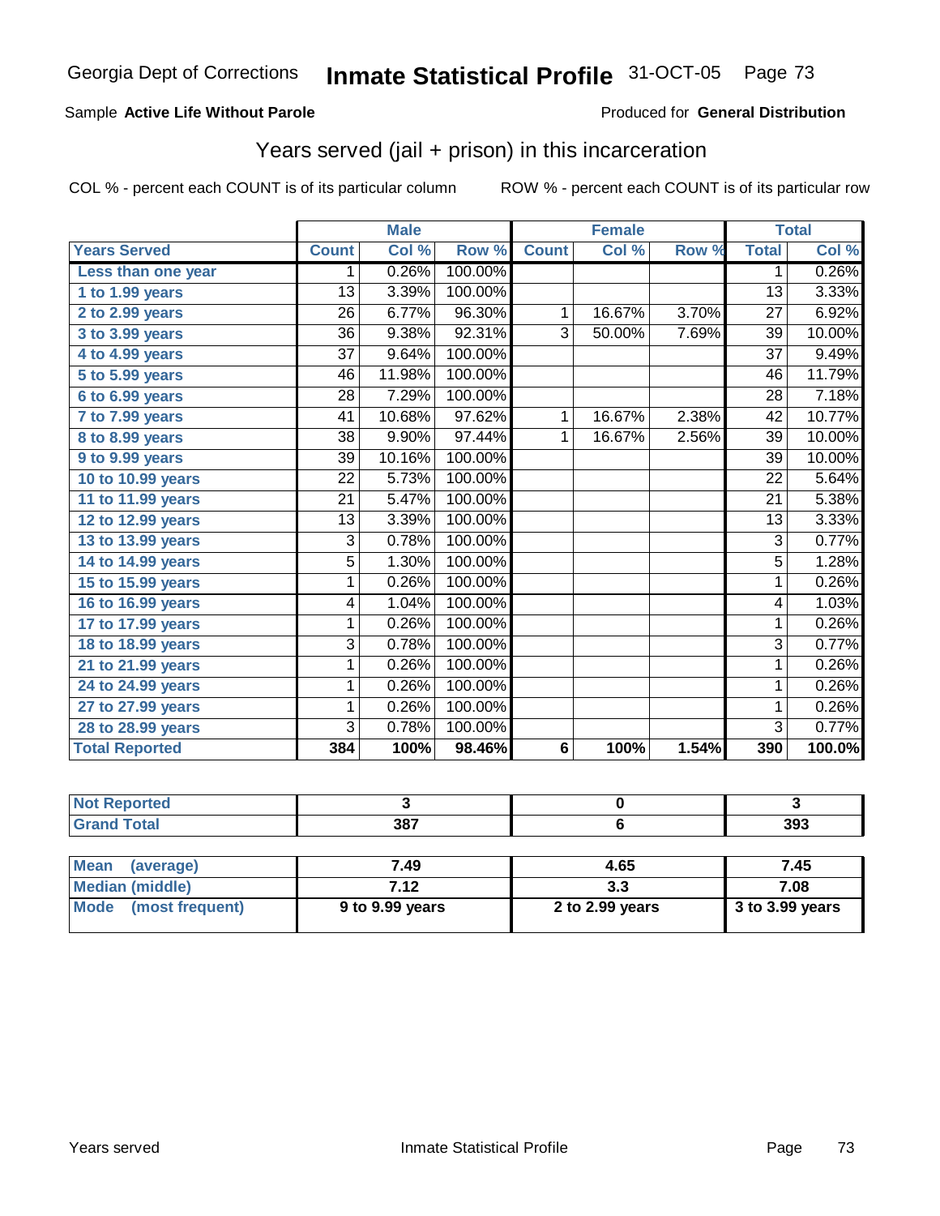Georgia Dept of Corrections **Inmate Statistical Profile** 31-OCT-05

Sample **Active Life Without Parole**

Produced for **General Distribution**

## Years served (jail + prison) in this incarceration

COL % - percent each COUNT is of its particular column

ROW % - percent each COUNT is of its particular row

| | Male | | | Female | | | Total | |
|---|---|---|---|---|---|---|---|---|
| **Years Served** | **Count** | **Col %** | **Row %** | **Count** | **Col %** | **Row %** | **Total** | **Col %** |
| Less than one year | 1 | 0.26% | 100.00% | | | | 1 | 0.26% |
| 1 to 1.99 years | 13 | 3.39% | 100.00% | | | | 13 | 3.33% |
| 2 to 2.99 years | 26 | 6.77% | 96.30% | 1 | 16.67% | 3.70% | 27 | 6.92% |
| 3 to 3.99 years | 36 | 9.38% | 92.31% | 3 | 50.00% | 7.69% | 39 | 10.00% |
| 4 to 4.99 years | 37 | 9.64% | 100.00% | | | | 37 | 9.49% |
| 5 to 5.99 years | 46 | 11.98% | 100.00% | | | | 46 | 11.79% |
| 6 to 6.99 years | 28 | 7.29% | 100.00% | | | | 28 | 7.18% |
| 7 to 7.99 years | 41 | 10.68% | 97.62% | 1 | 16.67% | 2.38% | 42 | 10.77% |
| 8 to 8.99 years | 38 | 9.90% | 97.44% | 1 | 16.67% | 2.56% | 39 | 10.00% |
| 9 to 9.99 years | 39 | 10.16% | 100.00% | | | | 39 | 10.00% |
| 10 to 10.99 years | 22 | 5.73% | 100.00% | | | | 22 | 5.64% |
| 11 to 11.99 years | 21 | 5.47% | 100.00% | | | | 21 | 5.38% |
| 12 to 12.99 years | 13 | 3.39% | 100.00% | | | | 13 | 3.33% |
| 13 to 13.99 years | 3 | 0.78% | 100.00% | | | | 3 | 0.77% |
| 14 to 14.99 years | 5 | 1.30% | 100.00% | | | | 5 | 1.28% |
| 15 to 15.99 years | 1 | 0.26% | 100.00% | | | | 1 | 0.26% |
| 16 to 16.99 years | 4 | 1.04% | 100.00% | | | | 4 | 1.03% |
| 17 to 17.99 years | 1 | 0.26% | 100.00% | | | | 1 | 0.26% |
| 18 to 18.99 years | 3 | 0.78% | 100.00% | | | | 3 | 0.77% |
| 21 to 21.99 years | 1 | 0.26% | 100.00% | | | | 1 | 0.26% |
| 24 to 24.99 years | 1 | 0.26% | 100.00% | | | | 1 | 0.26% |
| 27 to 27.99 years | 1 | 0.26% | 100.00% | | | | 1 | 0.26% |
| 28 to 28.99 years | 3 | 0.78% | 100.00% | | | | 3 | 0.77% |
| **Total Reported** | **384** | **100%** | **98.46%** | **6** | **100%** | **1.54%** | **390** | **100.0%** |

| | Male | Female | Total |
|---|---|---|---|
| Not Reported | 3 | 0 | 3 |
| Grand Total | 387 | 6 | 393 |

| | Male | Female | Total |
|---|---|---|---|
| Mean (average) | 7.49 | 4.65 | 7.45 |
| Median (middle) | 7.12 | 3.3 | 7.08 |
| Mode (most frequent) | 9 to 9.99 years | 2 to 2.99 years | 3 to 3.99 years |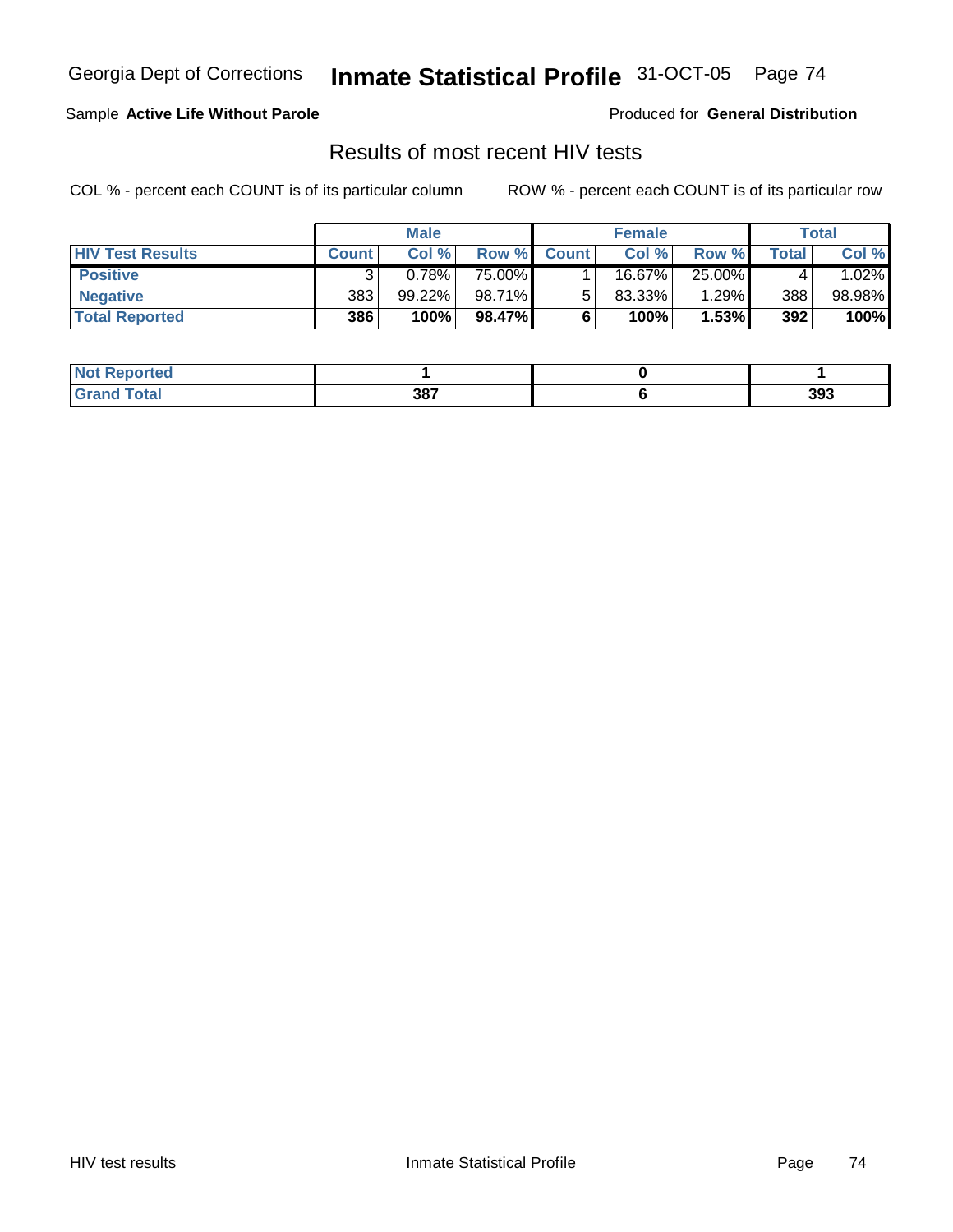Sample **Active Life Without Parole**

Produced for **General Distribution**

## Results of most recent HIV tests

COL % - percent each COUNT is of its particular column

ROW % - percent each COUNT is of its particular row

| | Male | | | Female | | | Total | |
|---|---|---|---|---|---|---|---|---|
| **HIV Test Results** | **Count** | **Col %** | **Row %** | **Count** | **Col %** | **Row %** | **Total** | **Col %** |
| **Positive** | 3 | 0.78% | 75.00% | 1 | 16.67% | 25.00% | 4 | 1.02% |
| **Negative** | 383 | 99.22% | 98.71% | 5 | 83.33% | 1.29% | 388 | 98.98% |
| **Total Reported** | **386** | **100%** | **98.47%** | **6** | **100%** | **1.53%** | **392** | **100%** |

| | Male | Female | Total |
|---|---|---|---|
| **Not Reported** | **1** | **0** | **1** |
| **Grand Total** | **387** | **6** | **393** |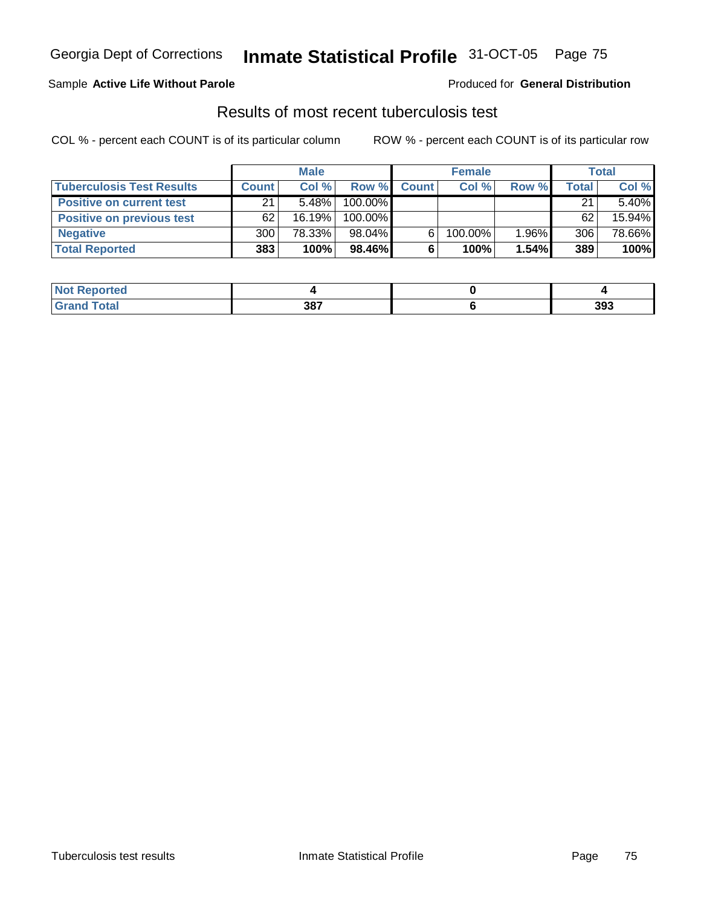Georgia Dept of Corrections **Inmate Statistical Profile** 31-OCT-05

Sample **Active Life Without Parole**

Produced for **General Distribution**

## Results of most recent tuberculosis test

COL % - percent each COUNT is of its particular column

ROW % - percent each COUNT is of its particular row

| | Male | | | Female | | | Total | |
|---|---|---|---|---|---|---|---|---|
| **Tuberculosis Test Results** | **Count** | **Col %** | **Row %** | **Count** | **Col %** | **Row %** | **Total** | **Col %** |
| **Positive on current test** | 21 | 5.48% | 100.00% | | | | 21 | 5.40% |
| **Positive on previous test** | 62 | 16.19% | 100.00% | | | | 62 | 15.94% |
| **Negative** | 300 | 78.33% | 98.04% | 6 | 100.00% | 1.96% | 306 | 78.66% |
| **Total Reported** | **383** | **100%** | **98.46%** | **6** | **100%** | **1.54%** | **389** | **100%** |

| | Male | Female | Total |
|---|---|---|---|
| **Not Reported** | **4** | **0** | **4** |
| **Grand Total** | **387** | **6** | **393** |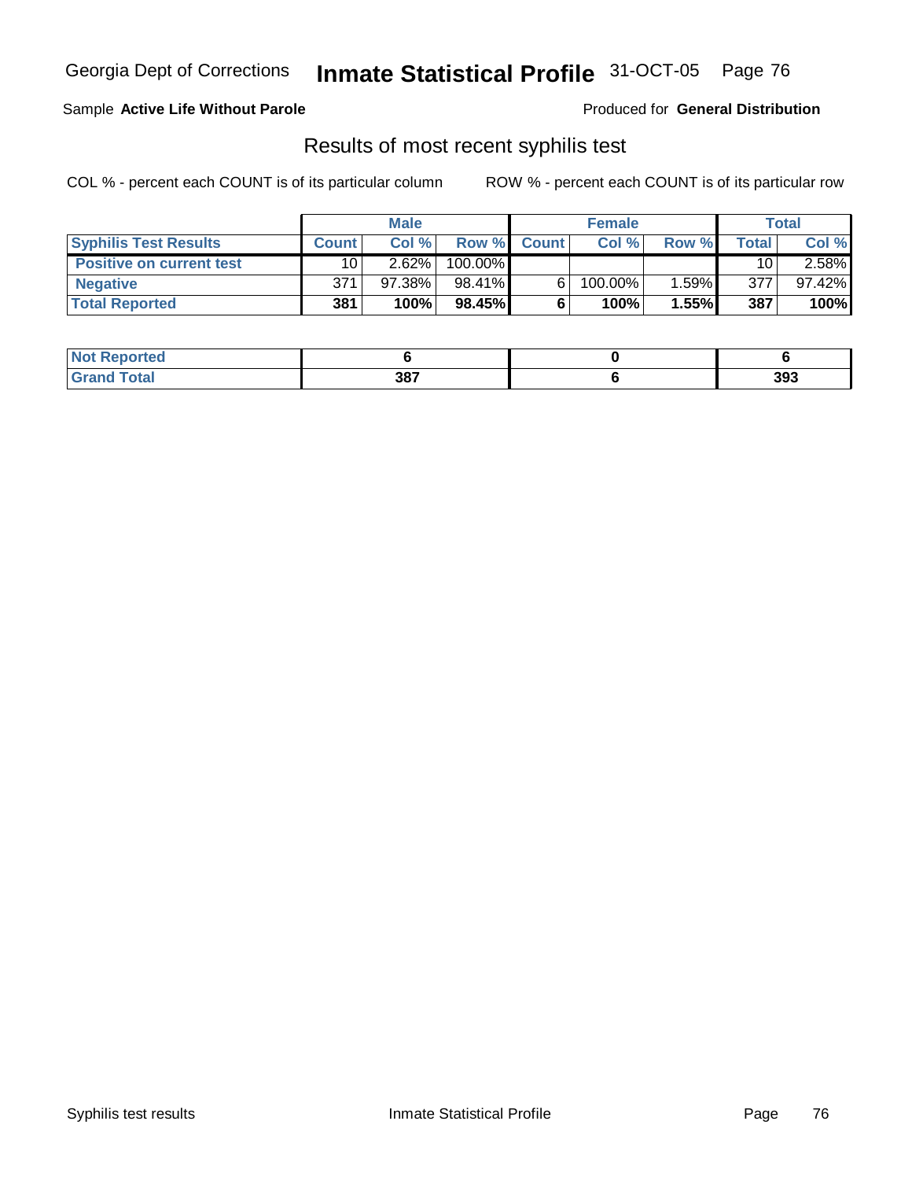Georgia Dept of Corrections **Inmate Statistical Profile** 31-OCT-05

Sample **Active Life Without Parole**

Produced for **General Distribution**

## Results of most recent syphilis test

COL % - percent each COUNT is of its particular column

ROW % - percent each COUNT is of its particular row

| | Male | | | Female | | | Total | |
|---|---|---|---|---|---|---|---|---|
| **Syphilis Test Results** | **Count** | **Col %** | **Row %** | **Count** | **Col %** | **Row %** | **Total** | **Col %** |
| **Positive on current test** | 10 | 2.62% | 100.00% | | | | 10 | 2.58% |
| **Negative** | 371 | 97.38% | 98.41% | 6 | 100.00% | 1.59% | 377 | 97.42% |
| **Total Reported** | **381** | **100%** | **98.45%** | **6** | **100%** | **1.55%** | **387** | **100%** |

| | Male | Female | Total |
|---|---|---|---|
| **Not Reported** | **6** | **0** | **6** |
| **Grand Total** | **387** | **6** | **393** |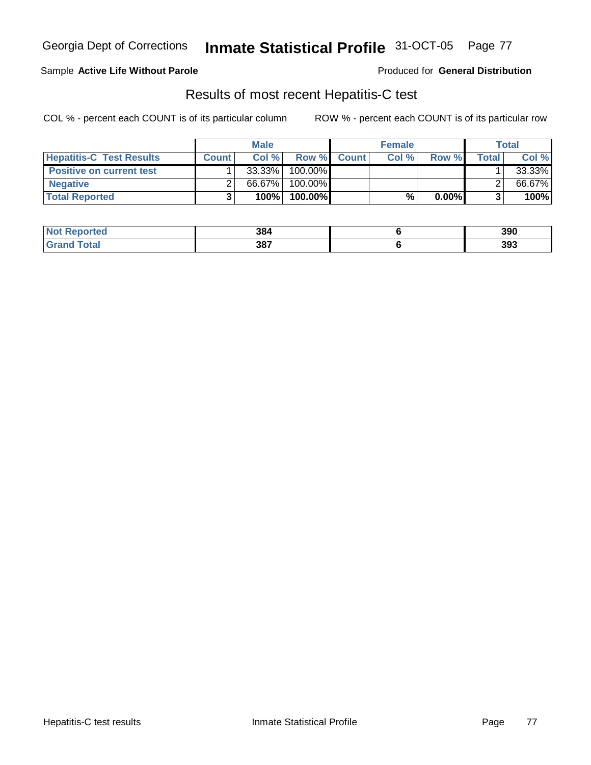Sample **Active Life Without Parole**

Produced for **General Distribution**

## Results of most recent Hepatitis-C test

COL % - percent each COUNT is of its particular column

ROW % - percent each COUNT is of its particular row

| | Male | | | Female | | | Total | |
|---|---|---|---|---|---|---|---|---|
| **Hepatitis-C Test Results** | **Count** | **Col %** | **Row %** | **Count** | **Col %** | **Row %** | **Total** | **Col %** |
| **Positive on current test** | 1 | 33.33% | 100.00% | | | | 1 | 33.33% |
| **Negative** | 2 | 66.67% | 100.00% | | | | 2 | 66.67% |
| **Total Reported** | **3** | **100%** | **100.00%** | | **%** | **0.00%** | **3** | **100%** |

| | Male | Female | Total |
|---|---|---|---|
| **Not Reported** | **384** | **6** | **390** |
| **Grand Total** | **387** | **6** | **393** |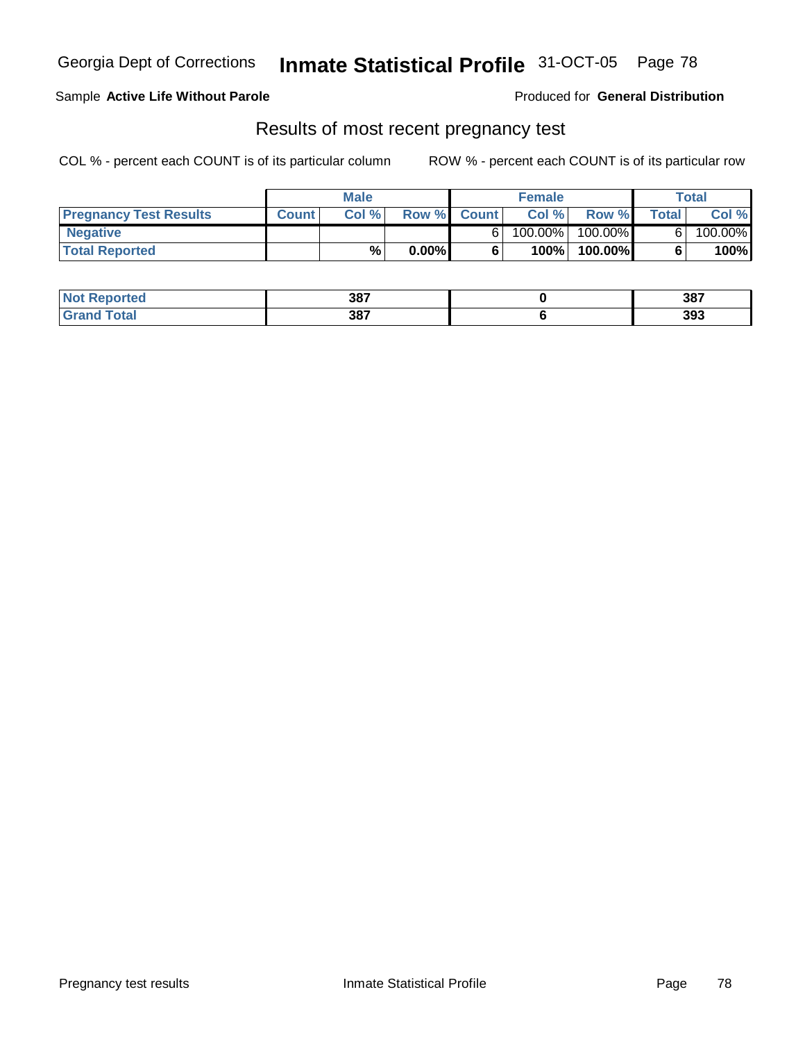Georgia Dept of Corrections **Inmate Statistical Profile** 31-OCT-05

Sample **Active Life Without Parole**

Produced for **General Distribution**

## Results of most recent pregnancy test

COL % - percent each COUNT is of its particular column

ROW % - percent each COUNT is of its particular row

| | Male | | | Female | | | Total | |
|---|---|---|---|---|---|---|---|---|
| **Pregnancy Test Results** | **Count** | **Col %** | **Row %** | **Count** | **Col %** | **Row %** | **Total** | **Col %** |
| **Negative** | | | | 6 | 100.00% | 100.00% | 6 | 100.00% |
| **Total Reported** | | **%** | **0.00%** | **6** | **100%** | **100.00%** | **6** | **100%** |

| | Male | Female | Total |
|---|---|---|---|
| **Not Reported** | **387** | **0** | **387** |
| **Grand Total** | **387** | **6** | **393** |

Pregnancy test results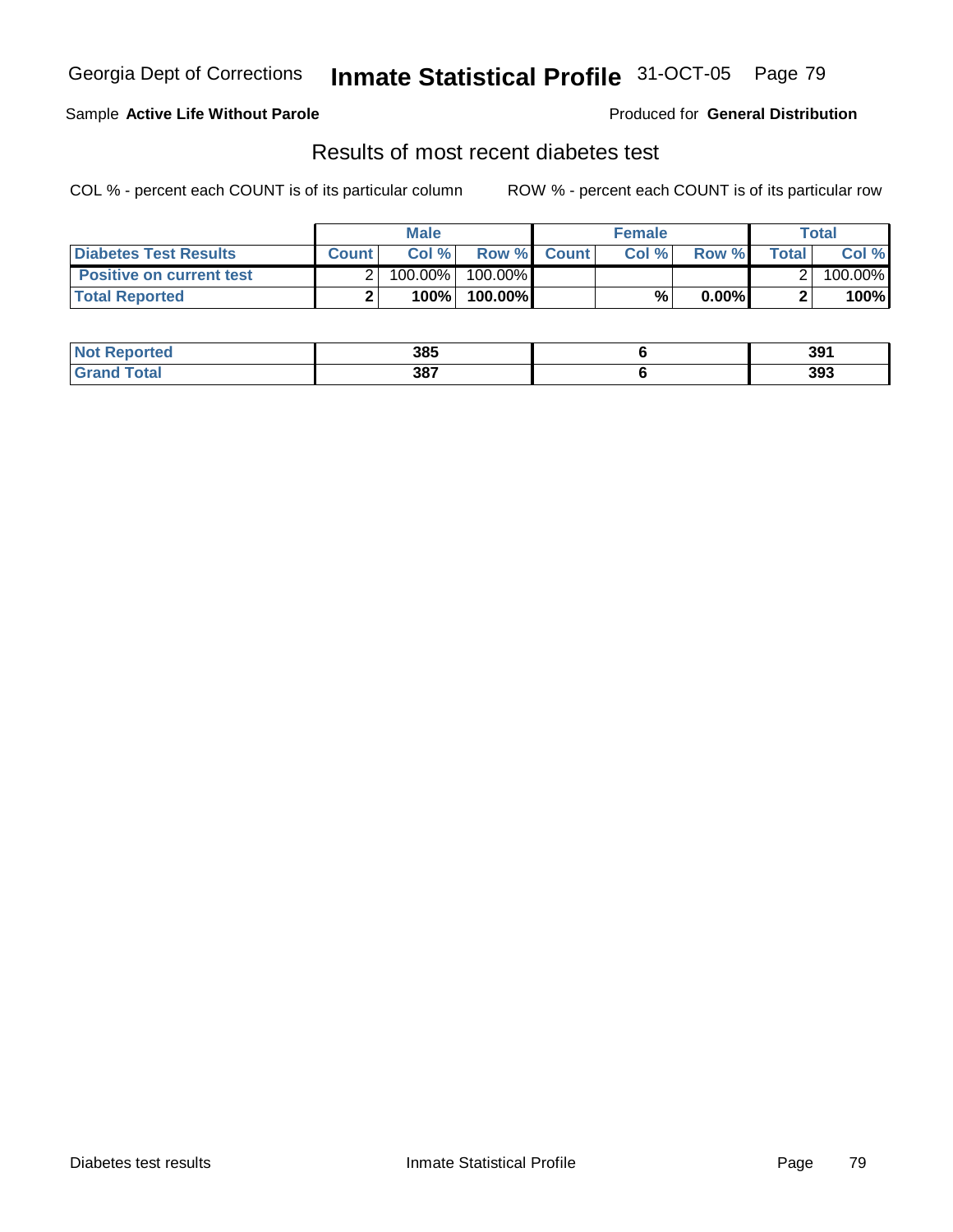Georgia Dept of Corrections **Inmate Statistical Profile** 31-OCT-05 Page 79

Sample **Active Life Without Parole** Produced for **General Distribution**

## Results of most recent diabetes test

COL % - percent each COUNT is of its particular column ROW % - percent each COUNT is of its particular row

| | Male | | | Female | | | Total | |
|---|---|---|---|---|---|---|---|---|
| **Diabetes Test Results** | **Count** | **Col %** | **Row %** | **Count** | **Col %** | **Row %** | **Total** | **Col %** |
| **Positive on current test** | 2 | 100.00% | 100.00% | | | | 2 | 100.00% |
| **Total Reported** | **2** | **100%** | **100.00%** | | **%** | **0.00%** | **2** | **100%** |

| | Male | Female | Total |
|---|---|---|---|
| **Not Reported** | **385** | **6** | **391** |
| **Grand Total** | **387** | **6** | **393** |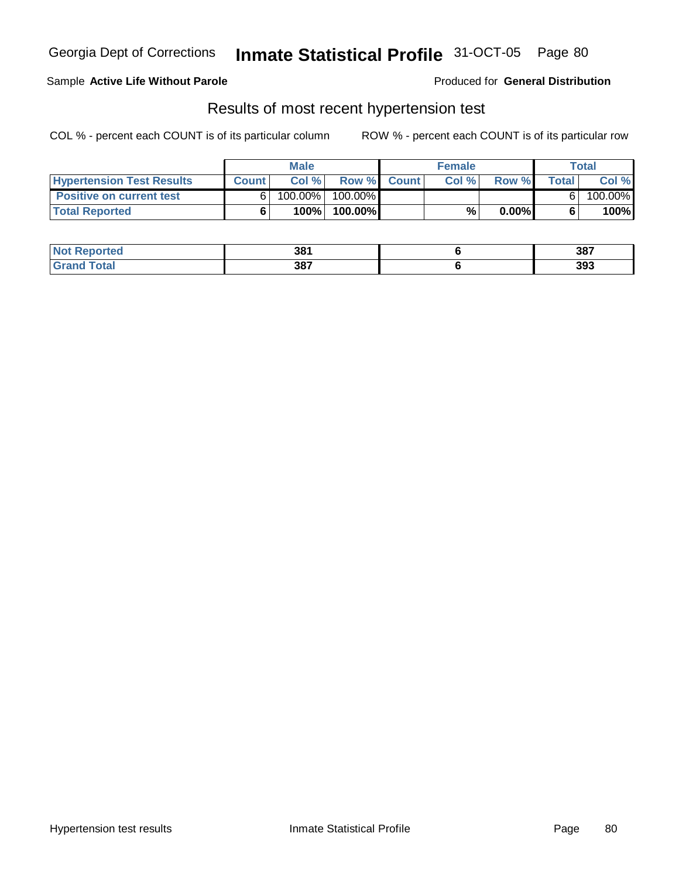Georgia Dept of Corrections **Inmate Statistical Profile** 31-OCT-05

Sample **Active Life Without Parole** Produced for **General Distribution**

## Results of most recent hypertension test

COL % - percent each COUNT is of its particular column ROW % - percent each COUNT is of its particular row

| | Male | | | Female | | | Total | |
|---|---|---|---|---|---|---|---|---|
| **Hypertension Test Results** | **Count** | **Col %** | **Row %** | **Count** | **Col %** | **Row %** | **Total** | **Col %** |
| **Positive on current test** | 6 | 100.00% | 100.00% | | | | 6 | 100.00% |
| **Total Reported** | **6** | **100%** | **100.00%** | | **%** | **0.00%** | **6** | **100%** |

| | Male | Female | Total |
|---|---|---|---|
| **Not Reported** | **381** | **6** | **387** |
| **Grand Total** | **387** | **6** | **393** |

Hypertension test results Inmate Statistical Profile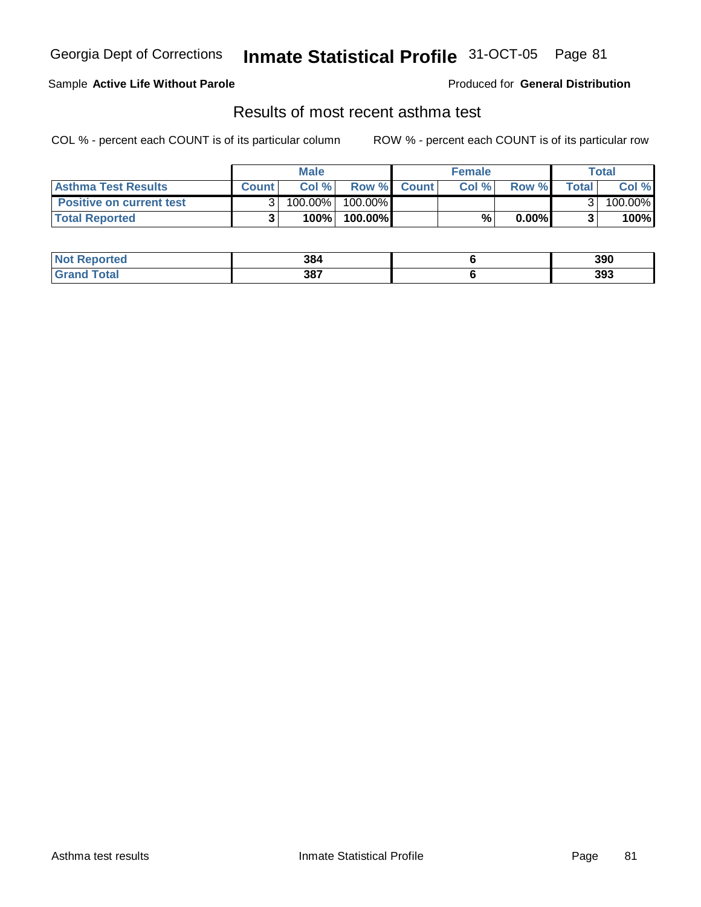Georgia Dept of Corrections **Inmate Statistical Profile** 31-OCT-05

Sample **Active Life Without Parole** Produced for **General Distribution**

## Results of most recent asthma test

COL % - percent each COUNT is of its particular column ROW % - percent each COUNT is of its particular row

| | Male | | | Female | | | Total | |
|---|---|---|---|---|---|---|---|---|
| **Asthma Test Results** | **Count** | **Col %** | **Row %** | **Count** | **Col %** | **Row %** | **Total** | **Col %** |
| **Positive on current test** | 3 | 100.00% | 100.00% | | | | 3 | 100.00% |
| **Total Reported** | **3** | **100%** | **100.00%** | | **%** | **0.00%** | **3** | **100%** |

| | Male | Female | Total |
|---|---|---|---|
| **Not Reported** | **384** | **6** | **390** |
| **Grand Total** | **387** | **6** | **393** |